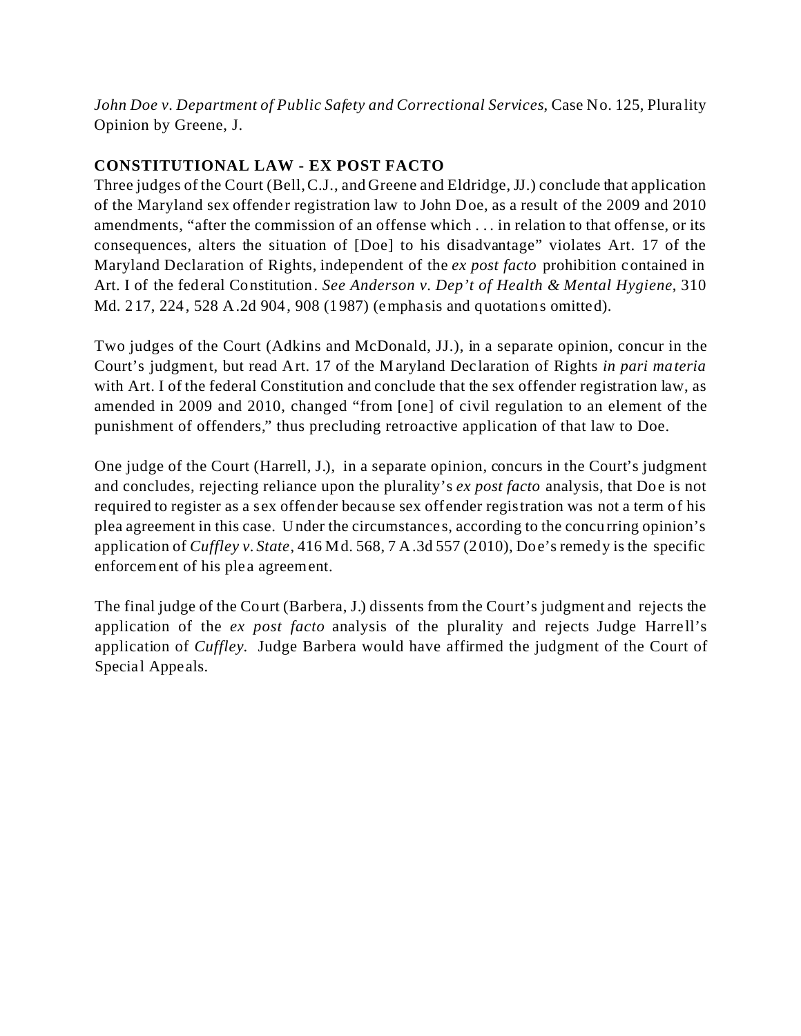*John Doe v. Department of Public Safety and Correctional Services*, Case No. 125, Plurality Opinion by Greene, J.

**CONSTITUTIONAL LAW - EX POST FACTO**

Three judges of the Court (Bell, C.J., and Greene and Eldridge, JJ.) conclude that application of the Maryland sex offender registration law to John Doe, as a result of the 2009 and 2010 amendments, "after the commission of an offense which . . . in relation to that offense, or its consequences, alters the situation of [Doe] to his disadvantage" violates Art. 17 of the Maryland Declaration of Rights, independent of the *ex post facto* prohibition contained in Art. I of the federal Constitution. *See Anderson v. Dep't of Health & Mental Hygiene*, 310 Md. 217, 224, 528 A.2d 904, 908 (1987) (emphasis and quotations omitted).

Two judges of the Court (Adkins and McDonald, JJ.), in a separate opinion, concur in the Court's judgment, but read Art. 17 of the Maryland Declaration of Rights *in pari materia* with Art. I of the federal Constitution and conclude that the sex offender registration law, as amended in 2009 and 2010, changed "from [one] of civil regulation to an element of the punishment of offenders," thus precluding retroactive application of that law to Doe.

One judge of the Court (Harrell, J.), in a separate opinion, concurs in the Court's judgment and concludes, rejecting reliance upon the plurality's *ex post facto* analysis, that Doe is not required to register as a sex offender because sex offender registration was not a term of his plea agreement in this case. Under the circumstances, according to the concurring opinion's application of *Cuffley v. State*, 416 Md. 568, 7 A.3d 557 (2010), Doe's remedy is the specific enforcement of his plea agreement.

The final judge of the Court (Barbera, J.) dissents from the Court's judgment and rejects the application of the *ex post facto* analysis of the plurality and rejects Judge Harrell's application of *Cuffley*. Judge Barbera would have affirmed the judgment of the Court of Special Appeals.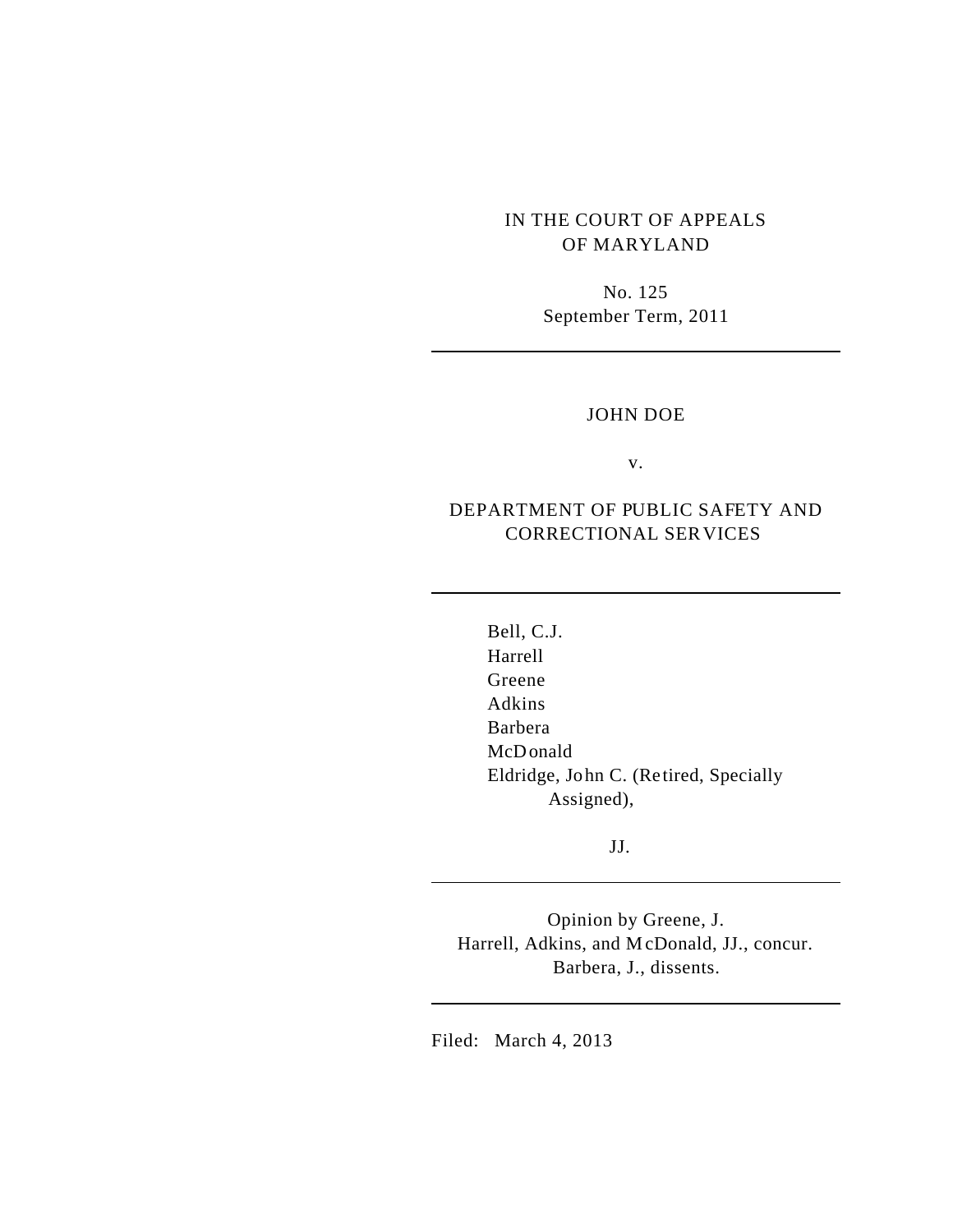IN THE COURT OF APPEALS
OF MARYLAND

No. 125
September Term, 2011

---

JOHN DOE

v.

DEPARTMENT OF PUBLIC SAFETY AND CORRECTIONAL SERVICES

---

Bell, C.J.
Harrell
Greene
Adkins
Barbera
McDonald
Eldridge, John C. (Retired, Specially Assigned),

JJ.

---

Opinion by Greene, J.
Harrell, Adkins, and McDonald, JJ., concur.
Barbera, J., dissents.

---

Filed: March 4, 2013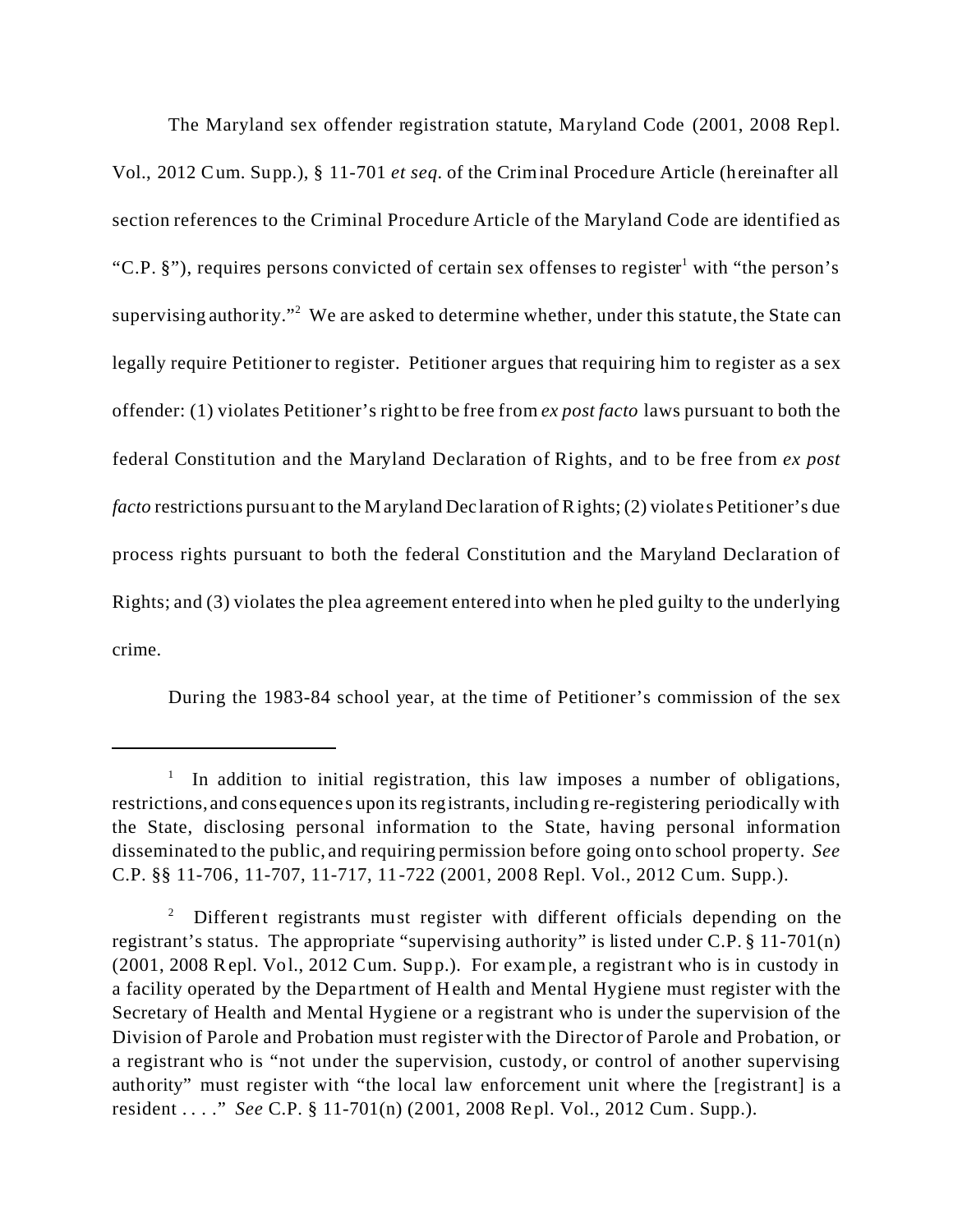The Maryland sex offender registration statute, Maryland Code (2001, 2008 Repl. Vol., 2012 Cum. Supp.), § 11-701 *et seq*. of the Criminal Procedure Article (hereinafter all section references to the Criminal Procedure Article of the Maryland Code are identified as "C.P. §"), requires persons convicted of certain sex offenses to register[1] with "the person's supervising authority."[2] We are asked to determine whether, under this statute, the State can legally require Petitioner to register. Petitioner argues that requiring him to register as a sex offender: (1) violates Petitioner's right to be free from *ex post facto* laws pursuant to both the federal Constitution and the Maryland Declaration of Rights, and to be free from *ex post facto* restrictions pursuant to the Maryland Declaration of Rights; (2) violates Petitioner's due process rights pursuant to both the federal Constitution and the Maryland Declaration of Rights; and (3) violates the plea agreement entered into when he pled guilty to the underlying crime.

During the 1983-84 school year, at the time of Petitioner's commission of the sex

---

[1] In addition to initial registration, this law imposes a number of obligations, restrictions, and consequences upon its registrants, including re-registering periodically with the State, disclosing personal information to the State, having personal information disseminated to the public, and requiring permission before going onto school property. *See* C.P. §§ 11-706, 11-707, 11-717, 11-722 (2001, 2008 Repl. Vol., 2012 Cum. Supp.).

[2] Different registrants must register with different officials depending on the registrant's status. The appropriate "supervising authority" is listed under C.P. § 11-701(n) (2001, 2008 Repl. Vol., 2012 Cum. Supp.). For example, a registrant who is in custody in a facility operated by the Department of Health and Mental Hygiene must register with the Secretary of Health and Mental Hygiene or a registrant who is under the supervision of the Division of Parole and Probation must register with the Director of Parole and Probation, or a registrant who is "not under the supervision, custody, or control of another supervising authority" must register with "the local law enforcement unit where the [registrant] is a resident . . . ." *See* C.P. § 11-701(n) (2001, 2008 Repl. Vol., 2012 Cum. Supp.).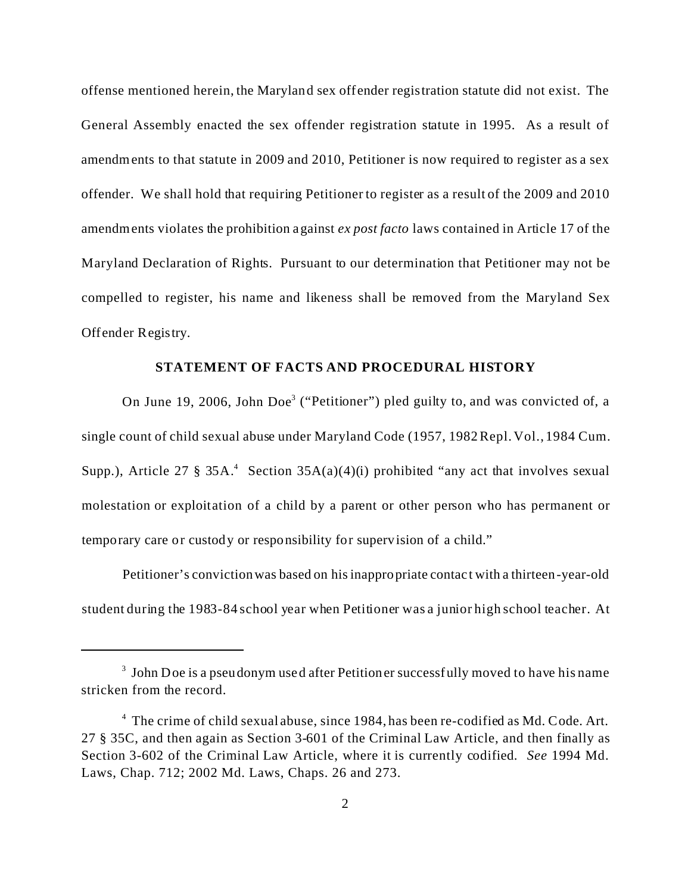offense mentioned herein, the Maryland sex offender registration statute did not exist. The General Assembly enacted the sex offender registration statute in 1995. As a result of amendments to that statute in 2009 and 2010, Petitioner is now required to register as a sex offender. We shall hold that requiring Petitioner to register as a result of the 2009 and 2010 amendments violates the prohibition against *ex post facto* laws contained in Article 17 of the Maryland Declaration of Rights. Pursuant to our determination that Petitioner may not be compelled to register, his name and likeness shall be removed from the Maryland Sex Offender Registry.

## STATEMENT OF FACTS AND PROCEDURAL HISTORY

On June 19, 2006, John Doe[3] ("Petitioner") pled guilty to, and was convicted of, a single count of child sexual abuse under Maryland Code (1957, 1982 Repl. Vol., 1984 Cum. Supp.), Article 27 § 35A.[4] Section 35A(a)(4)(i) prohibited "any act that involves sexual molestation or exploitation of a child by a parent or other person who has permanent or temporary care or custody or responsibility for supervision of a child."

Petitioner's conviction was based on his inappropriate contact with a thirteen-year-old student during the 1983-84 school year when Petitioner was a junior high school teacher. At

---

[3] John Doe is a pseudonym used after Petitioner successfully moved to have his name stricken from the record.

[4] The crime of child sexual abuse, since 1984, has been re-codified as Md. Code. Art. 27 § 35C, and then again as Section 3-601 of the Criminal Law Article, and then finally as Section 3-602 of the Criminal Law Article, where it is currently codified. *See* 1994 Md. Laws, Chap. 712; 2002 Md. Laws, Chaps. 26 and 273.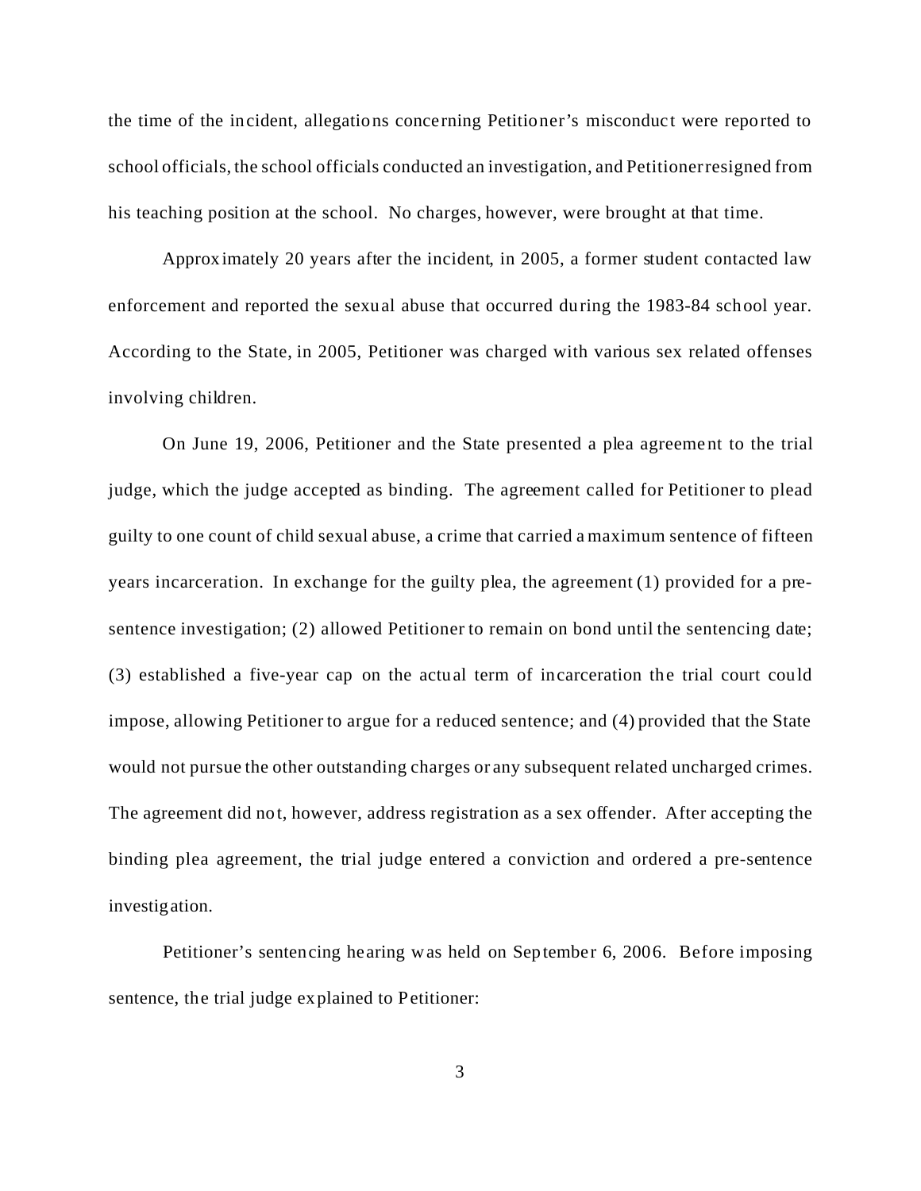the time of the incident, allegations concerning Petitioner's misconduct were reported to school officials, the school officials conducted an investigation, and Petitioner resigned from his teaching position at the school. No charges, however, were brought at that time.

Approximately 20 years after the incident, in 2005, a former student contacted law enforcement and reported the sexual abuse that occurred during the 1983-84 school year. According to the State, in 2005, Petitioner was charged with various sex related offenses involving children.

On June 19, 2006, Petitioner and the State presented a plea agreement to the trial judge, which the judge accepted as binding. The agreement called for Petitioner to plead guilty to one count of child sexual abuse, a crime that carried a maximum sentence of fifteen years incarceration. In exchange for the guilty plea, the agreement (1) provided for a pre-sentence investigation; (2) allowed Petitioner to remain on bond until the sentencing date; (3) established a five-year cap on the actual term of incarceration the trial court could impose, allowing Petitioner to argue for a reduced sentence; and (4) provided that the State would not pursue the other outstanding charges or any subsequent related uncharged crimes. The agreement did not, however, address registration as a sex offender. After accepting the binding plea agreement, the trial judge entered a conviction and ordered a pre-sentence investigation.

Petitioner's sentencing hearing was held on September 6, 2006. Before imposing sentence, the trial judge explained to Petitioner: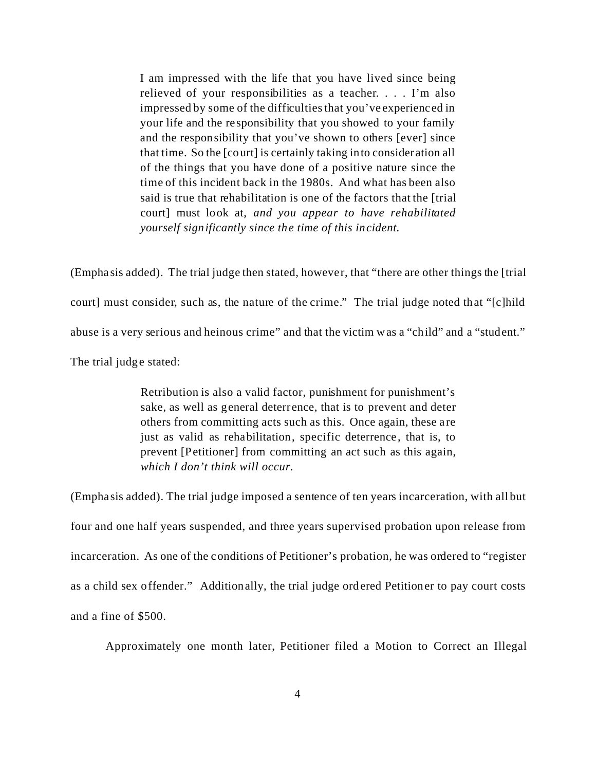> I am impressed with the life that you have lived since being relieved of your responsibilities as a teacher. . . . I'm also impressed by some of the difficulties that you've experienced in your life and the responsibility that you showed to your family and the responsibility that you've shown to others [ever] since that time. So the [court] is certainly taking into consideration all of the things that you have done of a positive nature since the time of this incident back in the 1980s. And what has been also said is true that rehabilitation is one of the factors that the [trial court] must look at, *and you appear to have rehabilitated yourself significantly since the time of this incident.*

(Emphasis added). The trial judge then stated, however, that "there are other things the [trial court] must consider, such as, the nature of the crime." The trial judge noted that "[c]hild abuse is a very serious and heinous crime" and that the victim was a "child" and a "student." The trial judge stated:

> Retribution is also a valid factor, punishment for punishment's sake, as well as general deterrence, that is to prevent and deter others from committing acts such as this. Once again, these are just as valid as rehabilitation, specific deterrence, that is, to prevent [Petitioner] from committing an act such as this again, *which I don't think will occur.*

(Emphasis added). The trial judge imposed a sentence of ten years incarceration, with all but four and one half years suspended, and three years supervised probation upon release from incarceration. As one of the conditions of Petitioner's probation, he was ordered to "register as a child sex offender." Additionally, the trial judge ordered Petitioner to pay court costs and a fine of $500.

Approximately one month later, Petitioner filed a Motion to Correct an Illegal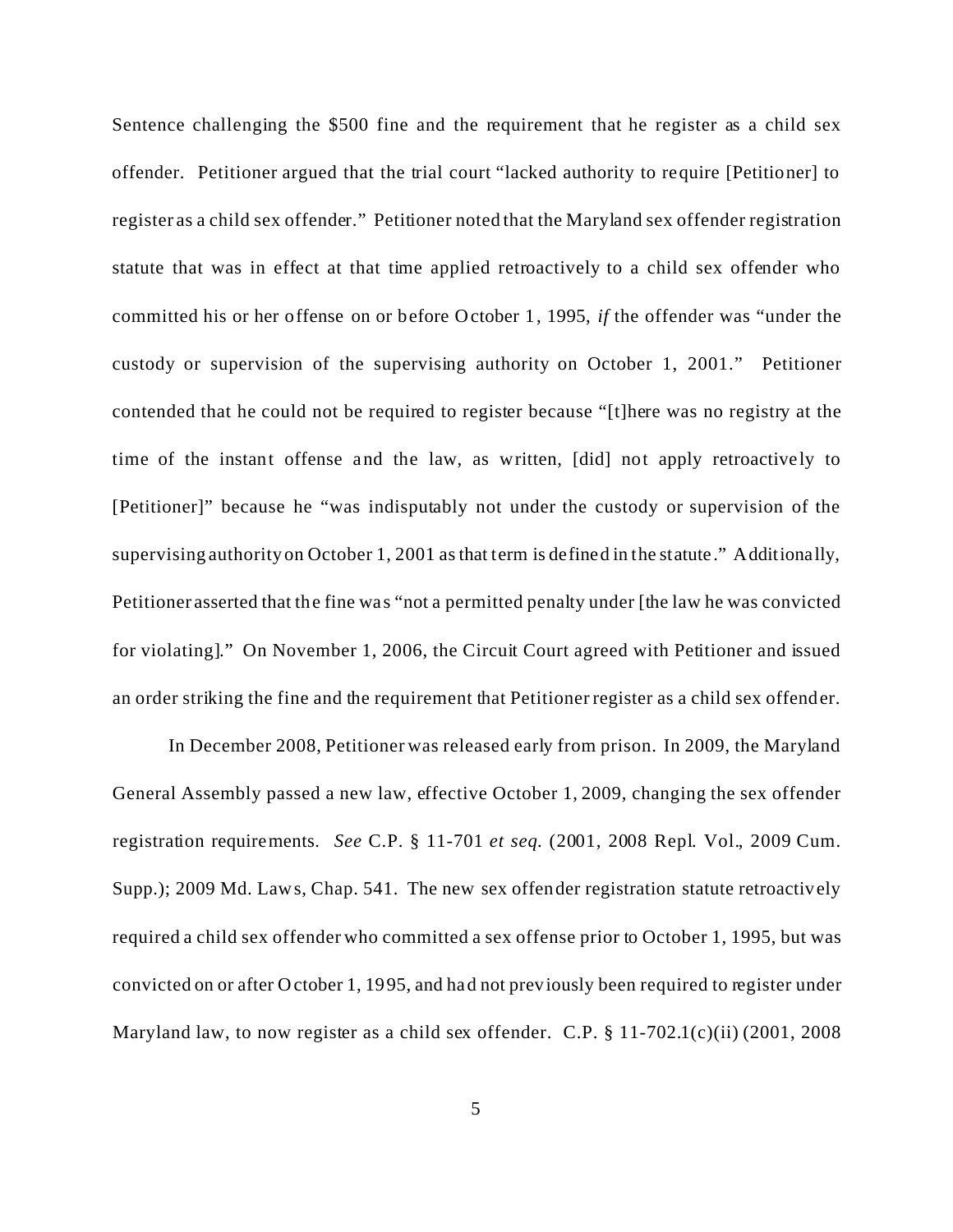Sentence challenging the $500 fine and the requirement that he register as a child sex offender. Petitioner argued that the trial court "lacked authority to require [Petitioner] to register as a child sex offender." Petitioner noted that the Maryland sex offender registration statute that was in effect at that time applied retroactively to a child sex offender who committed his or her offense on or before October 1, 1995, *if* the offender was "under the custody or supervision of the supervising authority on October 1, 2001." Petitioner contended that he could not be required to register because "[t]here was no registry at the time of the instant offense and the law, as written, [did] not apply retroactively to [Petitioner]" because he "was indisputably not under the custody or supervision of the supervising authority on October 1, 2001 as that term is defined in the statute." Additionally, Petitioner asserted that the fine was "not a permitted penalty under [the law he was convicted for violating]." On November 1, 2006, the Circuit Court agreed with Petitioner and issued an order striking the fine and the requirement that Petitioner register as a child sex offender.

In December 2008, Petitioner was released early from prison. In 2009, the Maryland General Assembly passed a new law, effective October 1, 2009, changing the sex offender registration requirements. *See* C.P. § 11-701 *et seq.* (2001, 2008 Repl. Vol., 2009 Cum. Supp.); 2009 Md. Laws, Chap. 541. The new sex offender registration statute retroactively required a child sex offender who committed a sex offense prior to October 1, 1995, but was convicted on or after October 1, 1995, and had not previously been required to register under Maryland law, to now register as a child sex offender. C.P. § 11-702.1(c)(ii) (2001, 2008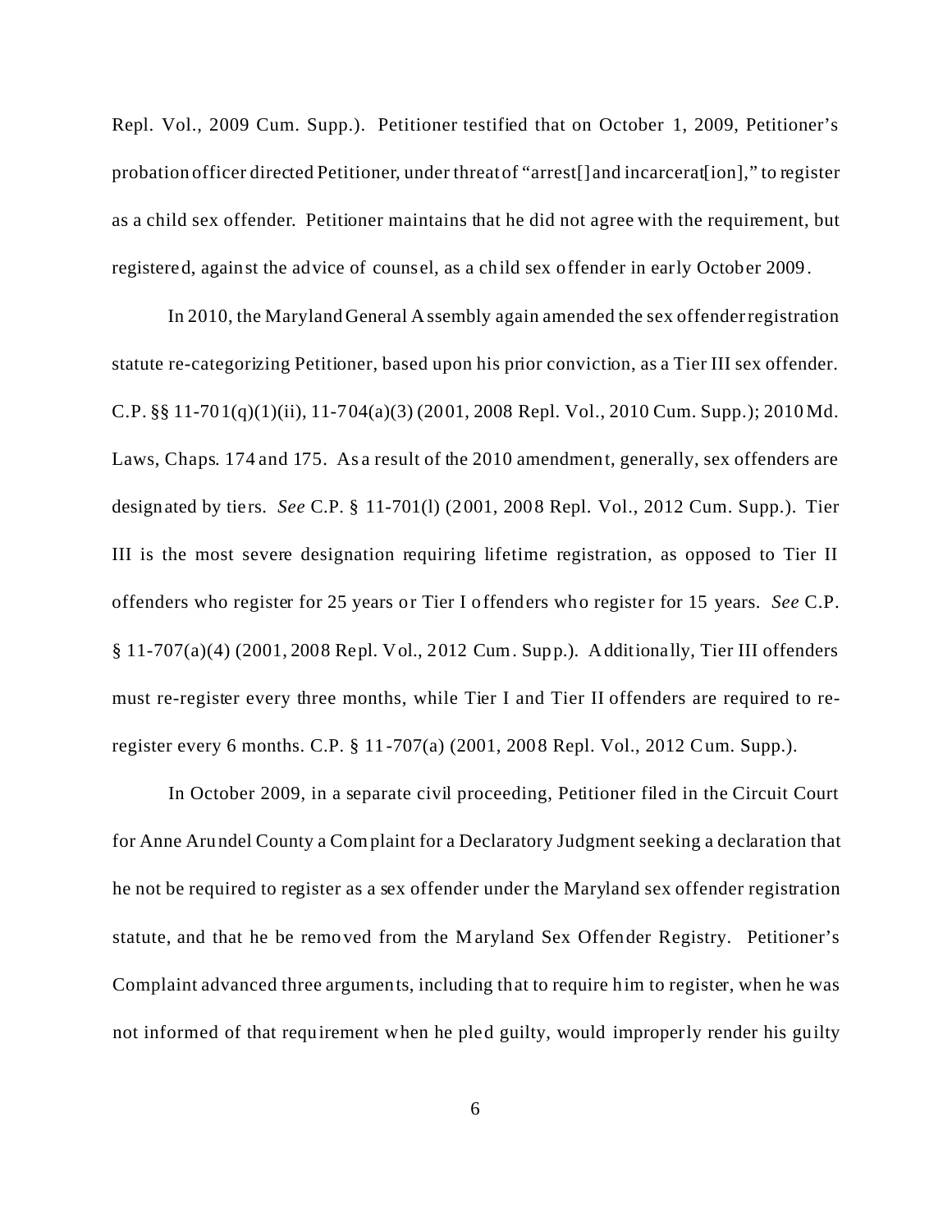Repl. Vol., 2009 Cum. Supp.). Petitioner testified that on October 1, 2009, Petitioner's probation officer directed Petitioner, under threat of "arrest[] and incarcerat[ion]," to register as a child sex offender. Petitioner maintains that he did not agree with the requirement, but registered, against the advice of counsel, as a child sex offender in early October 2009.

In 2010, the Maryland General Assembly again amended the sex offender registration statute re-categorizing Petitioner, based upon his prior conviction, as a Tier III sex offender. C.P. §§ 11-701(q)(1)(ii), 11-704(a)(3) (2001, 2008 Repl. Vol., 2010 Cum. Supp.); 2010 Md. Laws, Chaps. 174 and 175. As a result of the 2010 amendment, generally, sex offenders are designated by tiers. *See* C.P. § 11-701(l) (2001, 2008 Repl. Vol., 2012 Cum. Supp.). Tier III is the most severe designation requiring lifetime registration, as opposed to Tier II offenders who register for 25 years or Tier I offenders who register for 15 years. *See* C.P. § 11-707(a)(4) (2001, 2008 Repl. Vol., 2012 Cum. Supp.). Additionally, Tier III offenders must re-register every three months, while Tier I and Tier II offenders are required to re-register every 6 months. C.P. § 11-707(a) (2001, 2008 Repl. Vol., 2012 Cum. Supp.).

In October 2009, in a separate civil proceeding, Petitioner filed in the Circuit Court for Anne Arundel County a Complaint for a Declaratory Judgment seeking a declaration that he not be required to register as a sex offender under the Maryland sex offender registration statute, and that he be removed from the Maryland Sex Offender Registry. Petitioner's Complaint advanced three arguments, including that to require him to register, when he was not informed of that requirement when he pled guilty, would improperly render his guilty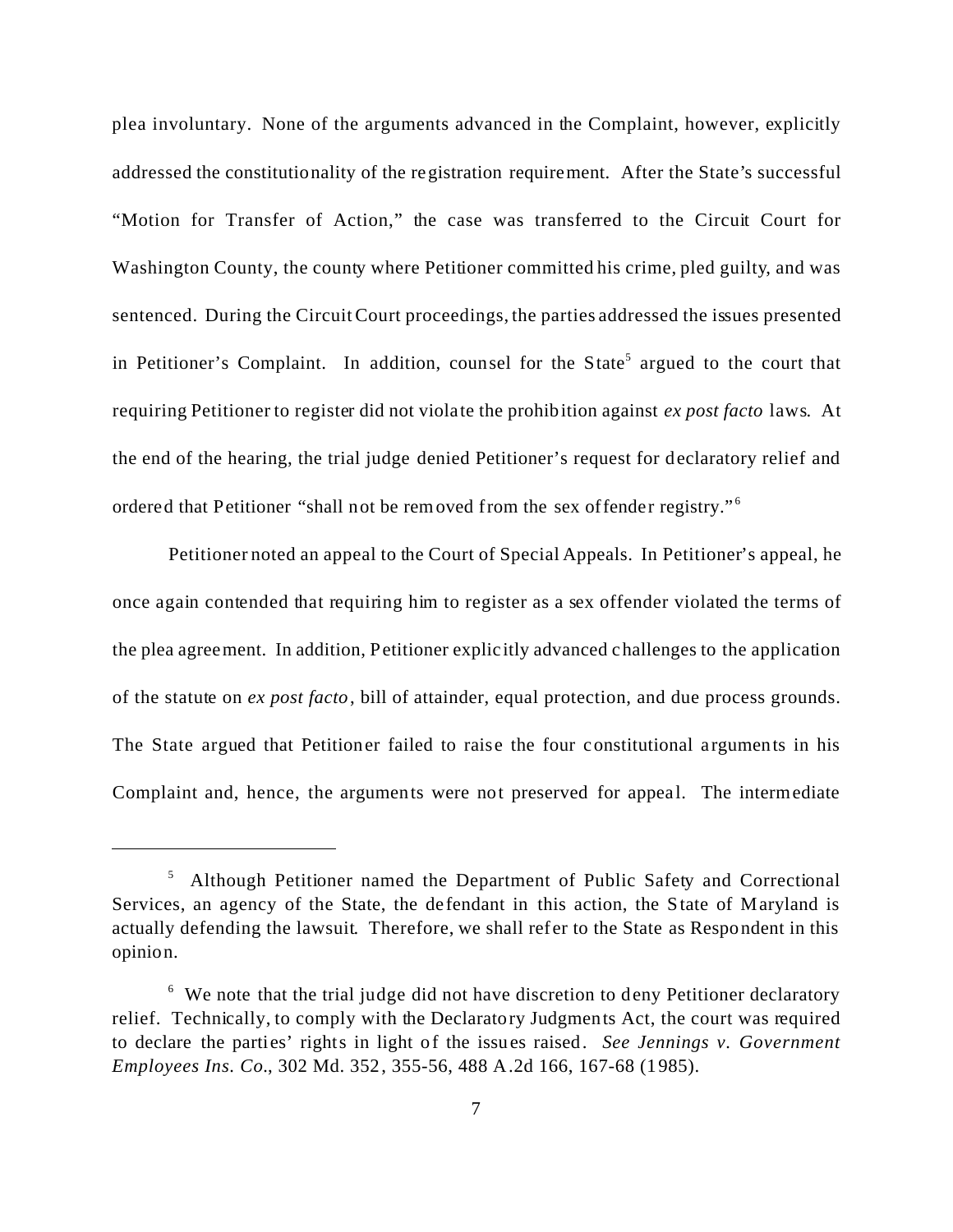plea involuntary. None of the arguments advanced in the Complaint, however, explicitly addressed the constitutionality of the registration requirement. After the State's successful "Motion for Transfer of Action," the case was transferred to the Circuit Court for Washington County, the county where Petitioner committed his crime, pled guilty, and was sentenced. During the Circuit Court proceedings, the parties addressed the issues presented in Petitioner's Complaint. In addition, counsel for the State[5] argued to the court that requiring Petitioner to register did not violate the prohibition against *ex post facto* laws. At the end of the hearing, the trial judge denied Petitioner's request for declaratory relief and ordered that Petitioner "shall not be removed from the sex offender registry."[6]

Petitioner noted an appeal to the Court of Special Appeals. In Petitioner's appeal, he once again contended that requiring him to register as a sex offender violated the terms of the plea agreement. In addition, Petitioner explicitly advanced challenges to the application of the statute on *ex post facto*, bill of attainder, equal protection, and due process grounds. The State argued that Petitioner failed to raise the four constitutional arguments in his Complaint and, hence, the arguments were not preserved for appeal. The intermediate

---

[5] Although Petitioner named the Department of Public Safety and Correctional Services, an agency of the State, the defendant in this action, the State of Maryland is actually defending the lawsuit. Therefore, we shall refer to the State as Respondent in this opinion.

[6] We note that the trial judge did not have discretion to deny Petitioner declaratory relief. Technically, to comply with the Declaratory Judgments Act, the court was required to declare the parties' rights in light of the issues raised. *See Jennings v. Government Employees Ins. Co.*, 302 Md. 352, 355-56, 488 A.2d 166, 167-68 (1985).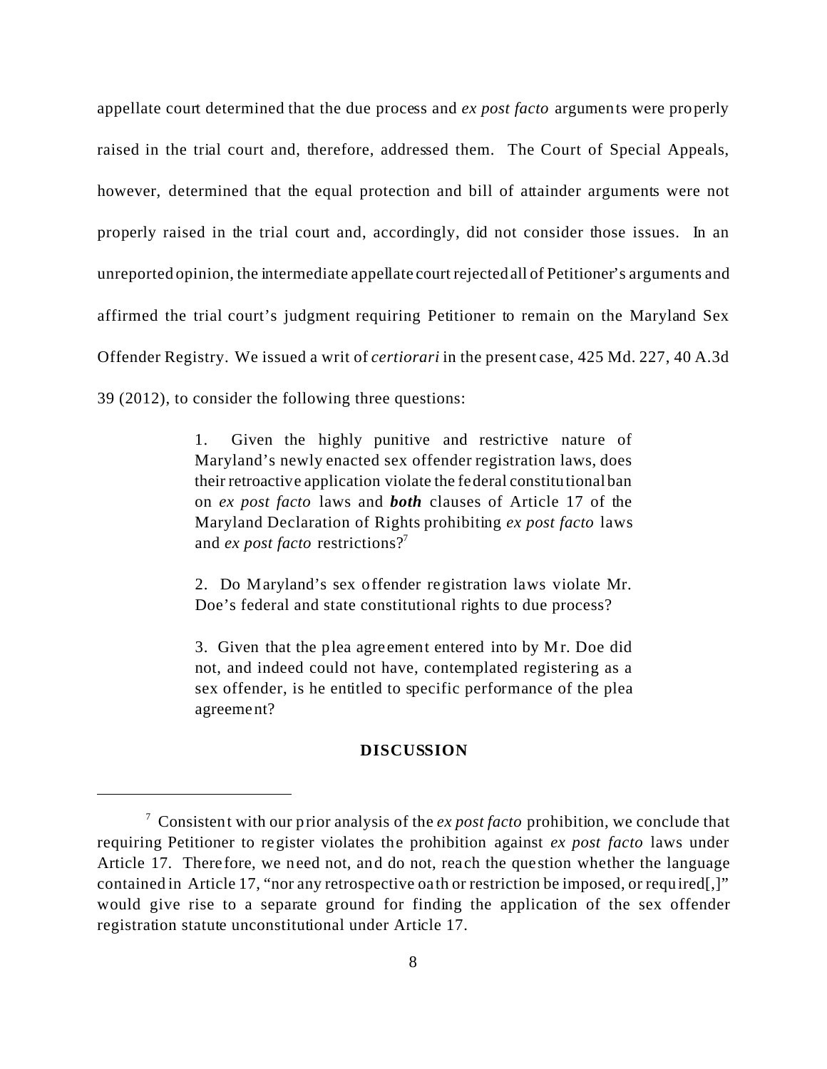appellate court determined that the due process and *ex post facto* arguments were properly raised in the trial court and, therefore, addressed them. The Court of Special Appeals, however, determined that the equal protection and bill of attainder arguments were not properly raised in the trial court and, accordingly, did not consider those issues. In an unreported opinion, the intermediate appellate court rejected all of Petitioner's arguments and affirmed the trial court's judgment requiring Petitioner to remain on the Maryland Sex Offender Registry. We issued a writ of *certiorari* in the present case, 425 Md. 227, 40 A.3d 39 (2012), to consider the following three questions:

> 1. Given the highly punitive and restrictive nature of Maryland's newly enacted sex offender registration laws, does their retroactive application violate the federal constitutional ban on *ex post facto* laws and ***both*** clauses of Article 17 of the Maryland Declaration of Rights prohibiting *ex post facto* laws and *ex post facto* restrictions?[7]
>
> 2. Do Maryland's sex offender registration laws violate Mr. Doe's federal and state constitutional rights to due process?
>
> 3. Given that the plea agreement entered into by Mr. Doe did not, and indeed could not have, contemplated registering as a sex offender, is he entitled to specific performance of the plea agreement?

**DISCUSSION**

---

[7] Consistent with our prior analysis of the *ex post facto* prohibition, we conclude that requiring Petitioner to register violates the prohibition against *ex post facto* laws under Article 17. Therefore, we need not, and do not, reach the question whether the language contained in Article 17, "nor any retrospective oath or restriction be imposed, or required[,]" would give rise to a separate ground for finding the application of the sex offender registration statute unconstitutional under Article 17.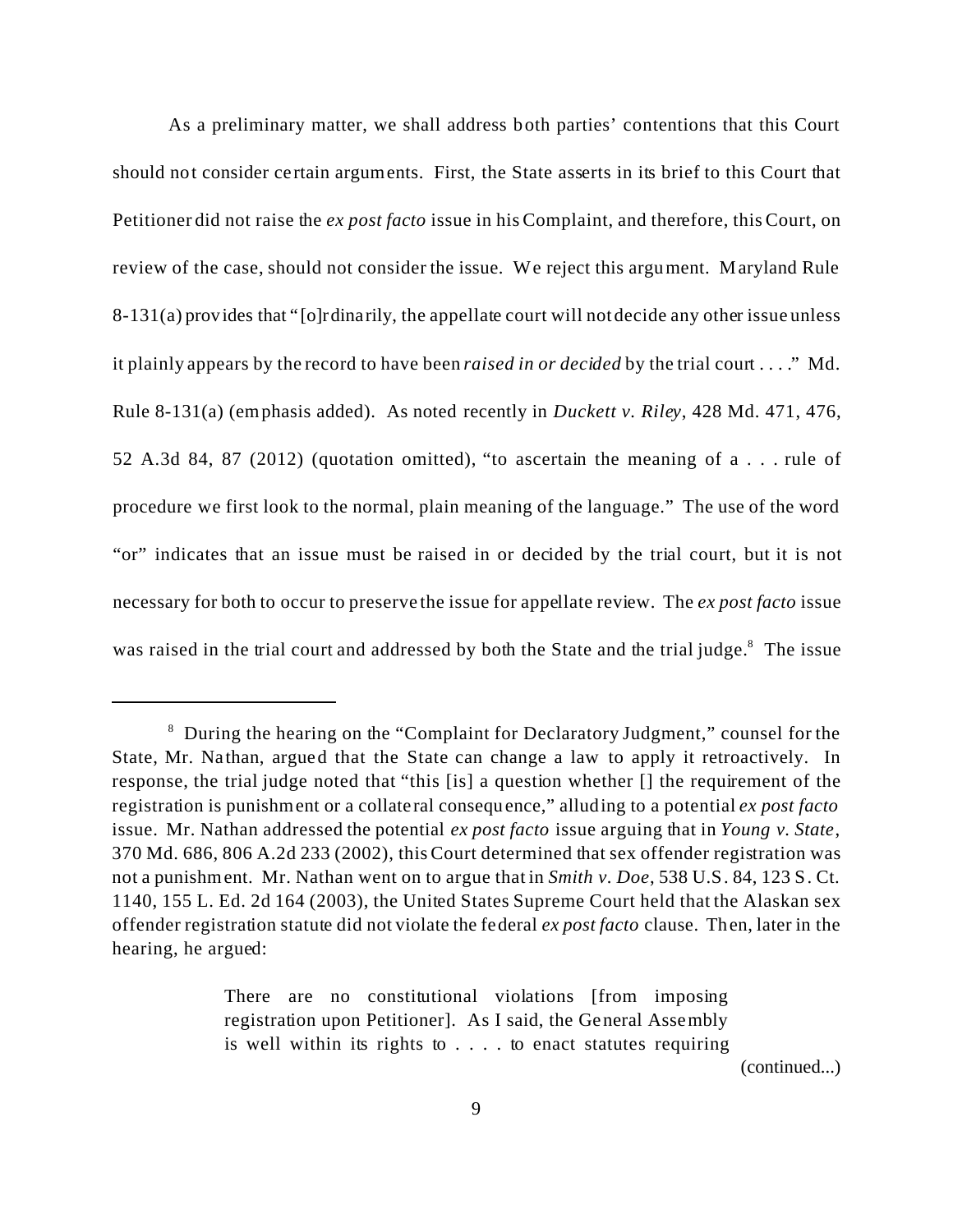As a preliminary matter, we shall address both parties' contentions that this Court should not consider certain arguments. First, the State asserts in its brief to this Court that Petitioner did not raise the *ex post facto* issue in his Complaint, and therefore, this Court, on review of the case, should not consider the issue. We reject this argument. Maryland Rule 8-131(a) provides that "[o]rdinarily, the appellate court will not decide any other issue unless it plainly appears by the record to have been *raised in or decided* by the trial court . . . ." Md. Rule 8-131(a) (emphasis added). As noted recently in *Duckett v. Riley*, 428 Md. 471, 476, 52 A.3d 84, 87 (2012) (quotation omitted), "to ascertain the meaning of a . . . rule of procedure we first look to the normal, plain meaning of the language." The use of the word "or" indicates that an issue must be raised in or decided by the trial court, but it is not necessary for both to occur to preserve the issue for appellate review. The *ex post facto* issue was raised in the trial court and addressed by both the State and the trial judge.[8] The issue

---

[8] During the hearing on the "Complaint for Declaratory Judgment," counsel for the State, Mr. Nathan, argued that the State can change a law to apply it retroactively. In response, the trial judge noted that "this [is] a question whether [] the requirement of the registration is punishment or a collateral consequence," alluding to a potential *ex post facto* issue. Mr. Nathan addressed the potential *ex post facto* issue arguing that in *Young v. State*, 370 Md. 686, 806 A.2d 233 (2002), this Court determined that sex offender registration was not a punishment. Mr. Nathan went on to argue that in *Smith v. Doe*, 538 U.S. 84, 123 S. Ct. 1140, 155 L. Ed. 2d 164 (2003), the United States Supreme Court held that the Alaskan sex offender registration statute did not violate the federal *ex post facto* clause. Then, later in the hearing, he argued:

> There are no constitutional violations [from imposing registration upon Petitioner]. As I said, the General Assembly is well within its rights to . . . . to enact statutes requiring

(continued...)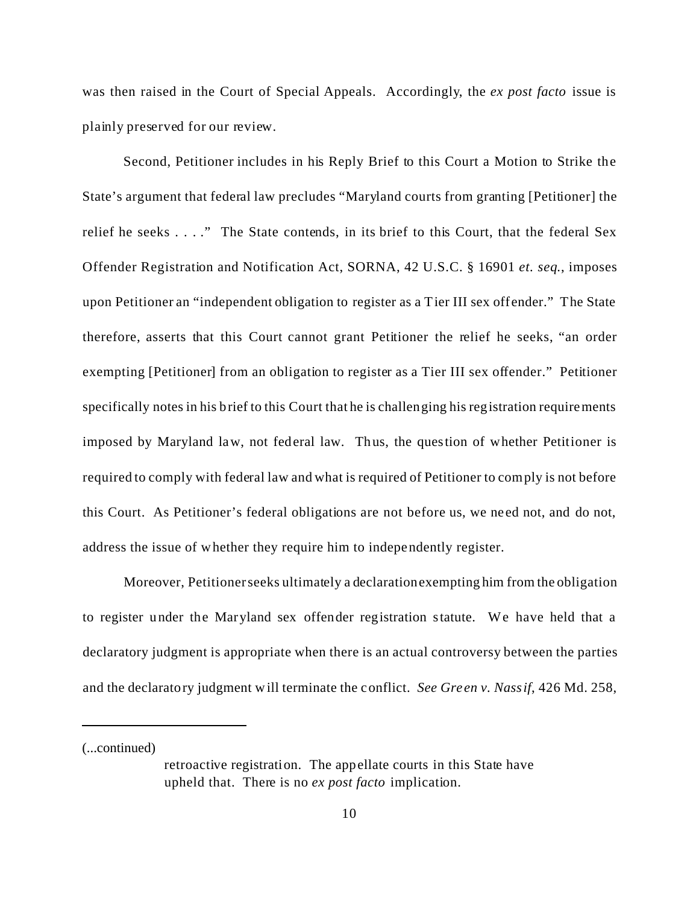was then raised in the Court of Special Appeals. Accordingly, the *ex post facto* issue is plainly preserved for our review.

Second, Petitioner includes in his Reply Brief to this Court a Motion to Strike the State's argument that federal law precludes "Maryland courts from granting [Petitioner] the relief he seeks . . . ." The State contends, in its brief to this Court, that the federal Sex Offender Registration and Notification Act, SORNA, 42 U.S.C. § 16901 *et. seq.*, imposes upon Petitioner an "independent obligation to register as a Tier III sex offender." The State therefore, asserts that this Court cannot grant Petitioner the relief he seeks, "an order exempting [Petitioner] from an obligation to register as a Tier III sex offender." Petitioner specifically notes in his brief to this Court that he is challenging his registration requirements imposed by Maryland law, not federal law. Thus, the question of whether Petitioner is required to comply with federal law and what is required of Petitioner to comply is not before this Court. As Petitioner's federal obligations are not before us, we need not, and do not, address the issue of whether they require him to independently register.

Moreover, Petitioner seeks ultimately a declaration exempting him from the obligation to register under the Maryland sex offender registration statute. We have held that a declaratory judgment is appropriate when there is an actual controversy between the parties and the declaratory judgment will terminate the conflict. *See Green v. Nassif*, 426 Md. 258,

---

(...continued)

> retroactive registration. The appellate courts in this State have upheld that. There is no *ex post facto* implication.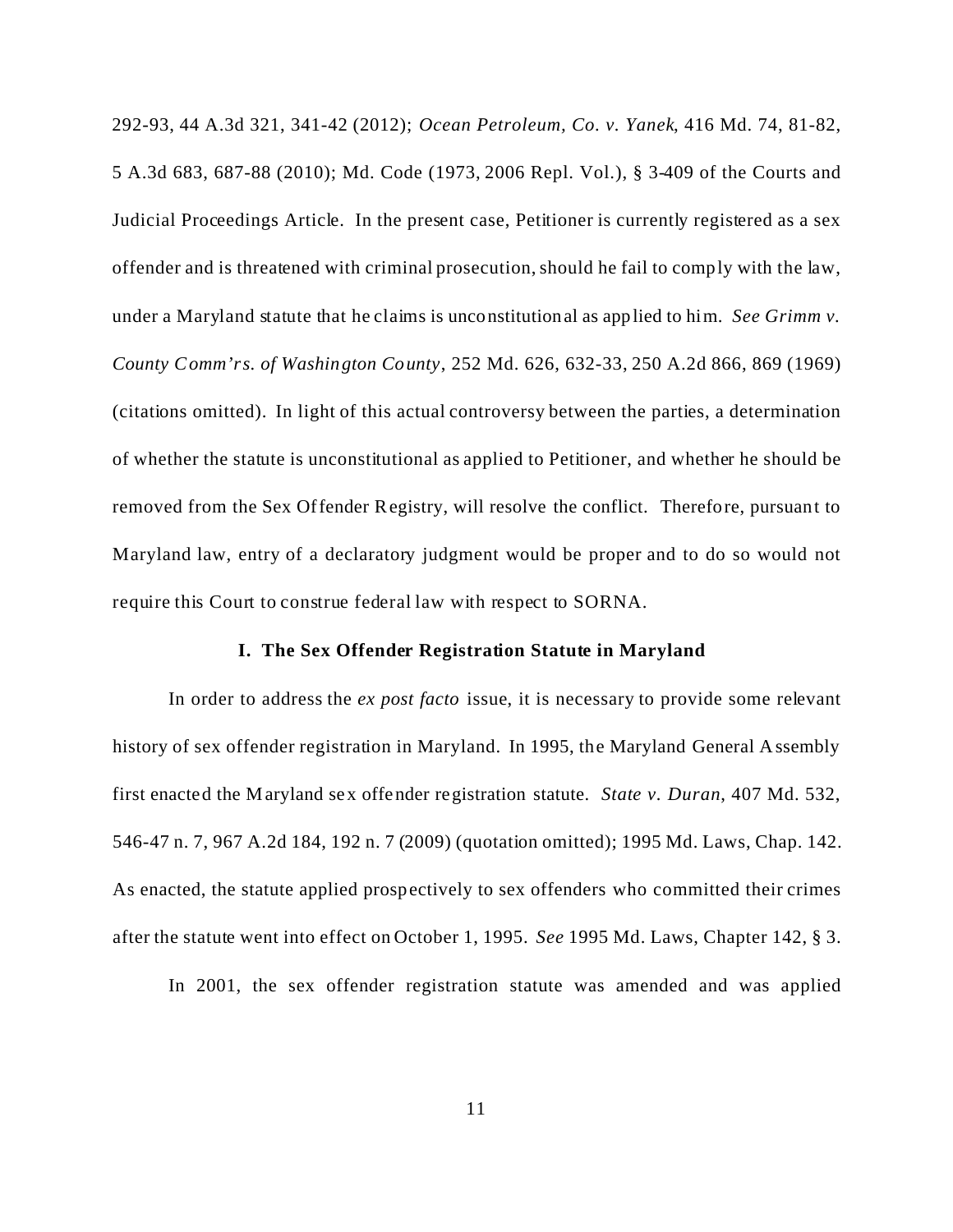292-93, 44 A.3d 321, 341-42 (2012); *Ocean Petroleum, Co. v. Yanek*, 416 Md. 74, 81-82, 5 A.3d 683, 687-88 (2010); Md. Code (1973, 2006 Repl. Vol.), § 3-409 of the Courts and Judicial Proceedings Article. In the present case, Petitioner is currently registered as a sex offender and is threatened with criminal prosecution, should he fail to comply with the law, under a Maryland statute that he claims is unconstitutional as applied to him. *See Grimm v. County Comm'rs. of Washington County*, 252 Md. 626, 632-33, 250 A.2d 866, 869 (1969) (citations omitted). In light of this actual controversy between the parties, a determination of whether the statute is unconstitutional as applied to Petitioner, and whether he should be removed from the Sex Offender Registry, will resolve the conflict. Therefore, pursuant to Maryland law, entry of a declaratory judgment would be proper and to do so would not require this Court to construe federal law with respect to SORNA.

## I. The Sex Offender Registration Statute in Maryland

In order to address the *ex post facto* issue, it is necessary to provide some relevant history of sex offender registration in Maryland. In 1995, the Maryland General Assembly first enacted the Maryland sex offender registration statute. *State v. Duran*, 407 Md. 532, 546-47 n. 7, 967 A.2d 184, 192 n. 7 (2009) (quotation omitted); 1995 Md. Laws, Chap. 142. As enacted, the statute applied prospectively to sex offenders who committed their crimes after the statute went into effect on October 1, 1995. *See* 1995 Md. Laws, Chapter 142, § 3.

In 2001, the sex offender registration statute was amended and was applied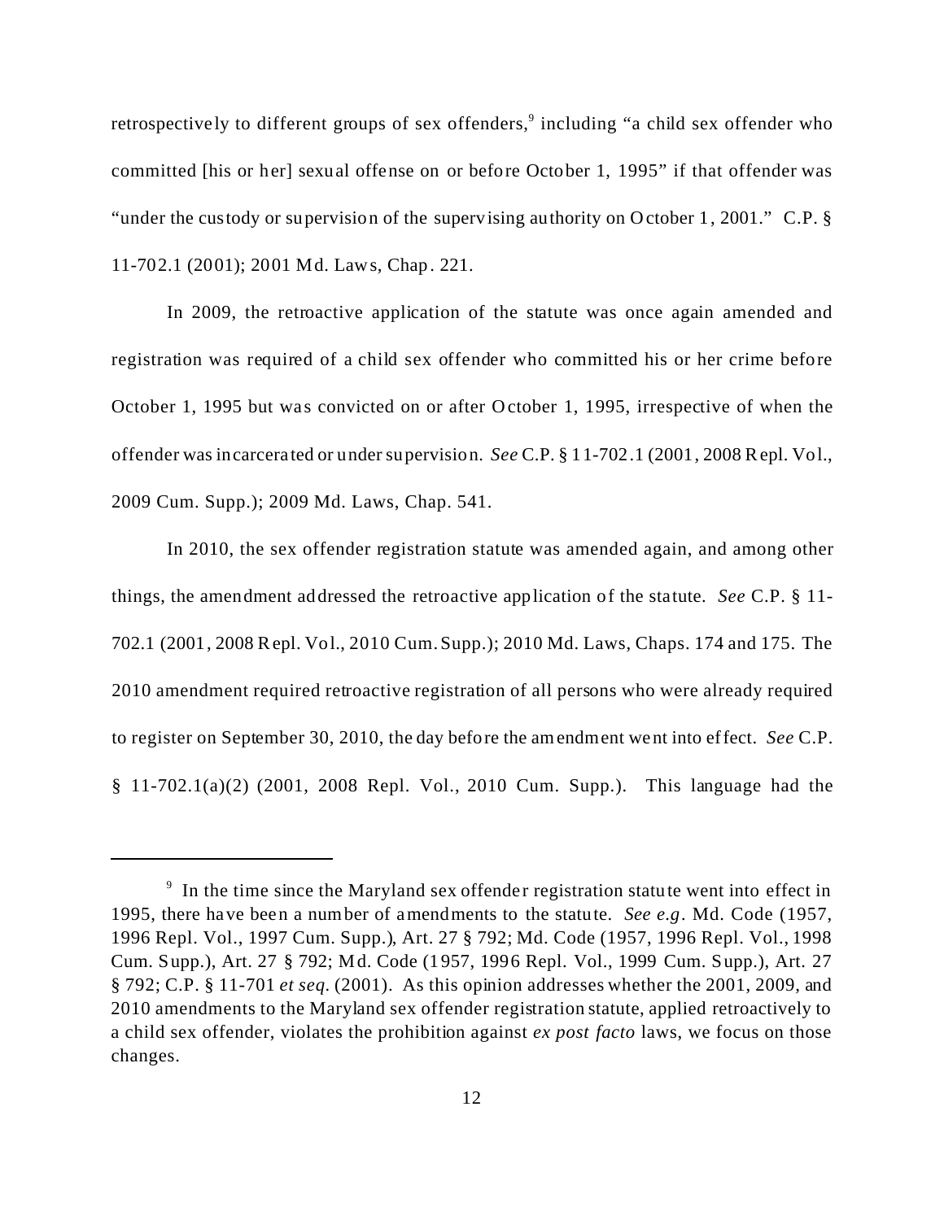retrospectively to different groups of sex offenders,[9] including "a child sex offender who committed [his or her] sexual offense on or before October 1, 1995" if that offender was "under the custody or supervision of the supervising authority on October 1, 2001." C.P. § 11-702.1 (2001); 2001 Md. Laws, Chap. 221.

In 2009, the retroactive application of the statute was once again amended and registration was required of a child sex offender who committed his or her crime before October 1, 1995 but was convicted on or after October 1, 1995, irrespective of when the offender was incarcerated or under supervision. *See* C.P. § 11-702.1 (2001, 2008 Repl. Vol., 2009 Cum. Supp.); 2009 Md. Laws, Chap. 541.

In 2010, the sex offender registration statute was amended again, and among other things, the amendment addressed the retroactive application of the statute. *See* C.P. § 11-702.1 (2001, 2008 Repl. Vol., 2010 Cum. Supp.); 2010 Md. Laws, Chaps. 174 and 175. The 2010 amendment required retroactive registration of all persons who were already required to register on September 30, 2010, the day before the amendment went into effect. *See* C.P. § 11-702.1(a)(2) (2001, 2008 Repl. Vol., 2010 Cum. Supp.). This language had the

---

[9] In the time since the Maryland sex offender registration statute went into effect in 1995, there have been a number of amendments to the statute. *See e.g*. Md. Code (1957, 1996 Repl. Vol., 1997 Cum. Supp.), Art. 27 § 792; Md. Code (1957, 1996 Repl. Vol., 1998 Cum. Supp.), Art. 27 § 792; Md. Code (1957, 1996 Repl. Vol., 1999 Cum. Supp.), Art. 27 § 792; C.P. § 11-701 *et seq*. (2001). As this opinion addresses whether the 2001, 2009, and 2010 amendments to the Maryland sex offender registration statute, applied retroactively to a child sex offender, violates the prohibition against *ex post facto* laws, we focus on those changes.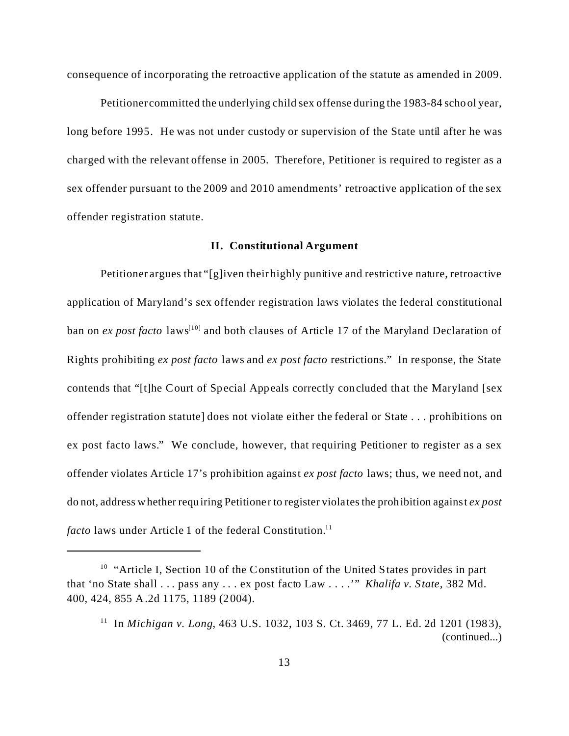consequence of incorporating the retroactive application of the statute as amended in 2009.

Petitioner committed the underlying child sex offense during the 1983-84 school year, long before 1995. He was not under custody or supervision of the State until after he was charged with the relevant offense in 2005. Therefore, Petitioner is required to register as a sex offender pursuant to the 2009 and 2010 amendments' retroactive application of the sex offender registration statute.

### II. Constitutional Argument

Petitioner argues that "[g]iven their highly punitive and restrictive nature, retroactive application of Maryland's sex offender registration laws violates the federal constitutional ban on *ex post facto* laws[10] and both clauses of Article 17 of the Maryland Declaration of Rights prohibiting *ex post facto* laws and *ex post facto* restrictions." In response, the State contends that "[t]he Court of Special Appeals correctly concluded that the Maryland [sex offender registration statute] does not violate either the federal or State . . . prohibitions on ex post facto laws." We conclude, however, that requiring Petitioner to register as a sex offender violates Article 17's prohibition against *ex post facto* laws; thus, we need not, and do not, address whether requiring Petitioner to register violates the prohibition against *ex post facto* laws under Article 1 of the federal Constitution.[11]

---

[10] "Article I, Section 10 of the Constitution of the United States provides in part that 'no State shall . . . pass any . . . ex post facto Law . . . .'" *Khalifa v. State*, 382 Md. 400, 424, 855 A.2d 1175, 1189 (2004).

[11] In *Michigan v. Long*, 463 U.S. 1032, 103 S. Ct. 3469, 77 L. Ed. 2d 1201 (1983), (continued...)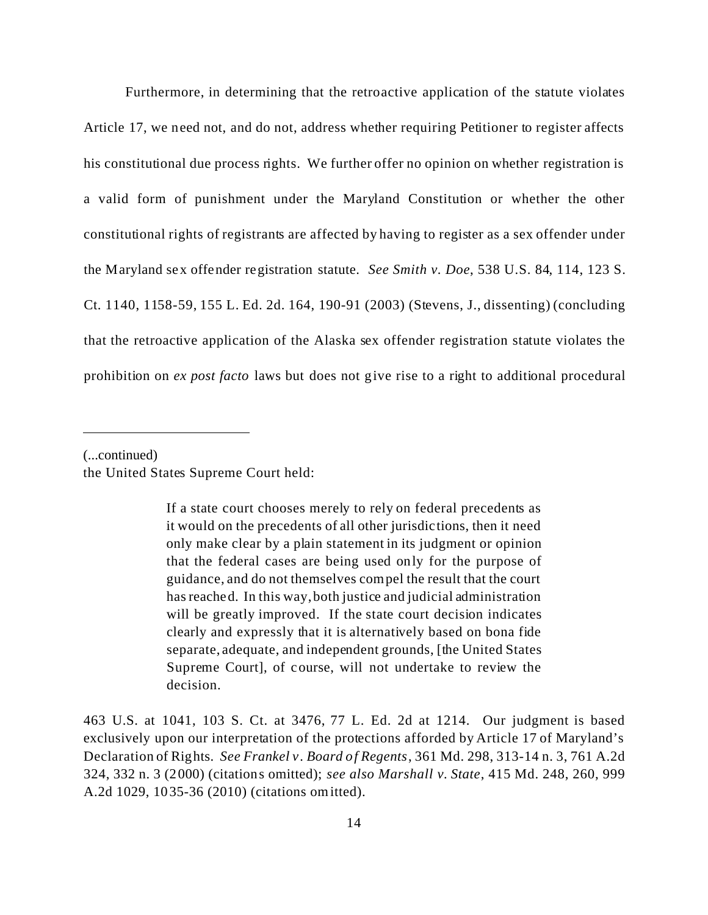Furthermore, in determining that the retroactive application of the statute violates Article 17, we need not, and do not, address whether requiring Petitioner to register affects his constitutional due process rights. We further offer no opinion on whether registration is a valid form of punishment under the Maryland Constitution or whether the other constitutional rights of registrants are affected by having to register as a sex offender under the Maryland sex offender registration statute. *See Smith v. Doe*, 538 U.S. 84, 114, 123 S. Ct. 1140, 1158-59, 155 L. Ed. 2d. 164, 190-91 (2003) (Stevens, J., dissenting) (concluding that the retroactive application of the Alaska sex offender registration statute violates the prohibition on *ex post facto* laws but does not give rise to a right to additional procedural

---

(...continued)
the United States Supreme Court held:

> If a state court chooses merely to rely on federal precedents as it would on the precedents of all other jurisdictions, then it need only make clear by a plain statement in its judgment or opinion that the federal cases are being used only for the purpose of guidance, and do not themselves compel the result that the court has reached. In this way, both justice and judicial administration will be greatly improved. If the state court decision indicates clearly and expressly that it is alternatively based on bona fide separate, adequate, and independent grounds, [the United States Supreme Court], of course, will not undertake to review the decision.

463 U.S. at 1041, 103 S. Ct. at 3476, 77 L. Ed. 2d at 1214. Our judgment is based exclusively upon our interpretation of the protections afforded by Article 17 of Maryland's Declaration of Rights. *See Frankel v. Board of Regents*, 361 Md. 298, 313-14 n. 3, 761 A.2d 324, 332 n. 3 (2000) (citations omitted); *see also Marshall v. State*, 415 Md. 248, 260, 999 A.2d 1029, 1035-36 (2010) (citations omitted).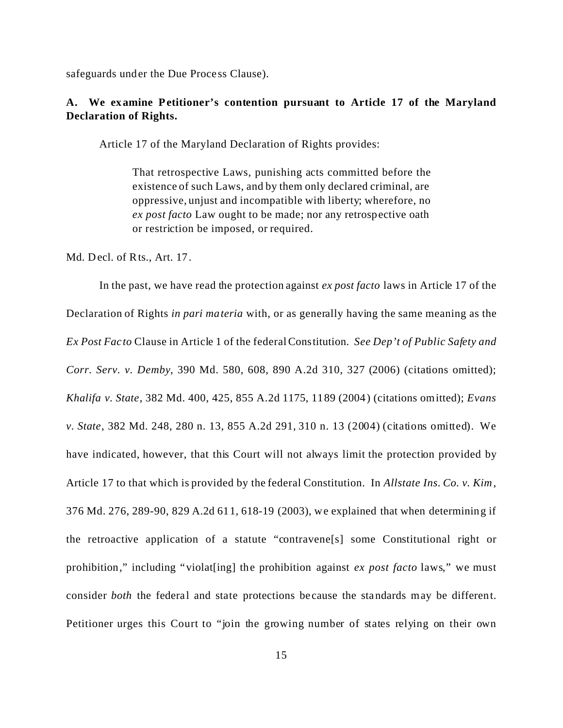safeguards under the Due Process Clause).

**A. We examine Petitioner's contention pursuant to Article 17 of the Maryland Declaration of Rights.**

Article 17 of the Maryland Declaration of Rights provides:

> That retrospective Laws, punishing acts committed before the existence of such Laws, and by them only declared criminal, are oppressive, unjust and incompatible with liberty; wherefore, no *ex post facto* Law ought to be made; nor any retrospective oath or restriction be imposed, or required.

Md. Decl. of Rts., Art. 17.

In the past, we have read the protection against *ex post facto* laws in Article 17 of the Declaration of Rights *in pari materia* with, or as generally having the same meaning as the *Ex Post Facto* Clause in Article 1 of the federal Constitution. *See Dep't of Public Safety and Corr. Serv. v. Demby*, 390 Md. 580, 608, 890 A.2d 310, 327 (2006) (citations omitted); *Khalifa v. State*, 382 Md. 400, 425, 855 A.2d 1175, 1189 (2004) (citations omitted); *Evans v. State*, 382 Md. 248, 280 n. 13, 855 A.2d 291, 310 n. 13 (2004) (citations omitted). We have indicated, however, that this Court will not always limit the protection provided by Article 17 to that which is provided by the federal Constitution. In *Allstate Ins. Co. v. Kim*, 376 Md. 276, 289-90, 829 A.2d 611, 618-19 (2003), we explained that when determining if the retroactive application of a statute "contravene[s] some Constitutional right or prohibition," including "violat[ing] the prohibition against *ex post facto* laws," we must consider *both* the federal and state protections because the standards may be different. Petitioner urges this Court to "join the growing number of states relying on their own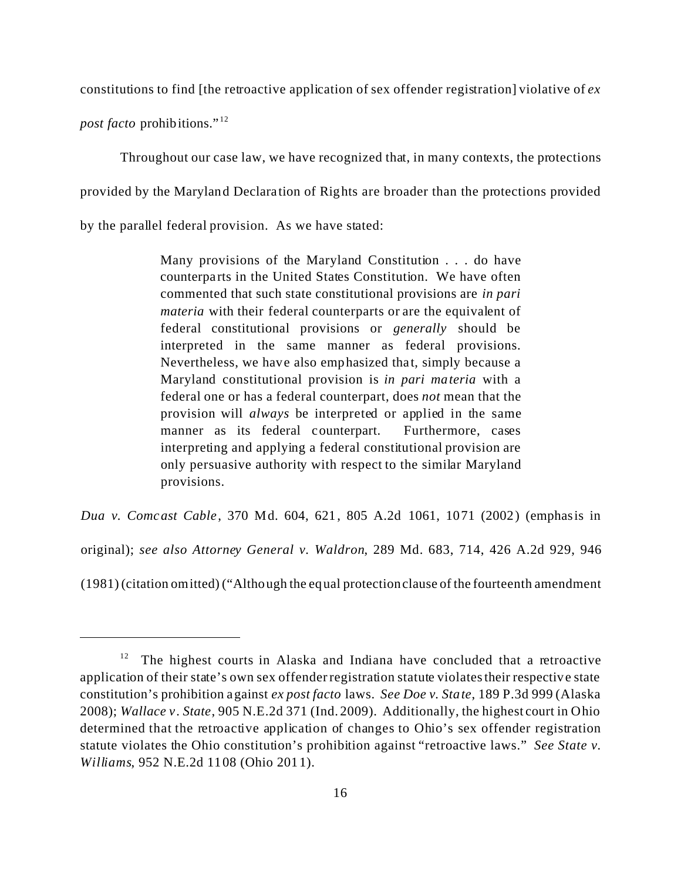constitutions to find [the retroactive application of sex offender registration] violative of *ex post facto* prohibitions."[12]

Throughout our case law, we have recognized that, in many contexts, the protections provided by the Maryland Declaration of Rights are broader than the protections provided by the parallel federal provision. As we have stated:

> Many provisions of the Maryland Constitution . . . do have counterparts in the United States Constitution. We have often commented that such state constitutional provisions are *in pari materia* with their federal counterparts or are the equivalent of federal constitutional provisions or *generally* should be interpreted in the same manner as federal provisions. Nevertheless, we have also emphasized that, simply because a Maryland constitutional provision is *in pari materia* with a federal one or has a federal counterpart, does *not* mean that the provision will *always* be interpreted or applied in the same manner as its federal counterpart. Furthermore, cases interpreting and applying a federal constitutional provision are only persuasive authority with respect to the similar Maryland provisions.

*Dua v. Comcast Cable*, 370 Md. 604, 621, 805 A.2d 1061, 1071 (2002) (emphasis in original); *see also Attorney General v. Waldron*, 289 Md. 683, 714, 426 A.2d 929, 946 (1981) (citation omitted) ("Although the equal protection clause of the fourteenth amendment

---

[12] The highest courts in Alaska and Indiana have concluded that a retroactive application of their state's own sex offender registration statute violates their respective state constitution's prohibition against *ex post facto* laws. *See Doe v. State*, 189 P.3d 999 (Alaska 2008); *Wallace v. State*, 905 N.E.2d 371 (Ind. 2009). Additionally, the highest court in Ohio determined that the retroactive application of changes to Ohio's sex offender registration statute violates the Ohio constitution's prohibition against "retroactive laws." *See State v. Williams*, 952 N.E.2d 1108 (Ohio 2011).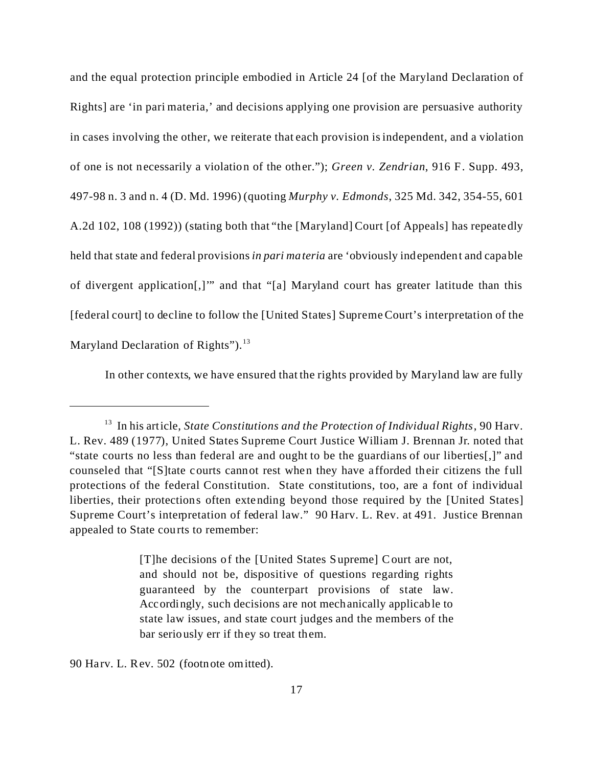and the equal protection principle embodied in Article 24 [of the Maryland Declaration of Rights] are 'in pari materia,' and decisions applying one provision are persuasive authority in cases involving the other, we reiterate that each provision is independent, and a violation of one is not necessarily a violation of the other."); *Green v. Zendrian*, 916 F. Supp. 493, 497-98 n. 3 and n. 4 (D. Md. 1996) (quoting *Murphy v. Edmonds*, 325 Md. 342, 354-55, 601 A.2d 102, 108 (1992)) (stating both that "the [Maryland] Court [of Appeals] has repeatedly held that state and federal provisions *in pari materia* are 'obviously independent and capable of divergent application[,]'" and that "[a] Maryland court has greater latitude than this [federal court] to decline to follow the [United States] Supreme Court's interpretation of the Maryland Declaration of Rights").[13]

In other contexts, we have ensured that the rights provided by Maryland law are fully

---

[13] In his article, *State Constitutions and the Protection of Individual Rights*, 90 Harv. L. Rev. 489 (1977), United States Supreme Court Justice William J. Brennan Jr. noted that "state courts no less than federal are and ought to be the guardians of our liberties[,]" and counseled that "[S]tate courts cannot rest when they have afforded their citizens the full protections of the federal Constitution. State constitutions, too, are a font of individual liberties, their protections often extending beyond those required by the [United States] Supreme Court's interpretation of federal law." 90 Harv. L. Rev. at 491. Justice Brennan appealed to State courts to remember:

> [T]he decisions of the [United States Supreme] Court are not, and should not be, dispositive of questions regarding rights guaranteed by the counterpart provisions of state law. Accordingly, such decisions are not mechanically applicable to state law issues, and state court judges and the members of the bar seriously err if they so treat them.

90 Harv. L. Rev. 502 (footnote omitted).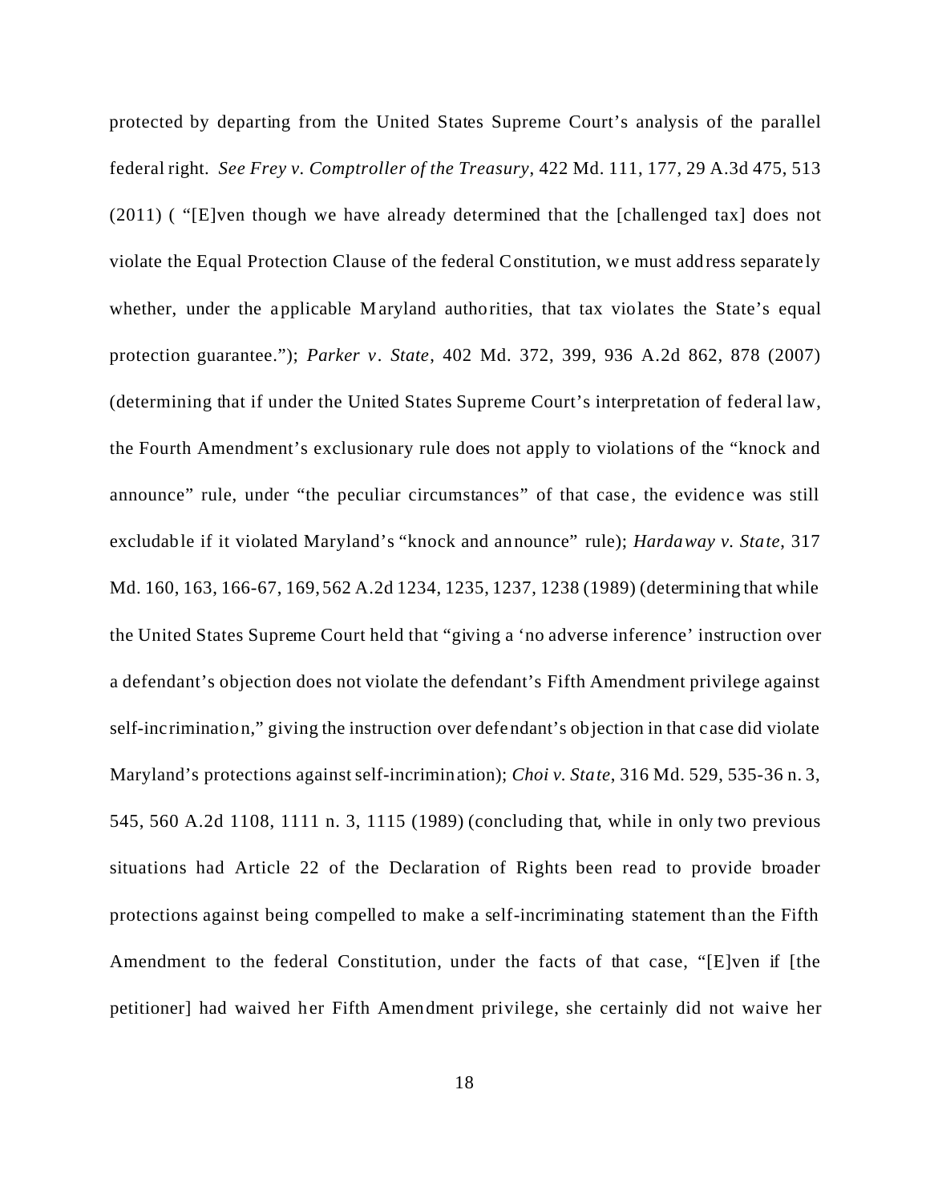protected by departing from the United States Supreme Court's analysis of the parallel federal right. *See Frey v. Comptroller of the Treasury*, 422 Md. 111, 177, 29 A.3d 475, 513 (2011) ( "[E]ven though we have already determined that the [challenged tax] does not violate the Equal Protection Clause of the federal Constitution, we must address separately whether, under the applicable Maryland authorities, that tax violates the State's equal protection guarantee."); *Parker v. State*, 402 Md. 372, 399, 936 A.2d 862, 878 (2007) (determining that if under the United States Supreme Court's interpretation of federal law, the Fourth Amendment's exclusionary rule does not apply to violations of the "knock and announce" rule, under "the peculiar circumstances" of that case, the evidence was still excludable if it violated Maryland's "knock and announce" rule); *Hardaway v. State*, 317 Md. 160, 163, 166-67, 169, 562 A.2d 1234, 1235, 1237, 1238 (1989) (determining that while the United States Supreme Court held that "giving a 'no adverse inference' instruction over a defendant's objection does not violate the defendant's Fifth Amendment privilege against self-incrimination," giving the instruction over defendant's objection in that case did violate Maryland's protections against self-incrimination); *Choi v. State*, 316 Md. 529, 535-36 n. 3, 545, 560 A.2d 1108, 1111 n. 3, 1115 (1989) (concluding that, while in only two previous situations had Article 22 of the Declaration of Rights been read to provide broader protections against being compelled to make a self-incriminating statement than the Fifth Amendment to the federal Constitution, under the facts of that case, "[E]ven if [the petitioner] had waived her Fifth Amendment privilege, she certainly did not waive her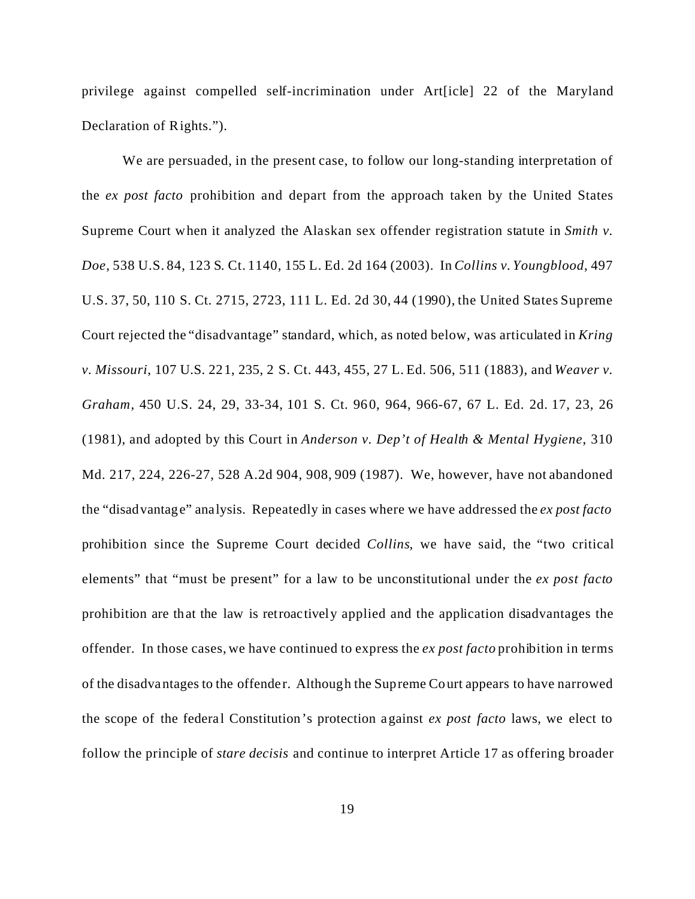privilege against compelled self-incrimination under Art[icle] 22 of the Maryland Declaration of Rights.").

We are persuaded, in the present case, to follow our long-standing interpretation of the *ex post facto* prohibition and depart from the approach taken by the United States Supreme Court when it analyzed the Alaskan sex offender registration statute in *Smith v. Doe*, 538 U.S. 84, 123 S. Ct. 1140, 155 L. Ed. 2d 164 (2003). In *Collins v. Youngblood*, 497 U.S. 37, 50, 110 S. Ct. 2715, 2723, 111 L. Ed. 2d 30, 44 (1990), the United States Supreme Court rejected the "disadvantage" standard, which, as noted below, was articulated in *Kring v. Missouri*, 107 U.S. 221, 235, 2 S. Ct. 443, 455, 27 L. Ed. 506, 511 (1883), and *Weaver v. Graham*, 450 U.S. 24, 29, 33-34, 101 S. Ct. 960, 964, 966-67, 67 L. Ed. 2d. 17, 23, 26 (1981), and adopted by this Court in *Anderson v. Dep't of Health & Mental Hygiene*, 310 Md. 217, 224, 226-27, 528 A.2d 904, 908, 909 (1987). We, however, have not abandoned the "disadvantage" analysis. Repeatedly in cases where we have addressed the *ex post facto* prohibition since the Supreme Court decided *Collins*, we have said, the "two critical elements" that "must be present" for a law to be unconstitutional under the *ex post facto* prohibition are that the law is retroactively applied and the application disadvantages the offender. In those cases, we have continued to express the *ex post facto* prohibition in terms of the disadvantages to the offender. Although the Supreme Court appears to have narrowed the scope of the federal Constitution's protection against *ex post facto* laws, we elect to follow the principle of *stare decisis* and continue to interpret Article 17 as offering broader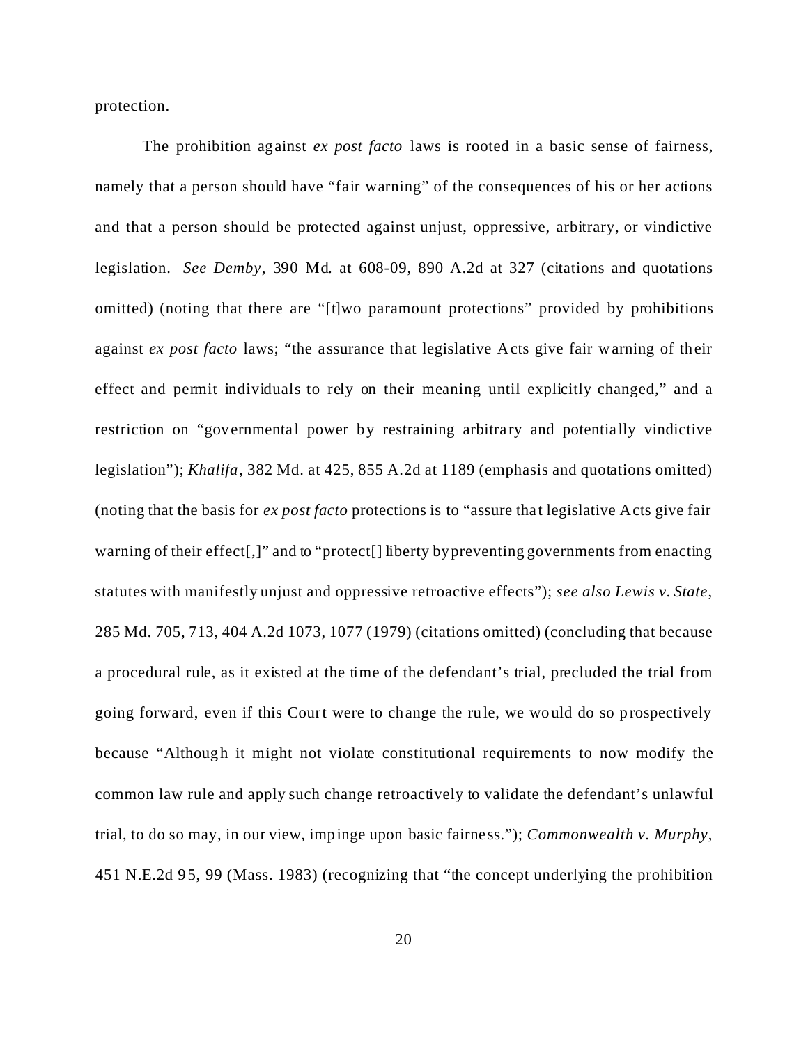protection.

The prohibition against *ex post facto* laws is rooted in a basic sense of fairness, namely that a person should have "fair warning" of the consequences of his or her actions and that a person should be protected against unjust, oppressive, arbitrary, or vindictive legislation. *See Demby*, 390 Md. at 608-09, 890 A.2d at 327 (citations and quotations omitted) (noting that there are "[t]wo paramount protections" provided by prohibitions against *ex post facto* laws; "the assurance that legislative Acts give fair warning of their effect and permit individuals to rely on their meaning until explicitly changed," and a restriction on "governmental power by restraining arbitrary and potentially vindictive legislation"); *Khalifa*, 382 Md. at 425, 855 A.2d at 1189 (emphasis and quotations omitted) (noting that the basis for *ex post facto* protections is to "assure that legislative Acts give fair warning of their effect[,]" and to "protect[] liberty by preventing governments from enacting statutes with manifestly unjust and oppressive retroactive effects"); *see also Lewis v. State*, 285 Md. 705, 713, 404 A.2d 1073, 1077 (1979) (citations omitted) (concluding that because a procedural rule, as it existed at the time of the defendant's trial, precluded the trial from going forward, even if this Court were to change the rule, we would do so prospectively because "Although it might not violate constitutional requirements to now modify the common law rule and apply such change retroactively to validate the defendant's unlawful trial, to do so may, in our view, impinge upon basic fairness."); *Commonwealth v. Murphy*, 451 N.E.2d 95, 99 (Mass. 1983) (recognizing that "the concept underlying the prohibition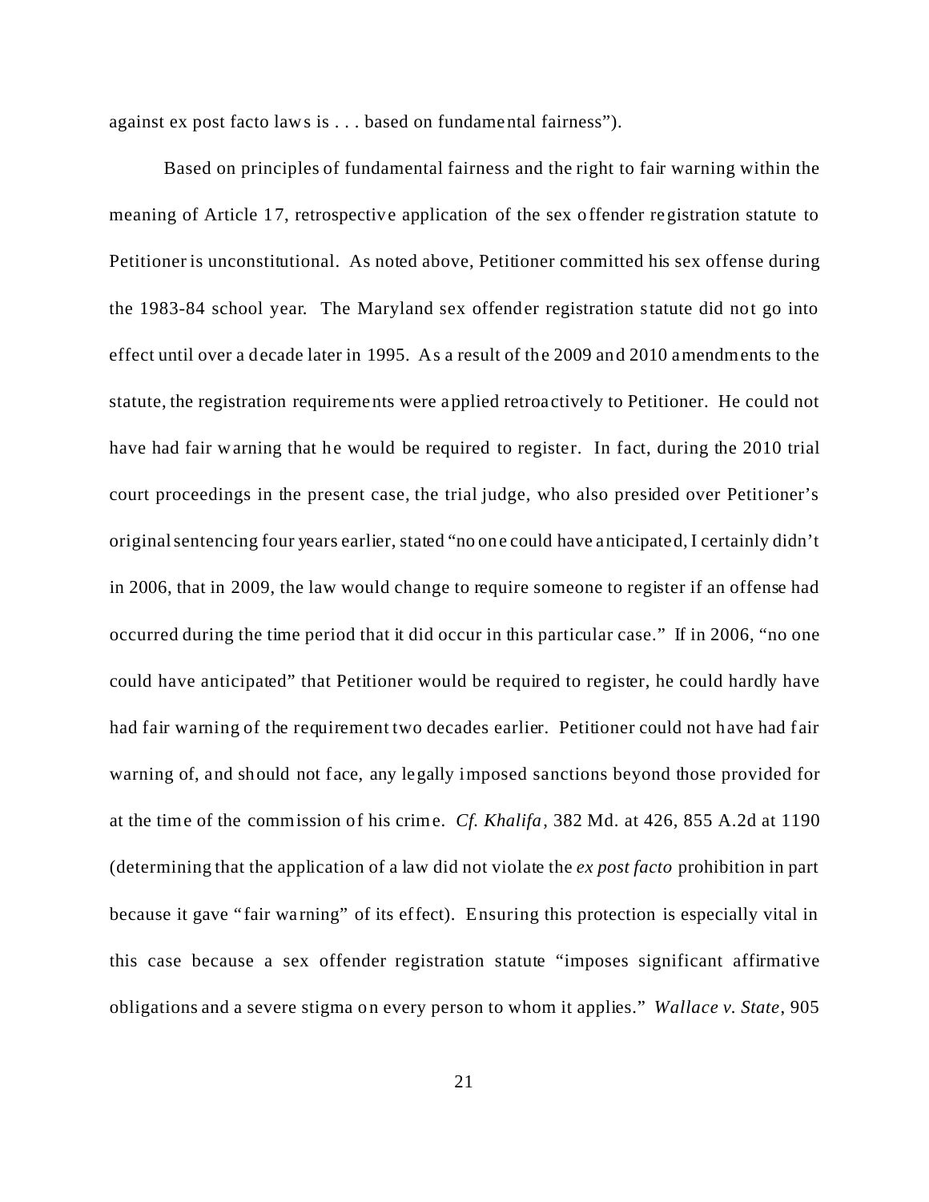against ex post facto laws is . . . based on fundamental fairness").

Based on principles of fundamental fairness and the right to fair warning within the meaning of Article 17, retrospective application of the sex offender registration statute to Petitioner is unconstitutional. As noted above, Petitioner committed his sex offense during the 1983-84 school year. The Maryland sex offender registration statute did not go into effect until over a decade later in 1995. As a result of the 2009 and 2010 amendments to the statute, the registration requirements were applied retroactively to Petitioner. He could not have had fair warning that he would be required to register. In fact, during the 2010 trial court proceedings in the present case, the trial judge, who also presided over Petitioner's original sentencing four years earlier, stated "no one could have anticipated, I certainly didn't in 2006, that in 2009, the law would change to require someone to register if an offense had occurred during the time period that it did occur in this particular case." If in 2006, "no one could have anticipated" that Petitioner would be required to register, he could hardly have had fair warning of the requirement two decades earlier. Petitioner could not have had fair warning of, and should not face, any legally imposed sanctions beyond those provided for at the time of the commission of his crime. *Cf. Khalifa*, 382 Md. at 426, 855 A.2d at 1190 (determining that the application of a law did not violate the *ex post facto* prohibition in part because it gave "fair warning" of its effect). Ensuring this protection is especially vital in this case because a sex offender registration statute "imposes significant affirmative obligations and a severe stigma on every person to whom it applies." *Wallace v. State*, 905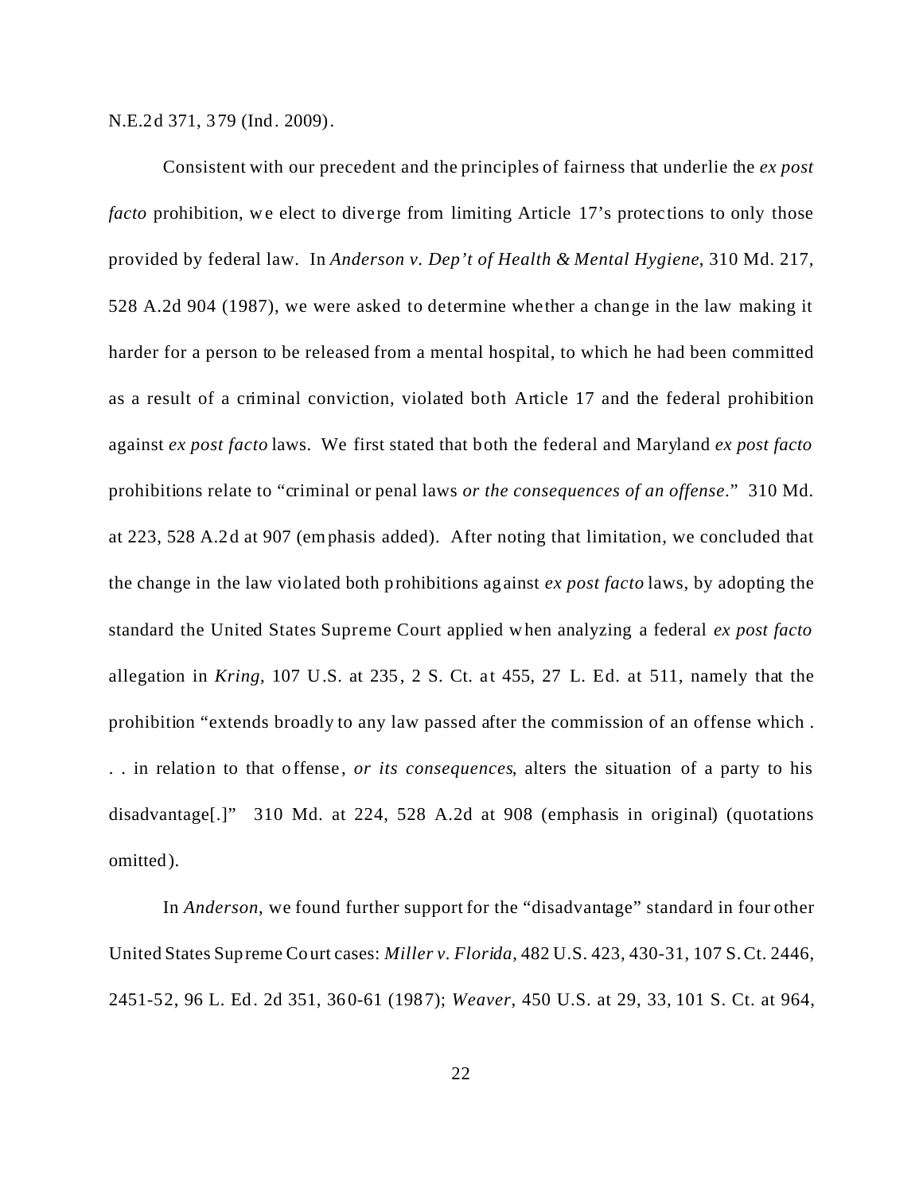N.E.2d 371, 379 (Ind. 2009).

Consistent with our precedent and the principles of fairness that underlie the *ex post facto* prohibition, we elect to diverge from limiting Article 17's protections to only those provided by federal law. In *Anderson v. Dep't of Health & Mental Hygiene*, 310 Md. 217, 528 A.2d 904 (1987), we were asked to determine whether a change in the law making it harder for a person to be released from a mental hospital, to which he had been committed as a result of a criminal conviction, violated both Article 17 and the federal prohibition against *ex post facto* laws. We first stated that both the federal and Maryland *ex post facto* prohibitions relate to "criminal or penal laws *or the consequences of an offense*." 310 Md. at 223, 528 A.2d at 907 (emphasis added). After noting that limitation, we concluded that the change in the law violated both prohibitions against *ex post facto* laws, by adopting the standard the United States Supreme Court applied when analyzing a federal *ex post facto* allegation in *Kring*, 107 U.S. at 235, 2 S. Ct. at 455, 27 L. Ed. at 511, namely that the prohibition "extends broadly to any law passed after the commission of an offense which . . . in relation to that offense, *or its consequences*, alters the situation of a party to his disadvantage[.]" 310 Md. at 224, 528 A.2d at 908 (emphasis in original) (quotations omitted).

In *Anderson*, we found further support for the "disadvantage" standard in four other United States Supreme Court cases: *Miller v. Florida*, 482 U.S. 423, 430-31, 107 S. Ct. 2446, 2451-52, 96 L. Ed. 2d 351, 360-61 (1987); *Weaver*, 450 U.S. at 29, 33, 101 S. Ct. at 964,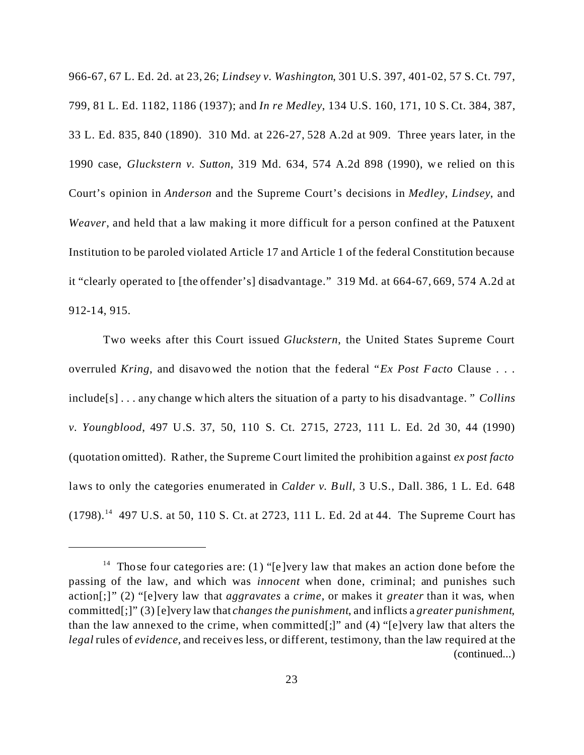966-67, 67 L. Ed. 2d. at 23, 26; *Lindsey v. Washington*, 301 U.S. 397, 401-02, 57 S. Ct. 797, 799, 81 L. Ed. 1182, 1186 (1937); and *In re Medley*, 134 U.S. 160, 171, 10 S. Ct. 384, 387, 33 L. Ed. 835, 840 (1890). 310 Md. at 226-27, 528 A.2d at 909. Three years later, in the 1990 case, *Gluckstern v. Sutton*, 319 Md. 634, 574 A.2d 898 (1990), we relied on this Court's opinion in *Anderson* and the Supreme Court's decisions in *Medley*, *Lindsey*, and *Weaver*, and held that a law making it more difficult for a person confined at the Patuxent Institution to be paroled violated Article 17 and Article 1 of the federal Constitution because it "clearly operated to [the offender's] disadvantage." 319 Md. at 664-67, 669, 574 A.2d at 912-14, 915.

Two weeks after this Court issued *Gluckstern*, the United States Supreme Court overruled *Kring*, and disavowed the notion that the federal "*Ex Post Facto* Clause . . . include[s] . . . any change which alters the situation of a party to his disadvantage." *Collins v. Youngblood*, 497 U.S. 37, 50, 110 S. Ct. 2715, 2723, 111 L. Ed. 2d 30, 44 (1990) (quotation omitted). Rather, the Supreme Court limited the prohibition against *ex post facto* laws to only the categories enumerated in *Calder v. Bull*, 3 U.S., Dall. 386, 1 L. Ed. 648 (1798).[14] 497 U.S. at 50, 110 S. Ct. at 2723, 111 L. Ed. 2d at 44. The Supreme Court has

---

[14] Those four categories are: (1) "[e]very law that makes an action done before the passing of the law, and which was *innocent* when done, criminal; and punishes such action[;]" (2) "[e]very law that *aggravates* a *crime*, or makes it *greater* than it was, when committed[;]" (3) [e]very law that *changes the punishment*, and inflicts a *greater punishment*, than the law annexed to the crime, when committed[;]" and (4) "[e]very law that alters the *legal* rules of *evidence*, and receives less, or different, testimony, than the law required at the (continued...)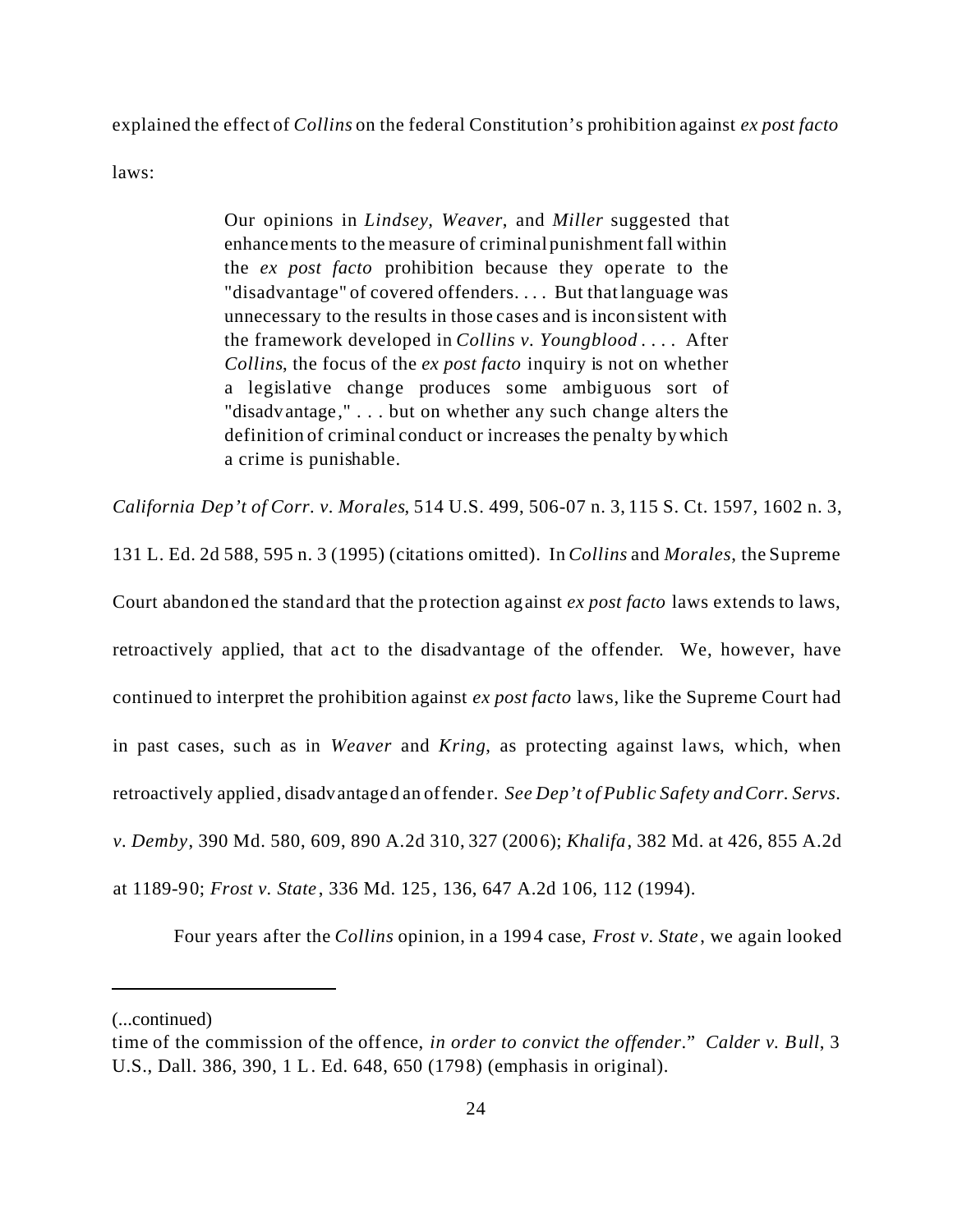explained the effect of *Collins* on the federal Constitution's prohibition against *ex post facto* laws:

> Our opinions in *Lindsey*, *Weaver*, and *Miller* suggested that enhancements to the measure of criminal punishment fall within the *ex post facto* prohibition because they operate to the "disadvantage" of covered offenders. . . . But that language was unnecessary to the results in those cases and is inconsistent with the framework developed in *Collins v. Youngblood* . . . . After *Collins*, the focus of the *ex post facto* inquiry is not on whether a legislative change produces some ambiguous sort of "disadvantage," . . . but on whether any such change alters the definition of criminal conduct or increases the penalty by which a crime is punishable.

*California Dep't of Corr. v. Morales*, 514 U.S. 499, 506-07 n. 3, 115 S. Ct. 1597, 1602 n. 3, 131 L. Ed. 2d 588, 595 n. 3 (1995) (citations omitted). In *Collins* and *Morales*, the Supreme Court abandoned the standard that the protection against *ex post facto* laws extends to laws, retroactively applied, that act to the disadvantage of the offender. We, however, have continued to interpret the prohibition against *ex post facto* laws, like the Supreme Court had in past cases, such as in *Weaver* and *Kring*, as protecting against laws, which, when retroactively applied, disadvantaged an offender. *See Dep't of Public Safety and Corr. Servs. v. Demby*, 390 Md. 580, 609, 890 A.2d 310, 327 (2006); *Khalifa*, 382 Md. at 426, 855 A.2d at 1189-90; *Frost v. State*, 336 Md. 125, 136, 647 A.2d 106, 112 (1994).

Four years after the *Collins* opinion, in a 1994 case, *Frost v. State*, we again looked

---

(...continued)
time of the commission of the offence, *in order to convict the offender*." *Calder v. Bull*, 3 U.S., Dall. 386, 390, 1 L. Ed. 648, 650 (1798) (emphasis in original).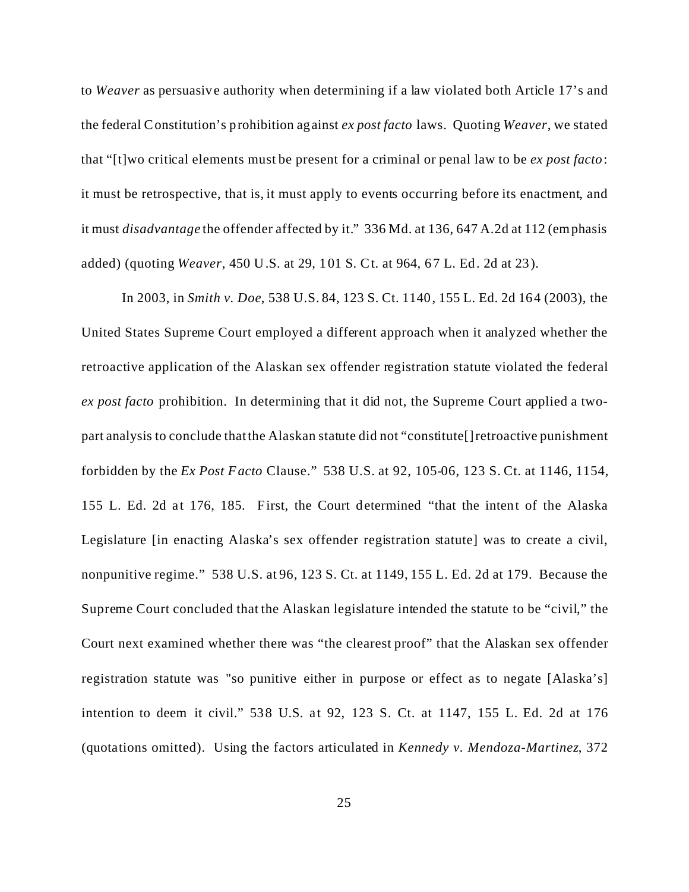to *Weaver* as persuasive authority when determining if a law violated both Article 17's and the federal Constitution's prohibition against *ex post facto* laws. Quoting *Weaver*, we stated that "[t]wo critical elements must be present for a criminal or penal law to be *ex post facto*: it must be retrospective, that is, it must apply to events occurring before its enactment, and it must *disadvantage* the offender affected by it." 336 Md. at 136, 647 A.2d at 112 (emphasis added) (quoting *Weaver*, 450 U.S. at 29, 101 S. Ct. at 964, 67 L. Ed. 2d at 23).

In 2003, in *Smith v. Doe*, 538 U.S. 84, 123 S. Ct. 1140, 155 L. Ed. 2d 164 (2003), the United States Supreme Court employed a different approach when it analyzed whether the retroactive application of the Alaskan sex offender registration statute violated the federal *ex post facto* prohibition. In determining that it did not, the Supreme Court applied a two-part analysis to conclude that the Alaskan statute did not "constitute[] retroactive punishment forbidden by the *Ex Post Facto* Clause." 538 U.S. at 92, 105-06, 123 S. Ct. at 1146, 1154, 155 L. Ed. 2d at 176, 185. First, the Court determined "that the intent of the Alaska Legislature [in enacting Alaska's sex offender registration statute] was to create a civil, nonpunitive regime." 538 U.S. at 96, 123 S. Ct. at 1149, 155 L. Ed. 2d at 179. Because the Supreme Court concluded that the Alaskan legislature intended the statute to be "civil," the Court next examined whether there was "the clearest proof" that the Alaskan sex offender registration statute was "so punitive either in purpose or effect as to negate [Alaska's] intention to deem it civil." 538 U.S. at 92, 123 S. Ct. at 1147, 155 L. Ed. 2d at 176 (quotations omitted). Using the factors articulated in *Kennedy v. Mendoza-Martinez*, 372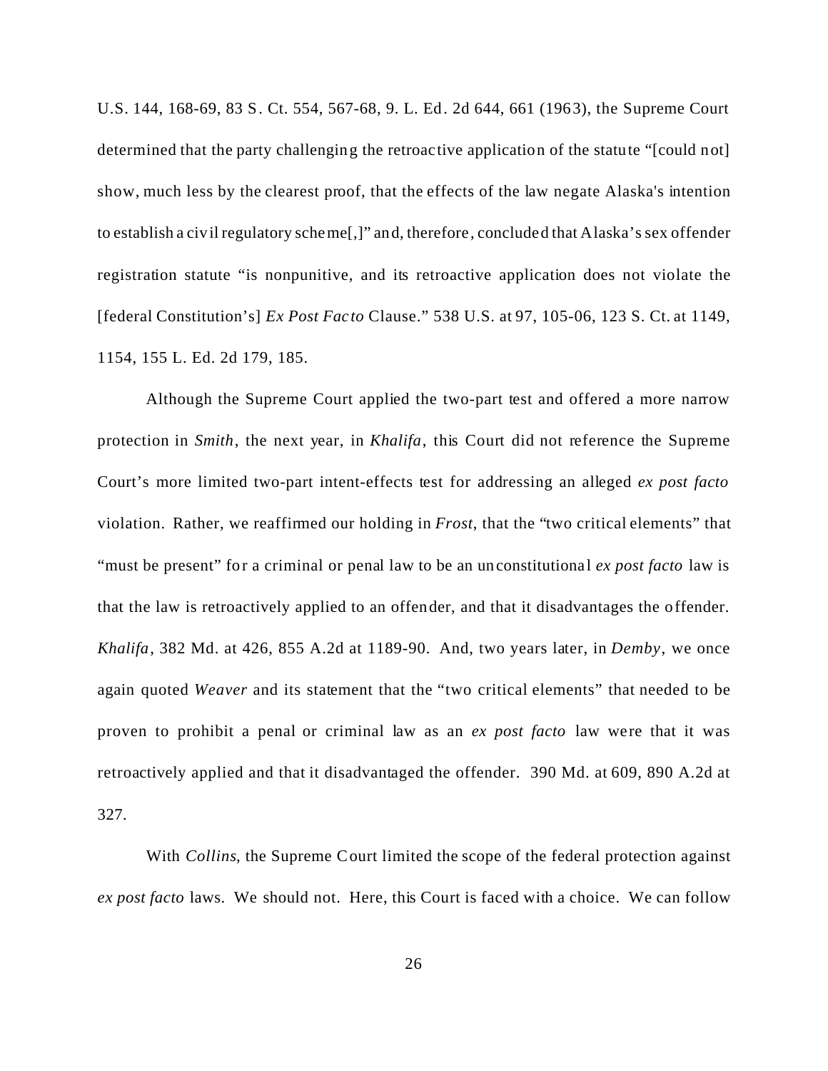U.S. 144, 168-69, 83 S. Ct. 554, 567-68, 9. L. Ed. 2d 644, 661 (1963), the Supreme Court determined that the party challenging the retroactive application of the statute "[could not] show, much less by the clearest proof, that the effects of the law negate Alaska's intention to establish a civil regulatory scheme[,]" and, therefore, concluded that Alaska's sex offender registration statute "is nonpunitive, and its retroactive application does not violate the [federal Constitution's] *Ex Post Facto* Clause." 538 U.S. at 97, 105-06, 123 S. Ct. at 1149, 1154, 155 L. Ed. 2d 179, 185.

Although the Supreme Court applied the two-part test and offered a more narrow protection in *Smith*, the next year, in *Khalifa*, this Court did not reference the Supreme Court's more limited two-part intent-effects test for addressing an alleged *ex post facto* violation. Rather, we reaffirmed our holding in *Frost*, that the "two critical elements" that "must be present" for a criminal or penal law to be an unconstitutional *ex post facto* law is that the law is retroactively applied to an offender, and that it disadvantages the offender. *Khalifa*, 382 Md. at 426, 855 A.2d at 1189-90. And, two years later, in *Demby*, we once again quoted *Weaver* and its statement that the "two critical elements" that needed to be proven to prohibit a penal or criminal law as an *ex post facto* law were that it was retroactively applied and that it disadvantaged the offender. 390 Md. at 609, 890 A.2d at 327.

With *Collins*, the Supreme Court limited the scope of the federal protection against *ex post facto* laws. We should not. Here, this Court is faced with a choice. We can follow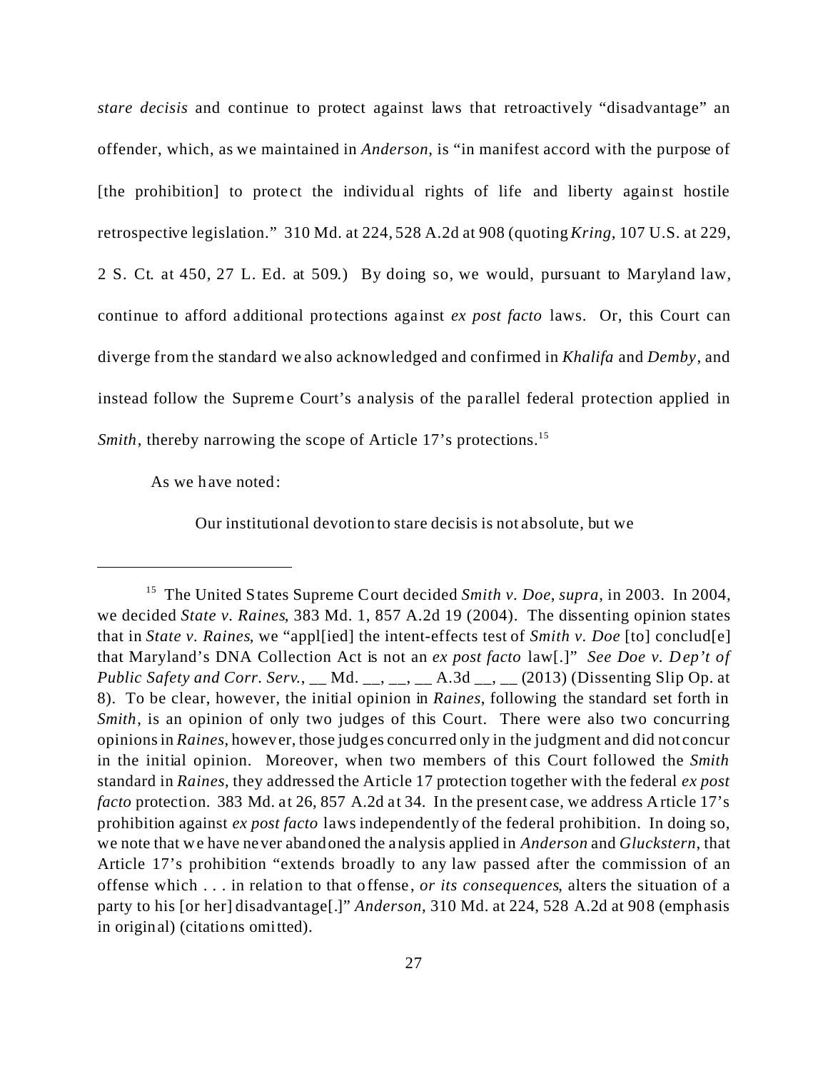*stare decisis* and continue to protect against laws that retroactively "disadvantage" an offender, which, as we maintained in *Anderson*, is "in manifest accord with the purpose of [the prohibition] to protect the individual rights of life and liberty against hostile retrospective legislation." 310 Md. at 224, 528 A.2d at 908 (quoting *Kring*, 107 U.S. at 229, 2 S. Ct. at 450, 27 L. Ed. at 509.) By doing so, we would, pursuant to Maryland law, continue to afford additional protections against *ex post facto* laws. Or, this Court can diverge from the standard we also acknowledged and confirmed in *Khalifa* and *Demby*, and instead follow the Supreme Court's analysis of the parallel federal protection applied in *Smith*, thereby narrowing the scope of Article 17's protections.[15]

As we have noted:

> Our institutional devotion to stare decisis is not absolute, but we

---

[15] The United States Supreme Court decided *Smith v. Doe*, *supra*, in 2003. In 2004, we decided *State v. Raines*, 383 Md. 1, 857 A.2d 19 (2004). The dissenting opinion states that in *State v. Raines*, we "appl[ied] the intent-effects test of *Smith v. Doe* [to] conclud[e] that Maryland's DNA Collection Act is not an *ex post facto* law[.]" *See Doe v. Dep't of Public Safety and Corr. Serv.*, __ Md. __, __, __ A.3d __, __ (2013) (Dissenting Slip Op. at 8). To be clear, however, the initial opinion in *Raines*, following the standard set forth in *Smith*, is an opinion of only two judges of this Court. There were also two concurring opinions in *Raines*, however, those judges concurred only in the judgment and did not concur in the initial opinion. Moreover, when two members of this Court followed the *Smith* standard in *Raines*, they addressed the Article 17 protection together with the federal *ex post facto* protection. 383 Md. at 26, 857 A.2d at 34. In the present case, we address Article 17's prohibition against *ex post facto* laws independently of the federal prohibition. In doing so, we note that we have never abandoned the analysis applied in *Anderson* and *Gluckstern*, that Article 17's prohibition "extends broadly to any law passed after the commission of an offense which . . . in relation to that offense, *or its consequences*, alters the situation of a party to his [or her] disadvantage[.]" *Anderson*, 310 Md. at 224, 528 A.2d at 908 (emphasis in original) (citations omitted).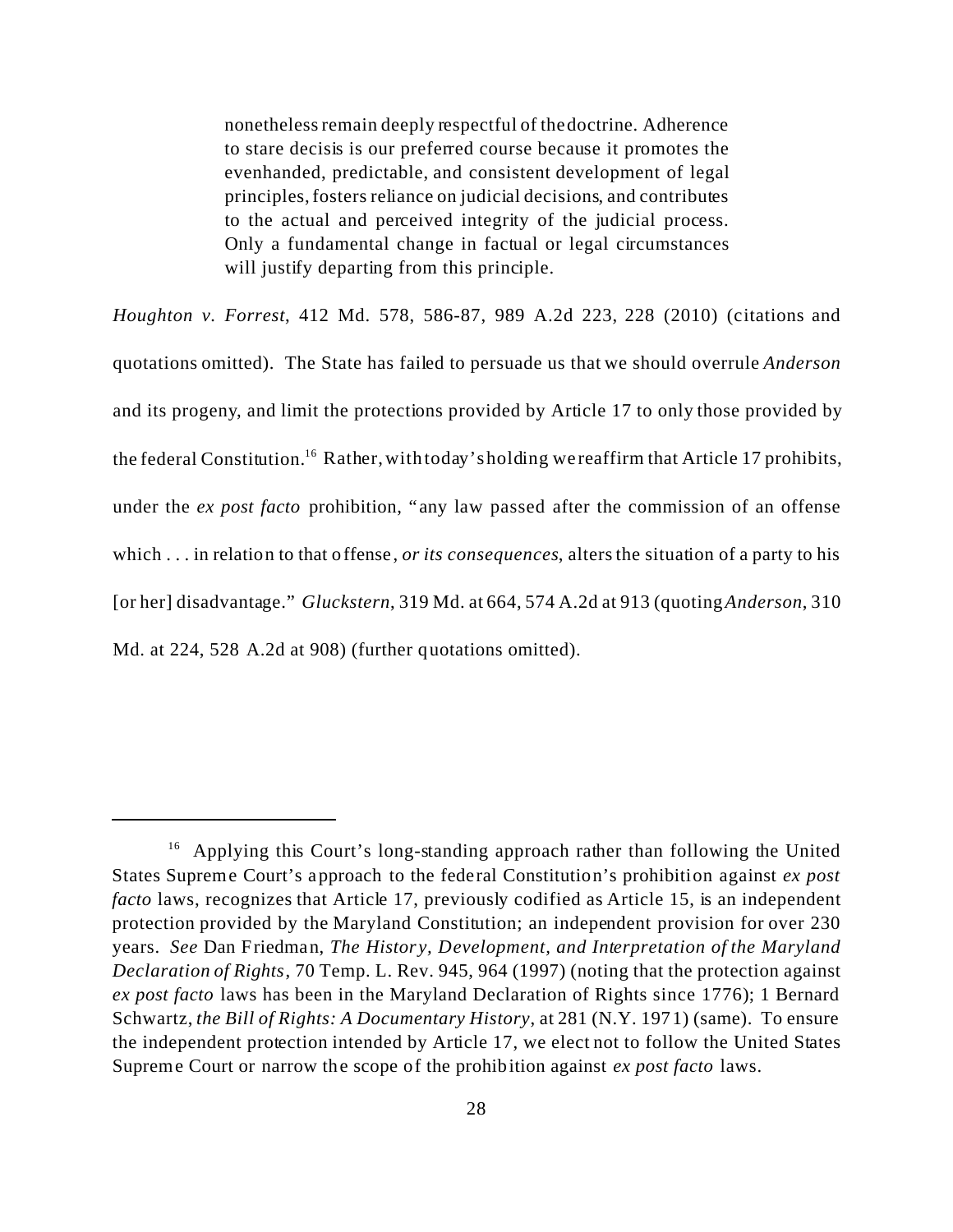> nonetheless remain deeply respectful of the doctrine. Adherence to stare decisis is our preferred course because it promotes the evenhanded, predictable, and consistent development of legal principles, fosters reliance on judicial decisions, and contributes to the actual and perceived integrity of the judicial process. Only a fundamental change in factual or legal circumstances will justify departing from this principle.

*Houghton v. Forrest*, 412 Md. 578, 586-87, 989 A.2d 223, 228 (2010) (citations and quotations omitted). The State has failed to persuade us that we should overrule *Anderson* and its progeny, and limit the protections provided by Article 17 to only those provided by the federal Constitution.[16] Rather, with today's holding we reaffirm that Article 17 prohibits, under the *ex post facto* prohibition, "any law passed after the commission of an offense which . . . in relation to that offense, *or its consequences*, alters the situation of a party to his [or her] disadvantage." *Gluckstern*, 319 Md. at 664, 574 A.2d at 913 (quoting *Anderson*, 310 Md. at 224, 528 A.2d at 908) (further quotations omitted).

---

[16] Applying this Court's long-standing approach rather than following the United States Supreme Court's approach to the federal Constitution's prohibition against *ex post facto* laws, recognizes that Article 17, previously codified as Article 15, is an independent protection provided by the Maryland Constitution; an independent provision for over 230 years. *See* Dan Friedman, *The History, Development, and Interpretation of the Maryland Declaration of Rights*, 70 Temp. L. Rev. 945, 964 (1997) (noting that the protection against *ex post facto* laws has been in the Maryland Declaration of Rights since 1776); 1 Bernard Schwartz, *the Bill of Rights: A Documentary History*, at 281 (N.Y. 1971) (same). To ensure the independent protection intended by Article 17, we elect not to follow the United States Supreme Court or narrow the scope of the prohibition against *ex post facto* laws.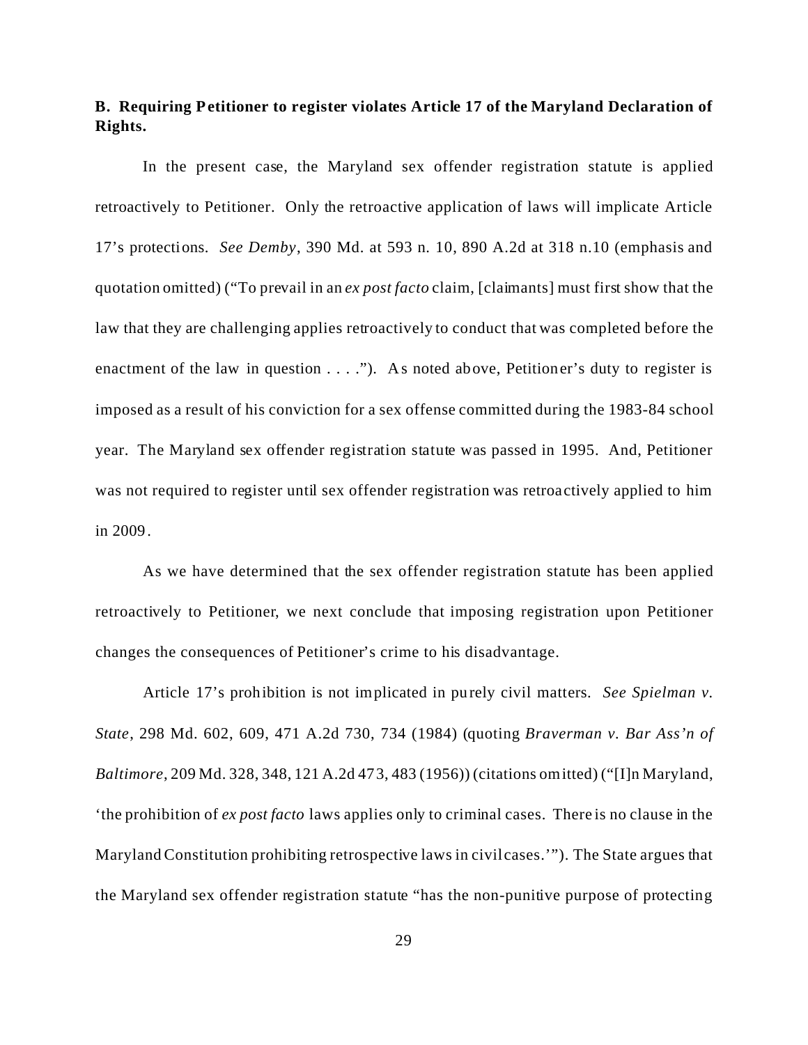**B. Requiring Petitioner to register violates Article 17 of the Maryland Declaration of Rights.**

In the present case, the Maryland sex offender registration statute is applied retroactively to Petitioner. Only the retroactive application of laws will implicate Article 17's protections. *See Demby*, 390 Md. at 593 n. 10, 890 A.2d at 318 n.10 (emphasis and quotation omitted) ("To prevail in an *ex post facto* claim, [claimants] must first show that the law that they are challenging applies retroactively to conduct that was completed before the enactment of the law in question . . . ."). As noted above, Petitioner's duty to register is imposed as a result of his conviction for a sex offense committed during the 1983-84 school year. The Maryland sex offender registration statute was passed in 1995. And, Petitioner was not required to register until sex offender registration was retroactively applied to him in 2009.

As we have determined that the sex offender registration statute has been applied retroactively to Petitioner, we next conclude that imposing registration upon Petitioner changes the consequences of Petitioner's crime to his disadvantage.

Article 17's prohibition is not implicated in purely civil matters. *See Spielman v. State*, 298 Md. 602, 609, 471 A.2d 730, 734 (1984) (quoting *Braverman v. Bar Ass'n of Baltimore*, 209 Md. 328, 348, 121 A.2d 473, 483 (1956)) (citations omitted) ("[I]n Maryland, 'the prohibition of *ex post facto* laws applies only to criminal cases. There is no clause in the Maryland Constitution prohibiting retrospective laws in civil cases.'"). The State argues that the Maryland sex offender registration statute "has the non-punitive purpose of protecting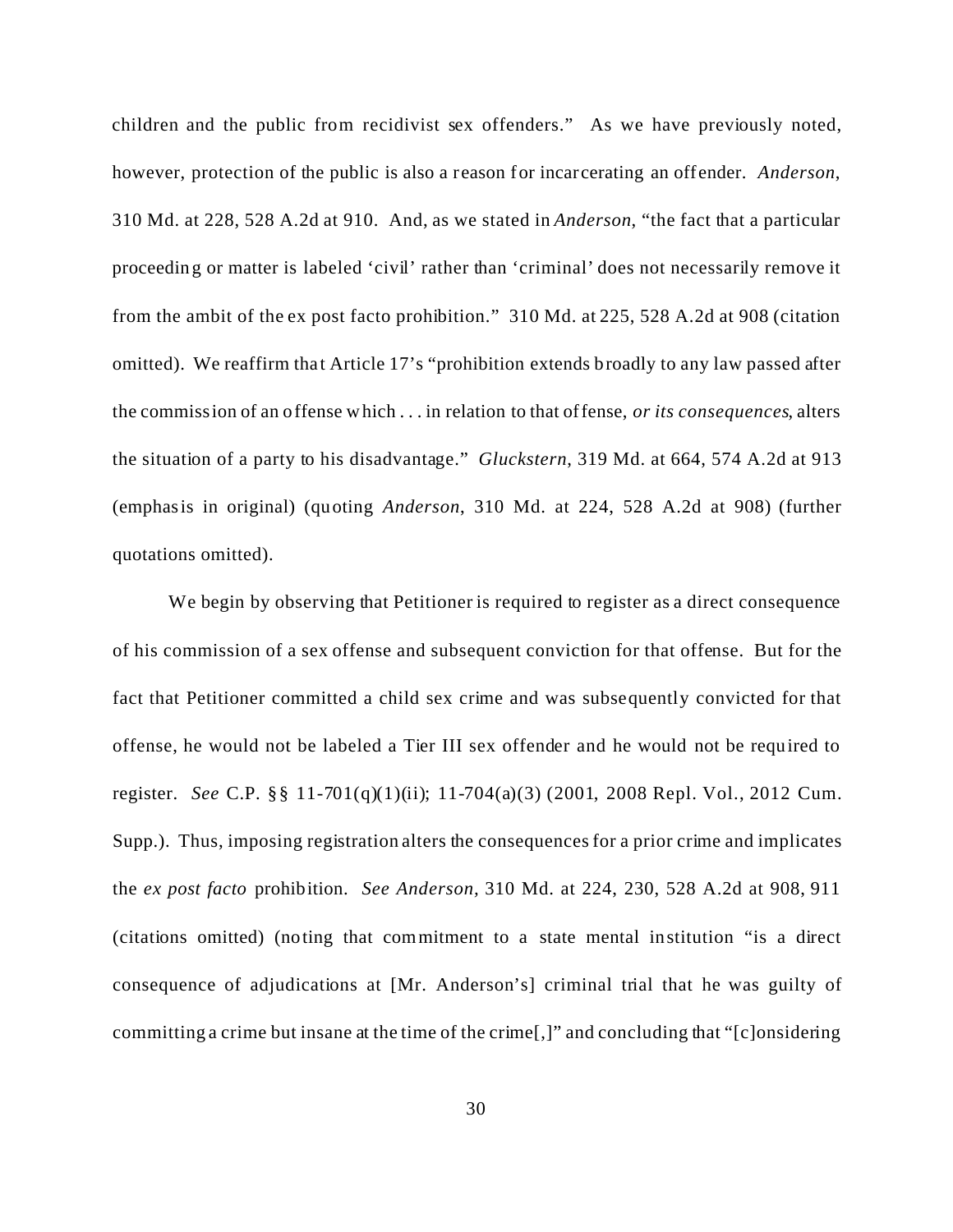children and the public from recidivist sex offenders." As we have previously noted, however, protection of the public is also a reason for incarcerating an offender. *Anderson*, 310 Md. at 228, 528 A.2d at 910. And, as we stated in *Anderson*, "the fact that a particular proceeding or matter is labeled 'civil' rather than 'criminal' does not necessarily remove it from the ambit of the ex post facto prohibition." 310 Md. at 225, 528 A.2d at 908 (citation omitted). We reaffirm that Article 17's "prohibition extends broadly to any law passed after the commission of an offense which . . . in relation to that offense, *or its consequences*, alters the situation of a party to his disadvantage." *Gluckstern*, 319 Md. at 664, 574 A.2d at 913 (emphasis in original) (quoting *Anderson*, 310 Md. at 224, 528 A.2d at 908) (further quotations omitted).

We begin by observing that Petitioner is required to register as a direct consequence of his commission of a sex offense and subsequent conviction for that offense. But for the fact that Petitioner committed a child sex crime and was subsequently convicted for that offense, he would not be labeled a Tier III sex offender and he would not be required to register. *See* C.P. §§ 11-701(q)(1)(ii); 11-704(a)(3) (2001, 2008 Repl. Vol., 2012 Cum. Supp.). Thus, imposing registration alters the consequences for a prior crime and implicates the *ex post facto* prohibition. *See Anderson*, 310 Md. at 224, 230, 528 A.2d at 908, 911 (citations omitted) (noting that commitment to a state mental institution "is a direct consequence of adjudications at [Mr. Anderson's] criminal trial that he was guilty of committing a crime but insane at the time of the crime[,]" and concluding that "[c]onsidering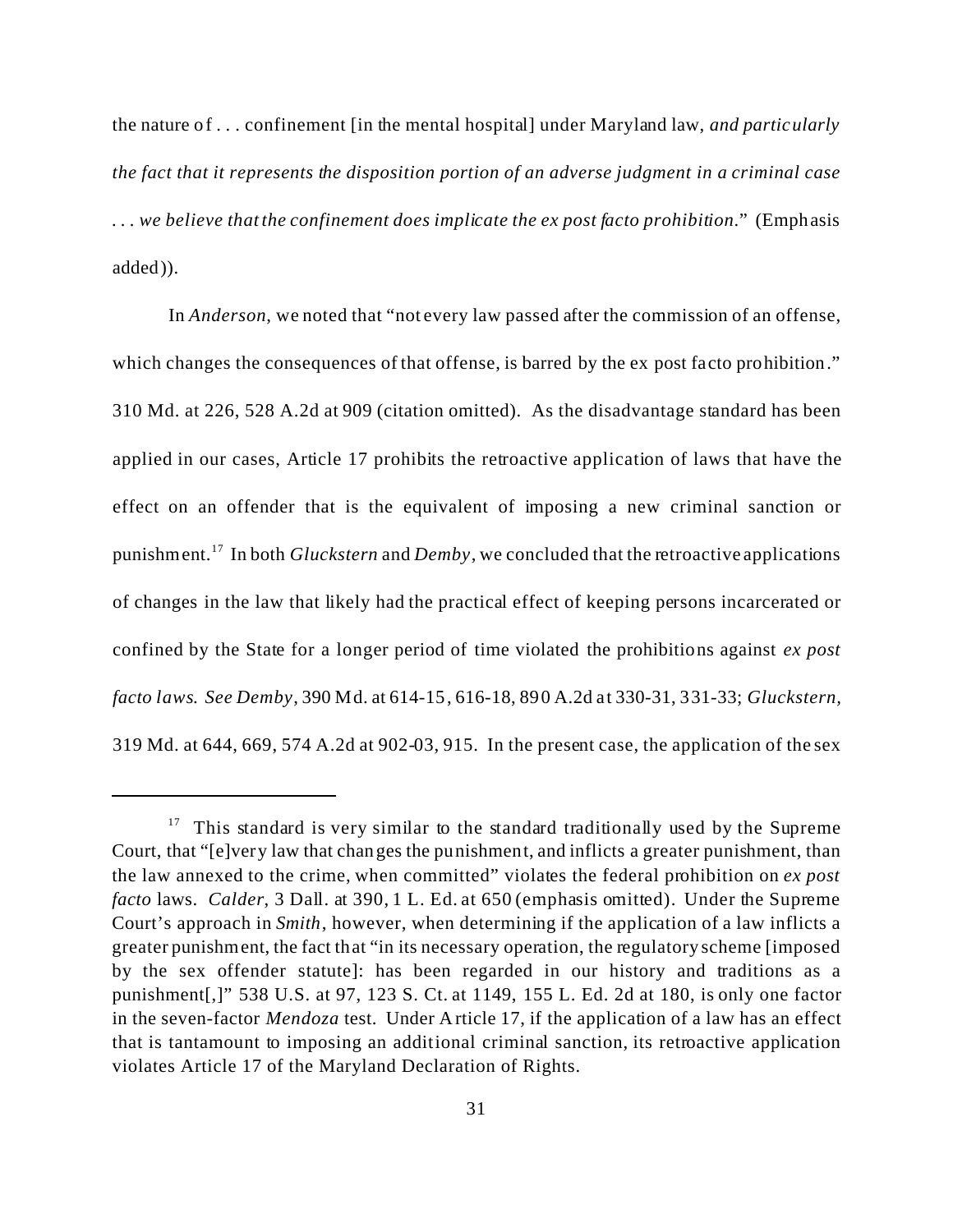the nature of . . . confinement [in the mental hospital] under Maryland law, *and particularly the fact that it represents the disposition portion of an adverse judgment in a criminal case . . . we believe that the confinement does implicate the ex post facto prohibition*." (Emphasis added)).

In *Anderson*, we noted that "not every law passed after the commission of an offense, which changes the consequences of that offense, is barred by the ex post facto prohibition." 310 Md. at 226, 528 A.2d at 909 (citation omitted). As the disadvantage standard has been applied in our cases, Article 17 prohibits the retroactive application of laws that have the effect on an offender that is the equivalent of imposing a new criminal sanction or punishment.[17] In both *Gluckstern* and *Demby*, we concluded that the retroactive applications of changes in the law that likely had the practical effect of keeping persons incarcerated or confined by the State for a longer period of time violated the prohibitions against *ex post facto laws*. *See Demby*, 390 Md. at 614-15, 616-18, 890 A.2d at 330-31, 331-33; *Gluckstern*, 319 Md. at 644, 669, 574 A.2d at 902-03, 915. In the present case, the application of the sex

---

[17] This standard is very similar to the standard traditionally used by the Supreme Court, that "[e]very law that changes the punishment, and inflicts a greater punishment, than the law annexed to the crime, when committed" violates the federal prohibition on *ex post facto* laws. *Calder*, 3 Dall. at 390, 1 L. Ed. at 650 (emphasis omitted). Under the Supreme Court's approach in *Smith*, however, when determining if the application of a law inflicts a greater punishment, the fact that "in its necessary operation, the regulatory scheme [imposed by the sex offender statute]: has been regarded in our history and traditions as a punishment[,]" 538 U.S. at 97, 123 S. Ct. at 1149, 155 L. Ed. 2d at 180, is only one factor in the seven-factor *Mendoza* test. Under Article 17, if the application of a law has an effect that is tantamount to imposing an additional criminal sanction, its retroactive application violates Article 17 of the Maryland Declaration of Rights.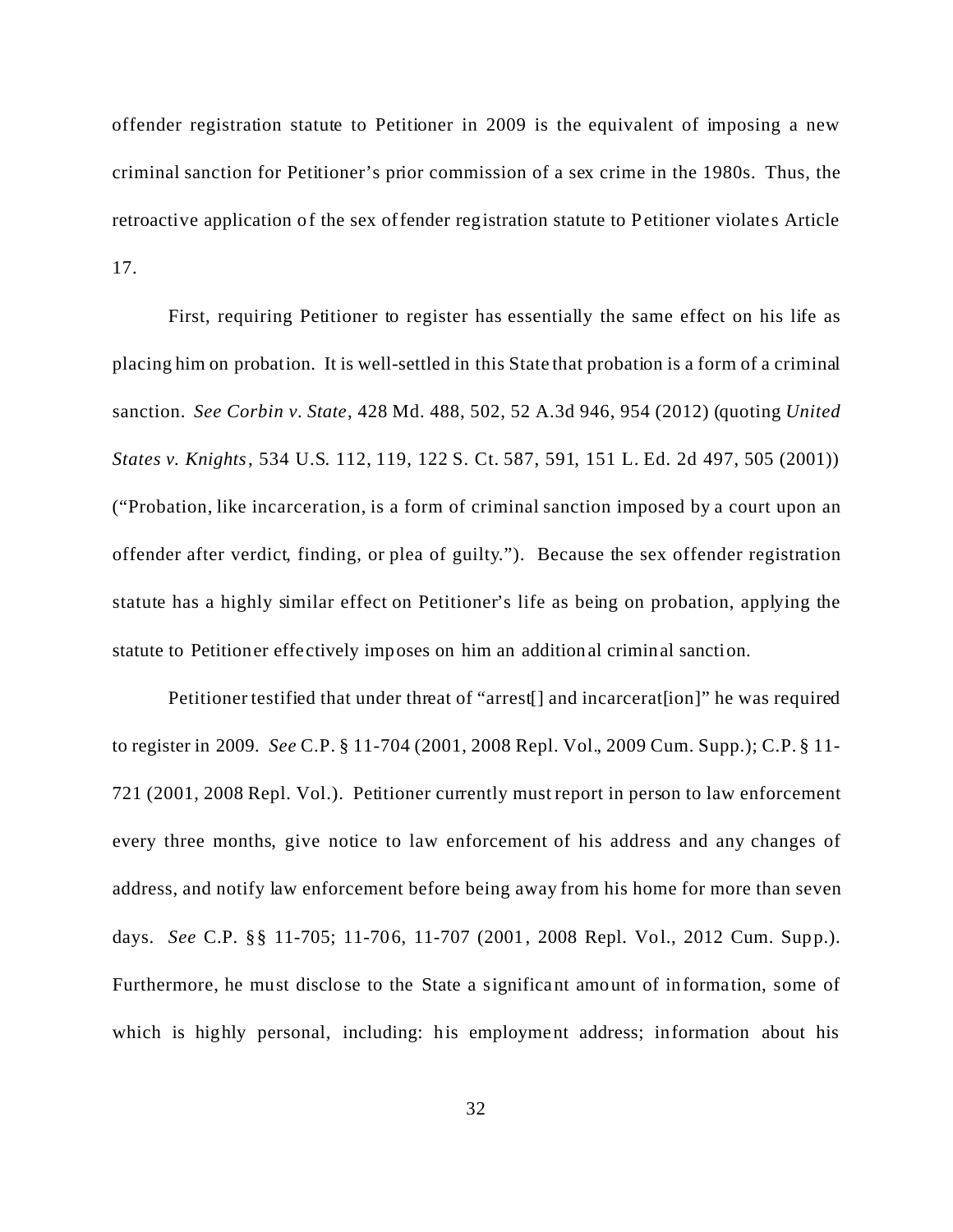offender registration statute to Petitioner in 2009 is the equivalent of imposing a new criminal sanction for Petitioner's prior commission of a sex crime in the 1980s. Thus, the retroactive application of the sex offender registration statute to Petitioner violates Article 17.

First, requiring Petitioner to register has essentially the same effect on his life as placing him on probation. It is well-settled in this State that probation is a form of a criminal sanction. *See Corbin v. State*, 428 Md. 488, 502, 52 A.3d 946, 954 (2012) (quoting *United States v. Knights*, 534 U.S. 112, 119, 122 S. Ct. 587, 591, 151 L. Ed. 2d 497, 505 (2001)) ("Probation, like incarceration, is a form of criminal sanction imposed by a court upon an offender after verdict, finding, or plea of guilty."). Because the sex offender registration statute has a highly similar effect on Petitioner's life as being on probation, applying the statute to Petitioner effectively imposes on him an additional criminal sanction.

Petitioner testified that under threat of "arrest[] and incarcerat[ion]" he was required to register in 2009. *See* C.P. § 11-704 (2001, 2008 Repl. Vol., 2009 Cum. Supp.); C.P. § 11-721 (2001, 2008 Repl. Vol.). Petitioner currently must report in person to law enforcement every three months, give notice to law enforcement of his address and any changes of address, and notify law enforcement before being away from his home for more than seven days. *See* C.P. §§ 11-705; 11-706, 11-707 (2001, 2008 Repl. Vol., 2012 Cum. Supp.). Furthermore, he must disclose to the State a significant amount of information, some of which is highly personal, including: his employment address; information about his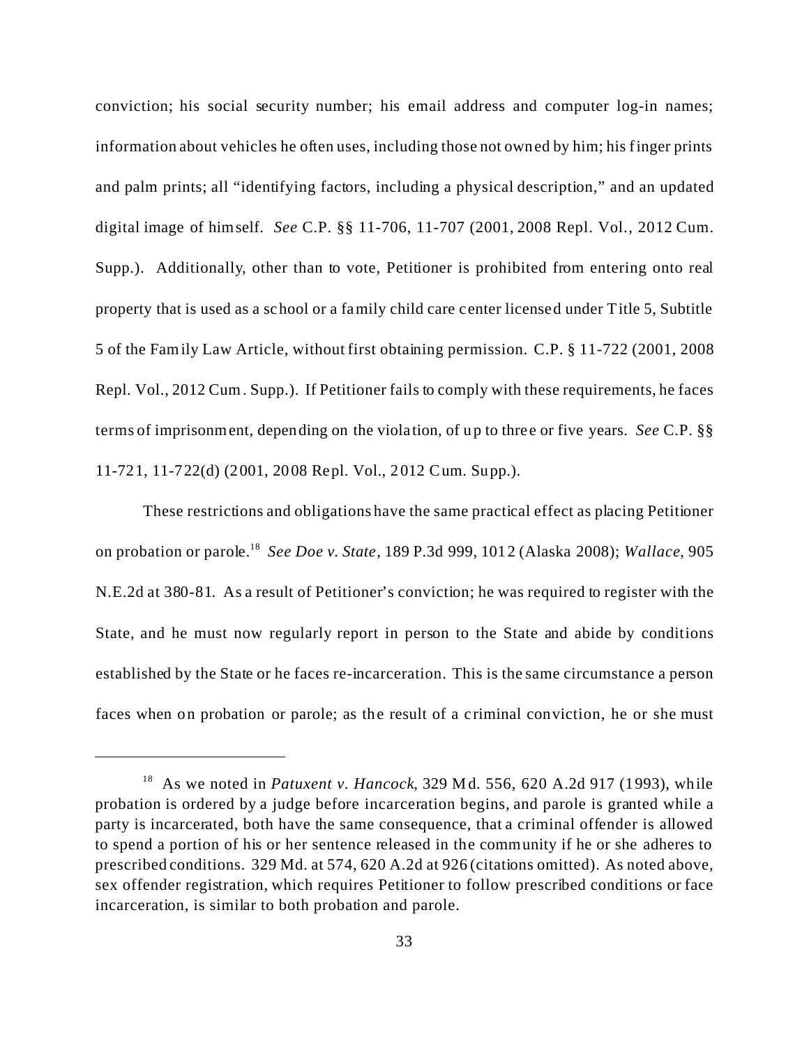conviction; his social security number; his email address and computer log-in names; information about vehicles he often uses, including those not owned by him; his finger prints and palm prints; all "identifying factors, including a physical description," and an updated digital image of himself. *See* C.P. §§ 11-706, 11-707 (2001, 2008 Repl. Vol., 2012 Cum. Supp.). Additionally, other than to vote, Petitioner is prohibited from entering onto real property that is used as a school or a family child care center licensed under Title 5, Subtitle 5 of the Family Law Article, without first obtaining permission. C.P. § 11-722 (2001, 2008 Repl. Vol., 2012 Cum. Supp.). If Petitioner fails to comply with these requirements, he faces terms of imprisonment, depending on the violation, of up to three or five years. *See* C.P. §§ 11-721, 11-722(d) (2001, 2008 Repl. Vol., 2012 Cum. Supp.).

These restrictions and obligations have the same practical effect as placing Petitioner on probation or parole.[18] *See Doe v. State*, 189 P.3d 999, 1012 (Alaska 2008); *Wallace*, 905 N.E.2d at 380-81. As a result of Petitioner's conviction; he was required to register with the State, and he must now regularly report in person to the State and abide by conditions established by the State or he faces re-incarceration. This is the same circumstance a person faces when on probation or parole; as the result of a criminal conviction, he or she must

---

[18] As we noted in *Patuxent v. Hancock*, 329 Md. 556, 620 A.2d 917 (1993), while probation is ordered by a judge before incarceration begins, and parole is granted while a party is incarcerated, both have the same consequence, that a criminal offender is allowed to spend a portion of his or her sentence released in the community if he or she adheres to prescribed conditions. 329 Md. at 574, 620 A.2d at 926 (citations omitted). As noted above, sex offender registration, which requires Petitioner to follow prescribed conditions or face incarceration, is similar to both probation and parole.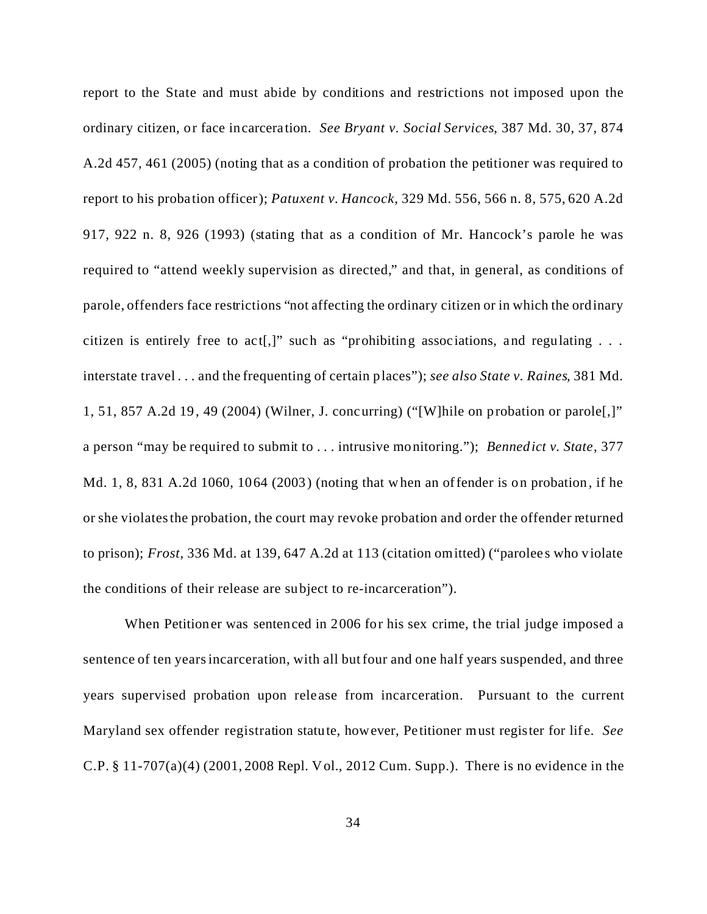report to the State and must abide by conditions and restrictions not imposed upon the ordinary citizen, or face incarceration. *See Bryant v. Social Services*, 387 Md. 30, 37, 874 A.2d 457, 461 (2005) (noting that as a condition of probation the petitioner was required to report to his probation officer); *Patuxent v. Hancock*, 329 Md. 556, 566 n. 8, 575, 620 A.2d 917, 922 n. 8, 926 (1993) (stating that as a condition of Mr. Hancock's parole he was required to "attend weekly supervision as directed," and that, in general, as conditions of parole, offenders face restrictions "not affecting the ordinary citizen or in which the ordinary citizen is entirely free to act[,]" such as "prohibiting associations, and regulating . . . interstate travel . . . and the frequenting of certain places"); *see also State v. Raines*, 381 Md. 1, 51, 857 A.2d 19, 49 (2004) (Wilner, J. concurring) ("[W]hile on probation or parole[,]" a person "may be required to submit to . . . intrusive monitoring."); *Bennedict v. State*, 377 Md. 1, 8, 831 A.2d 1060, 1064 (2003) (noting that when an offender is on probation, if he or she violates the probation, the court may revoke probation and order the offender returned to prison); *Frost*, 336 Md. at 139, 647 A.2d at 113 (citation omitted) ("parolees who violate the conditions of their release are subject to re-incarceration").

When Petitioner was sentenced in 2006 for his sex crime, the trial judge imposed a sentence of ten years incarceration, with all but four and one half years suspended, and three years supervised probation upon release from incarceration. Pursuant to the current Maryland sex offender registration statute, however, Petitioner must register for life. *See* C.P. § 11-707(a)(4) (2001, 2008 Repl. Vol., 2012 Cum. Supp.). There is no evidence in the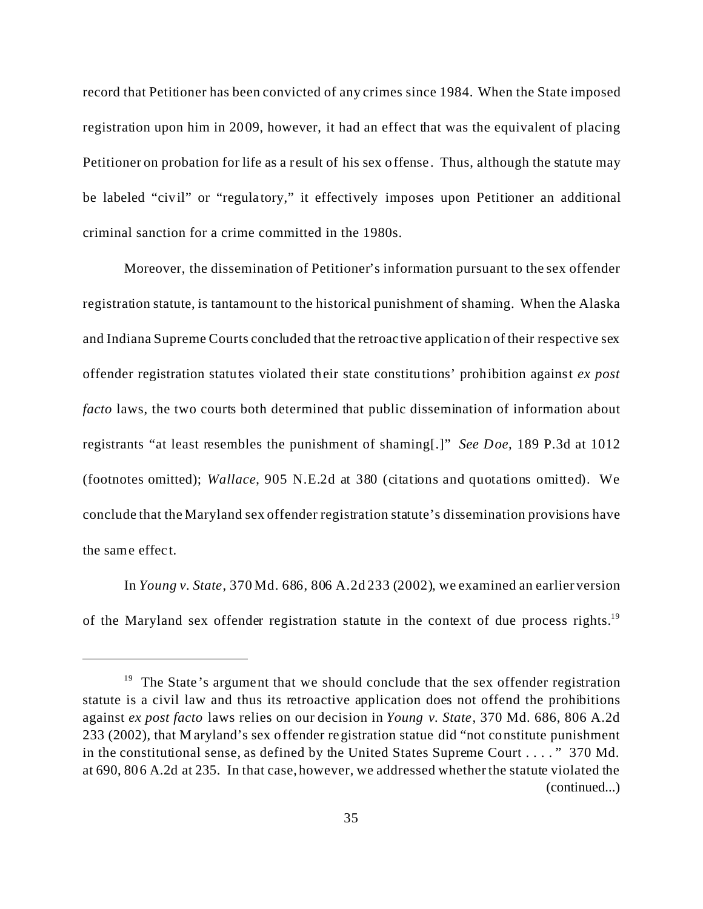record that Petitioner has been convicted of any crimes since 1984. When the State imposed registration upon him in 2009, however, it had an effect that was the equivalent of placing Petitioner on probation for life as a result of his sex offense. Thus, although the statute may be labeled "civil" or "regulatory," it effectively imposes upon Petitioner an additional criminal sanction for a crime committed in the 1980s.

Moreover, the dissemination of Petitioner's information pursuant to the sex offender registration statute, is tantamount to the historical punishment of shaming. When the Alaska and Indiana Supreme Courts concluded that the retroactive application of their respective sex offender registration statutes violated their state constitutions' prohibition against *ex post facto* laws, the two courts both determined that public dissemination of information about registrants "at least resembles the punishment of shaming[.]" *See Doe*, 189 P.3d at 1012 (footnotes omitted); *Wallace*, 905 N.E.2d at 380 (citations and quotations omitted). We conclude that the Maryland sex offender registration statute's dissemination provisions have the same effect.

In *Young v. State*, 370 Md. 686, 806 A.2d 233 (2002), we examined an earlier version of the Maryland sex offender registration statute in the context of due process rights.[19]

---

[19] The State's argument that we should conclude that the sex offender registration statute is a civil law and thus its retroactive application does not offend the prohibitions against *ex post facto* laws relies on our decision in *Young v. State*, 370 Md. 686, 806 A.2d 233 (2002), that Maryland's sex offender registration statue did "not constitute punishment in the constitutional sense, as defined by the United States Supreme Court . . . ." 370 Md. at 690, 806 A.2d at 235. In that case, however, we addressed whether the statute violated the (continued...)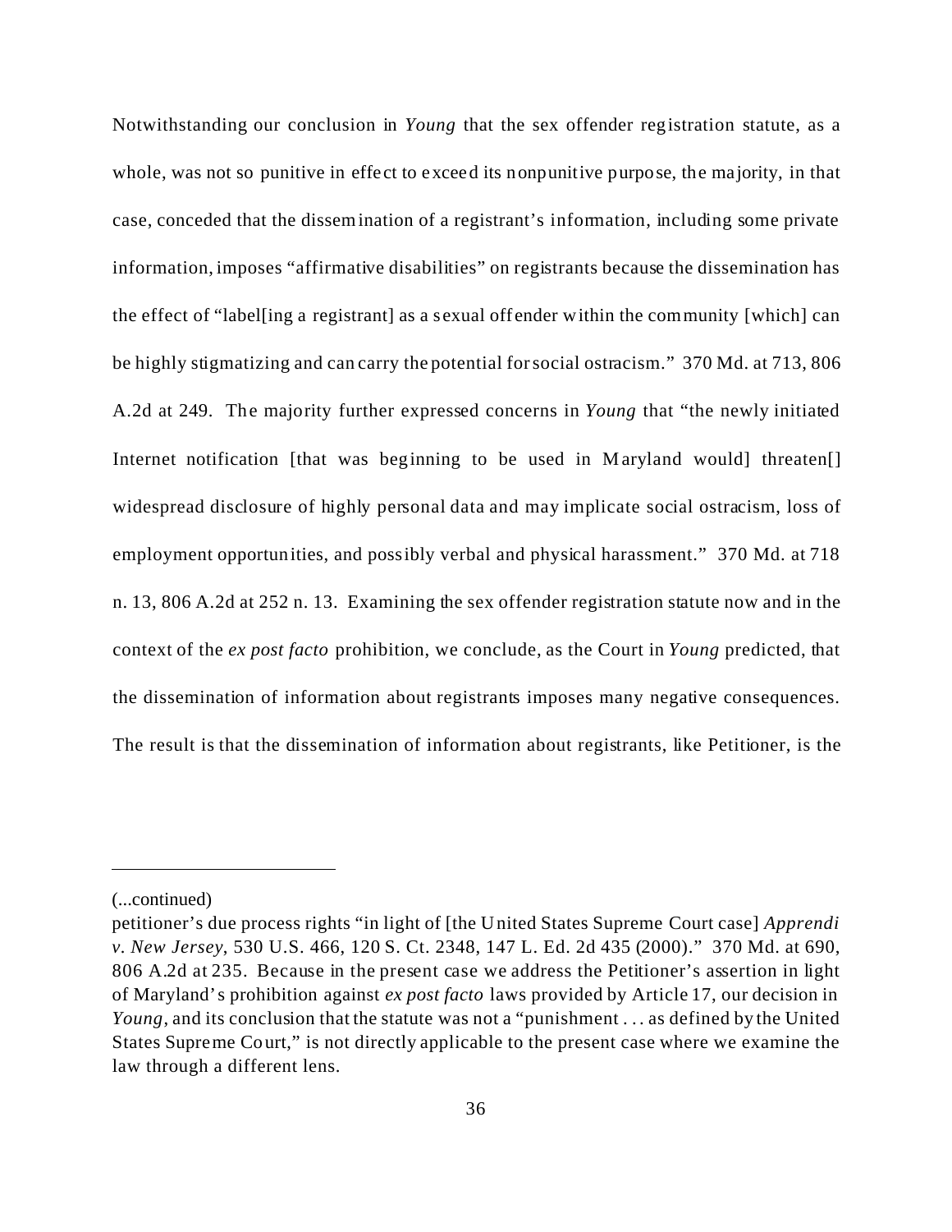Notwithstanding our conclusion in *Young* that the sex offender registration statute, as a whole, was not so punitive in effect to exceed its nonpunitive purpose, the majority, in that case, conceded that the dissemination of a registrant's information, including some private information, imposes "affirmative disabilities" on registrants because the dissemination has the effect of "label[ing a registrant] as a sexual offender within the community [which] can be highly stigmatizing and can carry the potential for social ostracism." 370 Md. at 713, 806 A.2d at 249. The majority further expressed concerns in *Young* that "the newly initiated Internet notification [that was beginning to be used in Maryland would] threaten[] widespread disclosure of highly personal data and may implicate social ostracism, loss of employment opportunities, and possibly verbal and physical harassment." 370 Md. at 718 n. 13, 806 A.2d at 252 n. 13. Examining the sex offender registration statute now and in the context of the *ex post facto* prohibition, we conclude, as the Court in *Young* predicted, that the dissemination of information about registrants imposes many negative consequences. The result is that the dissemination of information about registrants, like Petitioner, is the

---

(...continued)

petitioner's due process rights "in light of [the United States Supreme Court case] *Apprendi v. New Jersey*, 530 U.S. 466, 120 S. Ct. 2348, 147 L. Ed. 2d 435 (2000)." 370 Md. at 690, 806 A.2d at 235. Because in the present case we address the Petitioner's assertion in light of Maryland's prohibition against *ex post facto* laws provided by Article 17, our decision in *Young*, and its conclusion that the statute was not a "punishment . . . as defined by the United States Supreme Court," is not directly applicable to the present case where we examine the law through a different lens.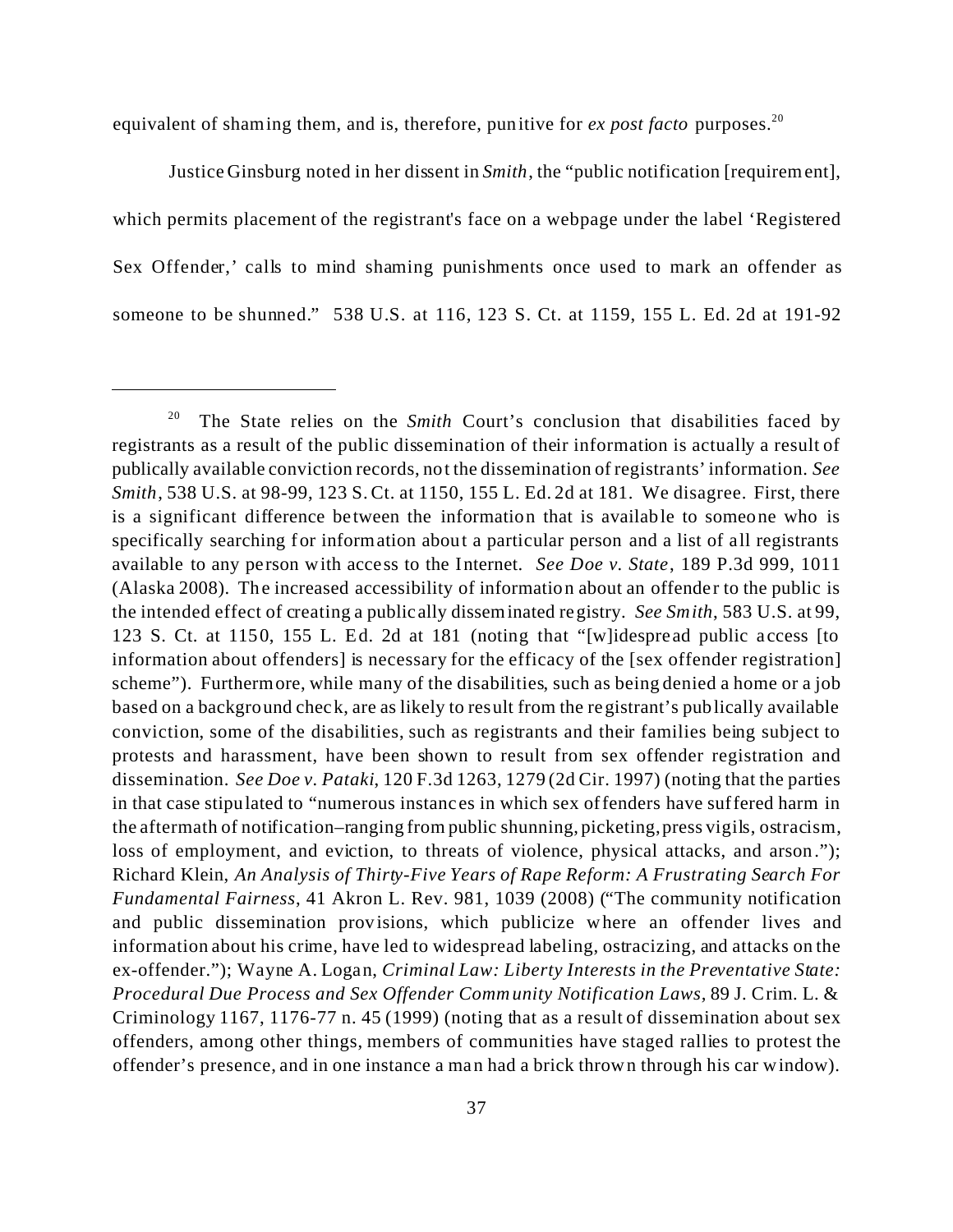equivalent of shaming them, and is, therefore, punitive for *ex post facto* purposes.[20]

Justice Ginsburg noted in her dissent in *Smith*, the "public notification [requirement], which permits placement of the registrant's face on a webpage under the label 'Registered Sex Offender,' calls to mind shaming punishments once used to mark an offender as someone to be shunned." 538 U.S. at 116, 123 S. Ct. at 1159, 155 L. Ed. 2d at 191-92

---

[20] The State relies on the *Smith* Court's conclusion that disabilities faced by registrants as a result of the public dissemination of their information is actually a result of publically available conviction records, not the dissemination of registrants' information. *See Smith*, 538 U.S. at 98-99, 123 S. Ct. at 1150, 155 L. Ed. 2d at 181. We disagree. First, there is a significant difference between the information that is available to someone who is specifically searching for information about a particular person and a list of all registrants available to any person with access to the Internet. *See Doe v. State*, 189 P.3d 999, 1011 (Alaska 2008). The increased accessibility of information about an offender to the public is the intended effect of creating a publically disseminated registry. *See Smith*, 583 U.S. at 99, 123 S. Ct. at 1150, 155 L. Ed. 2d at 181 (noting that "[w]idespread public access [to information about offenders] is necessary for the efficacy of the [sex offender registration] scheme"). Furthermore, while many of the disabilities, such as being denied a home or a job based on a background check, are as likely to result from the registrant's publically available conviction, some of the disabilities, such as registrants and their families being subject to protests and harassment, have been shown to result from sex offender registration and dissemination. *See Doe v. Pataki*, 120 F.3d 1263, 1279 (2d Cir. 1997) (noting that the parties in that case stipulated to "numerous instances in which sex offenders have suffered harm in the aftermath of notification–ranging from public shunning, picketing, press vigils, ostracism, loss of employment, and eviction, to threats of violence, physical attacks, and arson."); Richard Klein, *An Analysis of Thirty-Five Years of Rape Reform: A Frustrating Search For Fundamental Fairness*, 41 Akron L. Rev. 981, 1039 (2008) ("The community notification and public dissemination provisions, which publicize where an offender lives and information about his crime, have led to widespread labeling, ostracizing, and attacks on the ex-offender."); Wayne A. Logan, *Criminal Law: Liberty Interests in the Preventative State: Procedural Due Process and Sex Offender Community Notification Laws*, 89 J. Crim. L. & Criminology 1167, 1176-77 n. 45 (1999) (noting that as a result of dissemination about sex offenders, among other things, members of communities have staged rallies to protest the offender's presence, and in one instance a man had a brick thrown through his car window).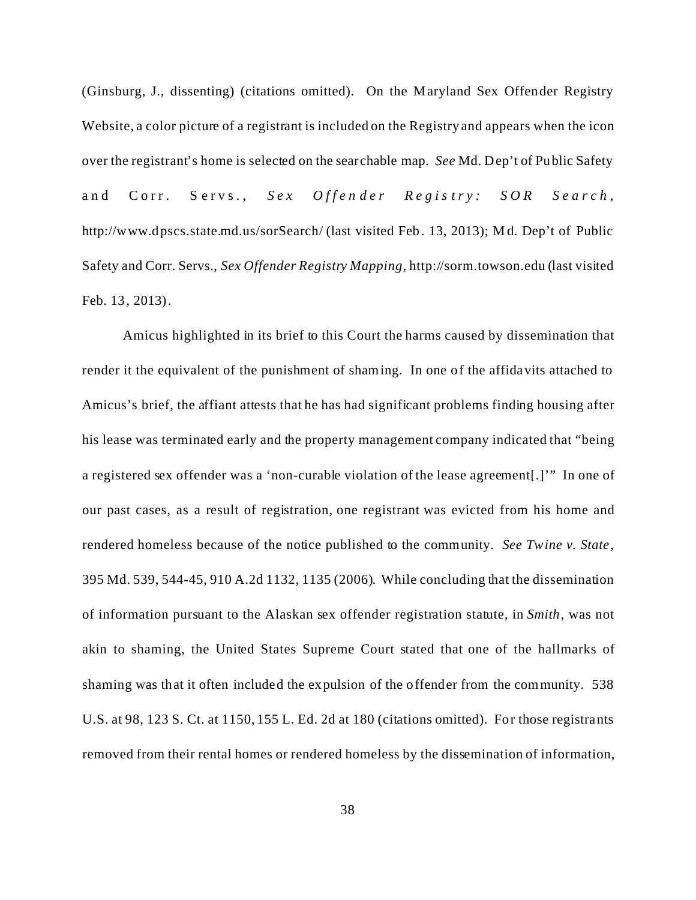(Ginsburg, J., dissenting) (citations omitted). On the Maryland Sex Offender Registry Website, a color picture of a registrant is included on the Registry and appears when the icon over the registrant's home is selected on the searchable map. *See* Md. Dep't of Public Safety and Corr. Servs., *Sex Offender Registry: SOR Search*, http://www.dpscs.state.md.us/sorSearch/ (last visited Feb. 13, 2013); Md. Dep't of Public Safety and Corr. Servs., *Sex Offender Registry Mapping*, http://sorm.towson.edu (last visited Feb. 13, 2013).

Amicus highlighted in its brief to this Court the harms caused by dissemination that render it the equivalent of the punishment of shaming. In one of the affidavits attached to Amicus's brief, the affiant attests that he has had significant problems finding housing after his lease was terminated early and the property management company indicated that "being a registered sex offender was a 'non-curable violation of the lease agreement[.]'" In one of our past cases, as a result of registration, one registrant was evicted from his home and rendered homeless because of the notice published to the community. *See Twine v. State*, 395 Md. 539, 544-45, 910 A.2d 1132, 1135 (2006). While concluding that the dissemination of information pursuant to the Alaskan sex offender registration statute, in *Smith*, was not akin to shaming, the United States Supreme Court stated that one of the hallmarks of shaming was that it often included the expulsion of the offender from the community. 538 U.S. at 98, 123 S. Ct. at 1150, 155 L. Ed. 2d at 180 (citations omitted). For those registrants removed from their rental homes or rendered homeless by the dissemination of information,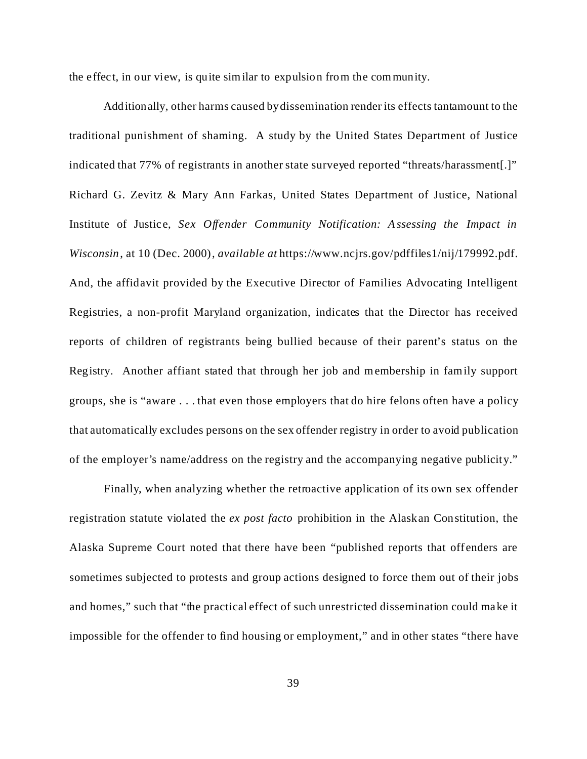the effect, in our view, is quite similar to expulsion from the community.

Additionally, other harms caused by dissemination render its effects tantamount to the traditional punishment of shaming. A study by the United States Department of Justice indicated that 77% of registrants in another state surveyed reported "threats/harassment[.]" Richard G. Zevitz & Mary Ann Farkas, United States Department of Justice, National Institute of Justice, *Sex Offender Community Notification: Assessing the Impact in Wisconsin*, at 10 (Dec. 2000), *available at* https://www.ncjrs.gov/pdffiles1/nij/179992.pdf. And, the affidavit provided by the Executive Director of Families Advocating Intelligent Registries, a non-profit Maryland organization, indicates that the Director has received reports of children of registrants being bullied because of their parent's status on the Registry. Another affiant stated that through her job and membership in family support groups, she is "aware . . . that even those employers that do hire felons often have a policy that automatically excludes persons on the sex offender registry in order to avoid publication of the employer's name/address on the registry and the accompanying negative publicity."

Finally, when analyzing whether the retroactive application of its own sex offender registration statute violated the *ex post facto* prohibition in the Alaskan Constitution, the Alaska Supreme Court noted that there have been "published reports that offenders are sometimes subjected to protests and group actions designed to force them out of their jobs and homes," such that "the practical effect of such unrestricted dissemination could make it impossible for the offender to find housing or employment," and in other states "there have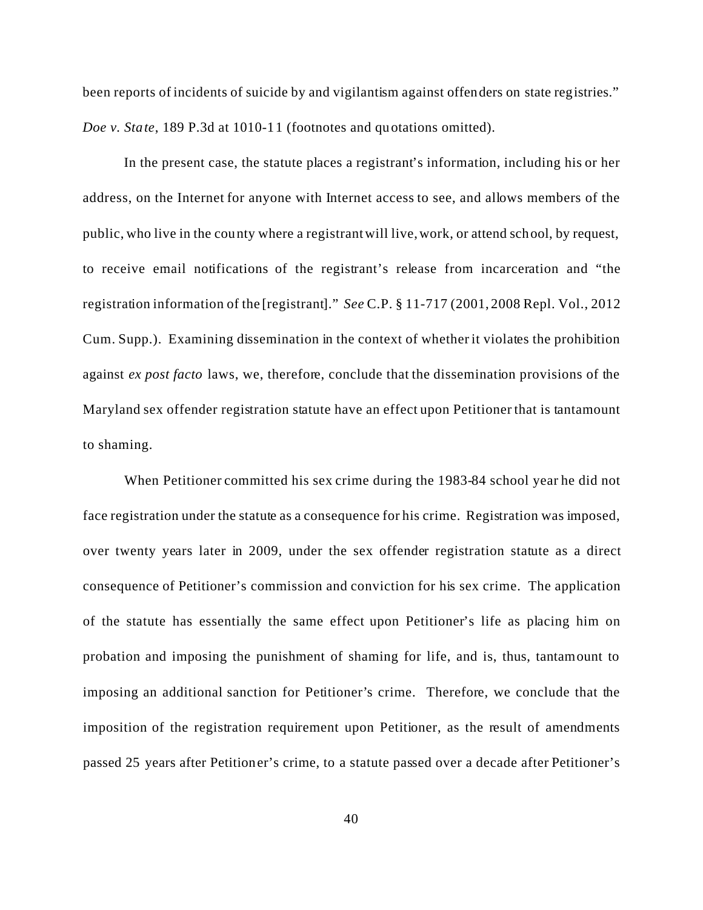been reports of incidents of suicide by and vigilantism against offenders on state registries." *Doe v. State*, 189 P.3d at 1010-11 (footnotes and quotations omitted).

In the present case, the statute places a registrant's information, including his or her address, on the Internet for anyone with Internet access to see, and allows members of the public, who live in the county where a registrant will live, work, or attend school, by request, to receive email notifications of the registrant's release from incarceration and "the registration information of the [registrant]." *See* C.P. § 11-717 (2001, 2008 Repl. Vol., 2012 Cum. Supp.). Examining dissemination in the context of whether it violates the prohibition against *ex post facto* laws, we, therefore, conclude that the dissemination provisions of the Maryland sex offender registration statute have an effect upon Petitioner that is tantamount to shaming.

When Petitioner committed his sex crime during the 1983-84 school year he did not face registration under the statute as a consequence for his crime. Registration was imposed, over twenty years later in 2009, under the sex offender registration statute as a direct consequence of Petitioner's commission and conviction for his sex crime. The application of the statute has essentially the same effect upon Petitioner's life as placing him on probation and imposing the punishment of shaming for life, and is, thus, tantamount to imposing an additional sanction for Petitioner's crime. Therefore, we conclude that the imposition of the registration requirement upon Petitioner, as the result of amendments passed 25 years after Petitioner's crime, to a statute passed over a decade after Petitioner's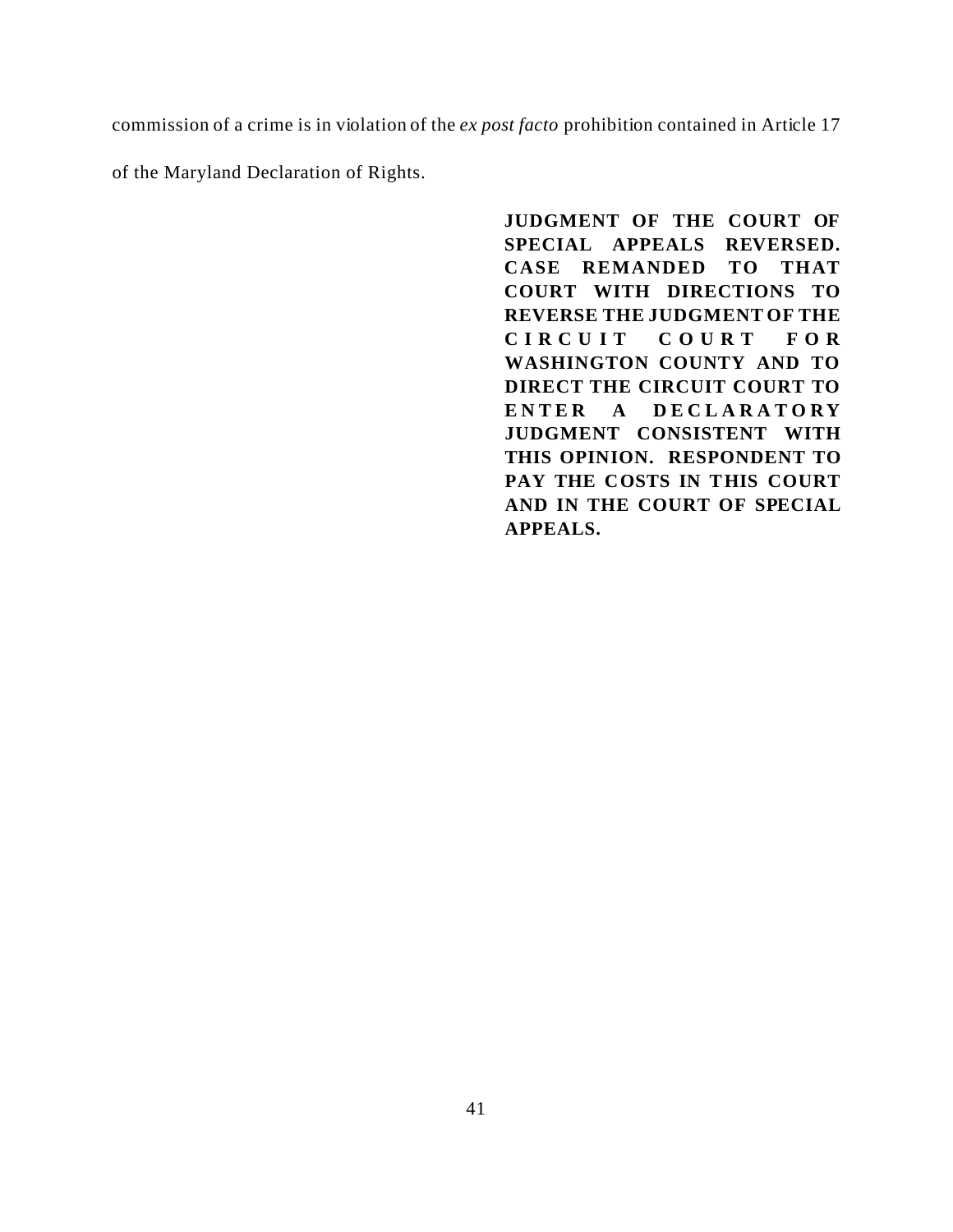commission of a crime is in violation of the *ex post facto* prohibition contained in Article 17 of the Maryland Declaration of Rights.

**JUDGMENT OF THE COURT OF SPECIAL APPEALS REVERSED. CASE REMANDED TO THAT COURT WITH DIRECTIONS TO REVERSE THE JUDGMENT OF THE CIRCUIT COURT FOR WASHINGTON COUNTY AND TO DIRECT THE CIRCUIT COURT TO ENTER A DECLARATORY JUDGMENT CONSISTENT WITH THIS OPINION. RESPONDENT TO PAY THE COSTS IN THIS COURT AND IN THE COURT OF SPECIAL APPEALS.**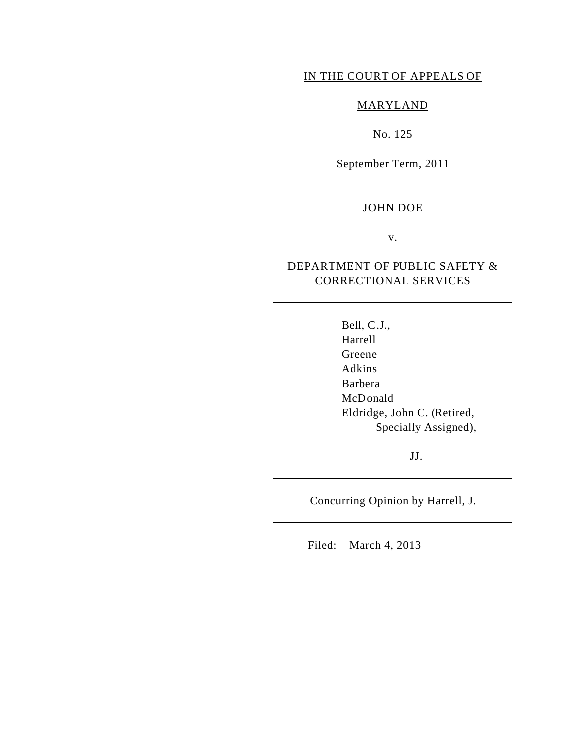IN THE COURT OF APPEALS OF

MARYLAND

No. 125

September Term, 2011

---

JOHN DOE

v.

DEPARTMENT OF PUBLIC SAFETY & CORRECTIONAL SERVICES

---

Bell, C.J.,
Harrell
Greene
Adkins
Barbera
McDonald
Eldridge, John C. (Retired, Specially Assigned),

JJ.

---

Concurring Opinion by Harrell, J.

---

Filed: March 4, 2013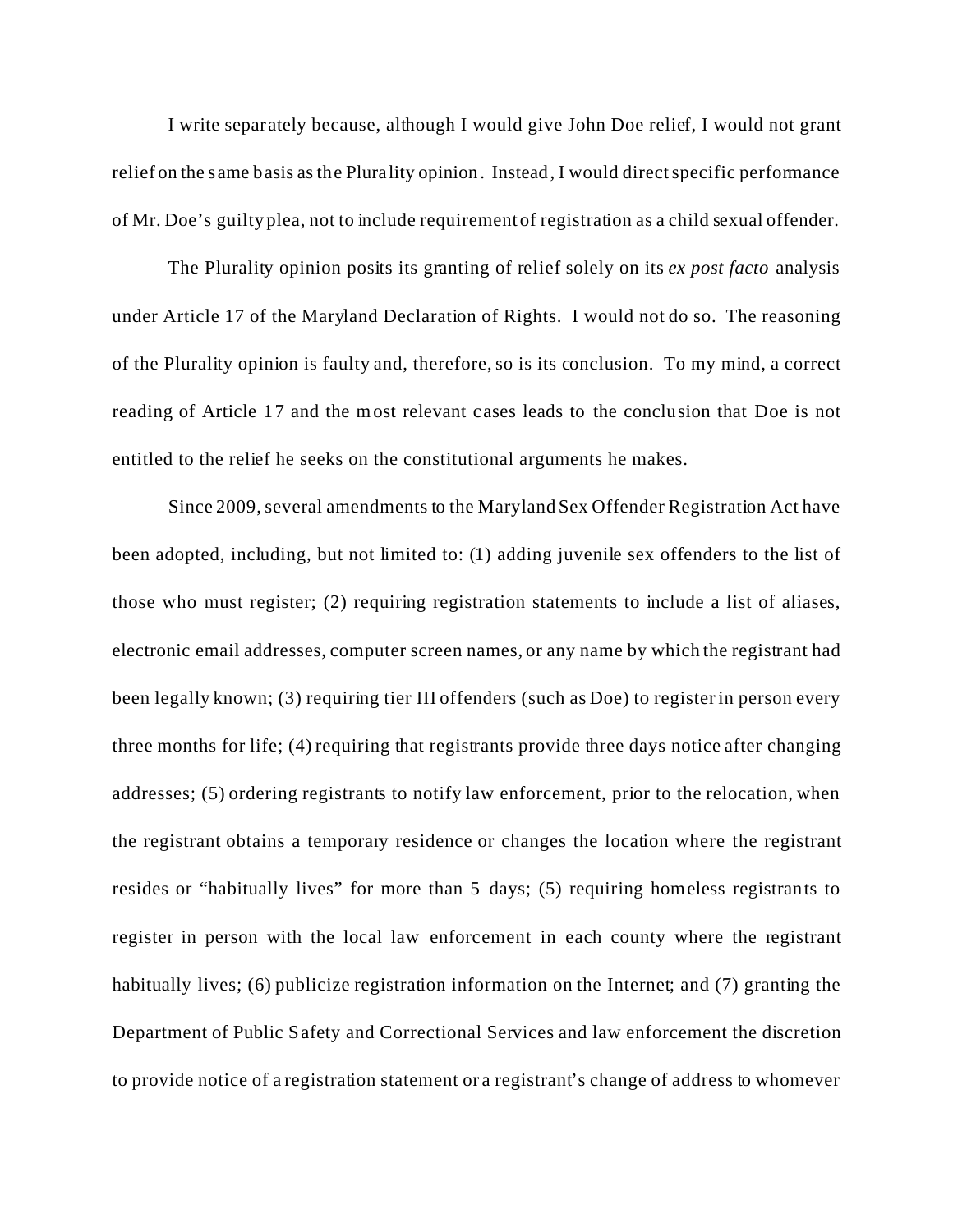I write separately because, although I would give John Doe relief, I would not grant relief on the same basis as the Plurality opinion. Instead, I would direct specific performance of Mr. Doe's guilty plea, not to include requirement of registration as a child sexual offender.

The Plurality opinion posits its granting of relief solely on its *ex post facto* analysis under Article 17 of the Maryland Declaration of Rights. I would not do so. The reasoning of the Plurality opinion is faulty and, therefore, so is its conclusion. To my mind, a correct reading of Article 17 and the most relevant cases leads to the conclusion that Doe is not entitled to the relief he seeks on the constitutional arguments he makes.

Since 2009, several amendments to the Maryland Sex Offender Registration Act have been adopted, including, but not limited to: (1) adding juvenile sex offenders to the list of those who must register; (2) requiring registration statements to include a list of aliases, electronic email addresses, computer screen names, or any name by which the registrant had been legally known; (3) requiring tier III offenders (such as Doe) to register in person every three months for life; (4) requiring that registrants provide three days notice after changing addresses; (5) ordering registrants to notify law enforcement, prior to the relocation, when the registrant obtains a temporary residence or changes the location where the registrant resides or "habitually lives" for more than 5 days; (5) requiring homeless registrants to register in person with the local law enforcement in each county where the registrant habitually lives; (6) publicize registration information on the Internet; and (7) granting the Department of Public Safety and Correctional Services and law enforcement the discretion to provide notice of a registration statement or a registrant's change of address to whomever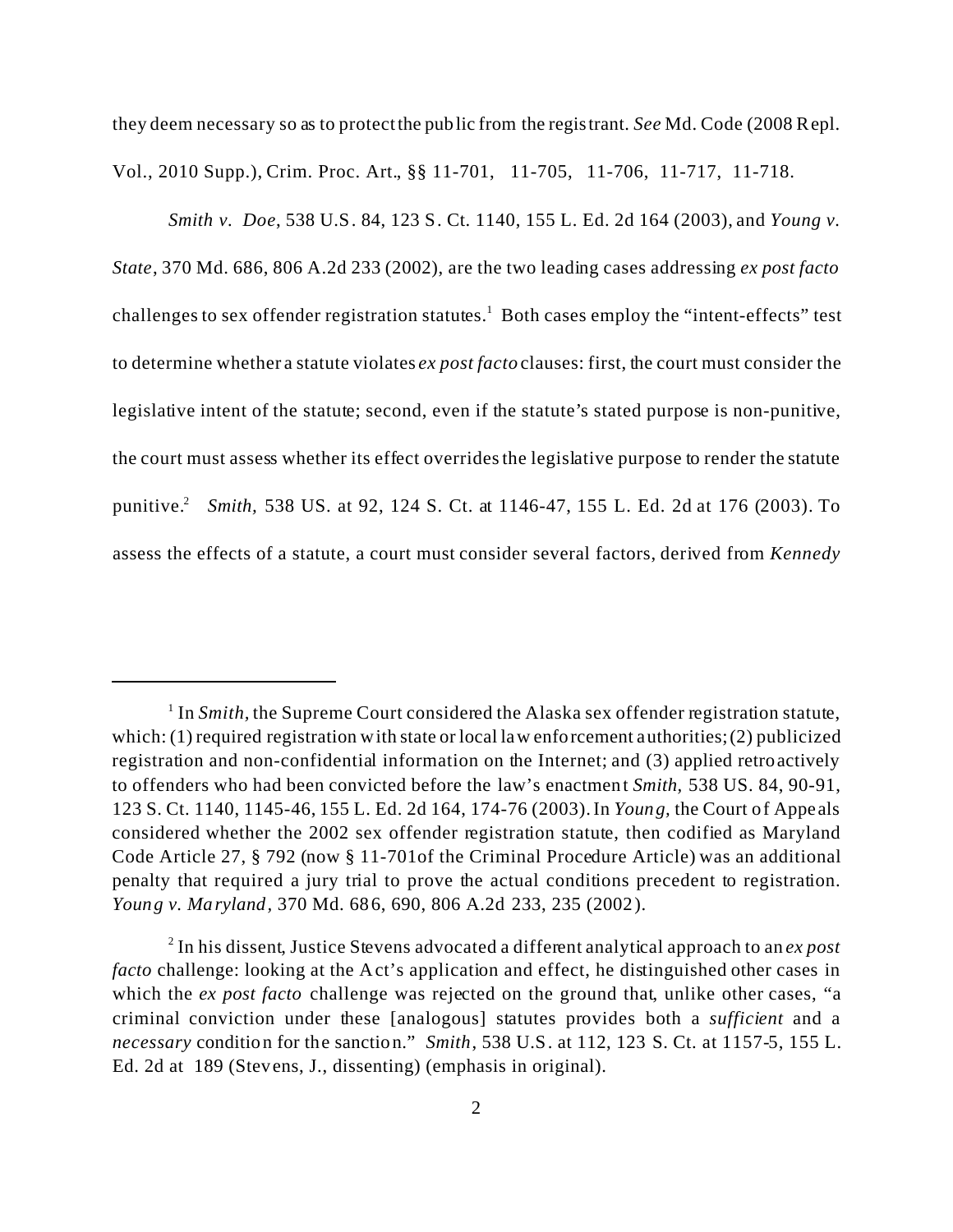they deem necessary so as to protect the public from the registrant. *See* Md. Code (2008 Repl. Vol., 2010 Supp.), Crim. Proc. Art., §§ 11-701, 11-705, 11-706, 11-717, 11-718.

*Smith v. Doe*, 538 U.S. 84, 123 S. Ct. 1140, 155 L. Ed. 2d 164 (2003), and *Young v. State*, 370 Md. 686, 806 A.2d 233 (2002), are the two leading cases addressing *ex post facto* challenges to sex offender registration statutes.[1] Both cases employ the "intent-effects" test to determine whether a statute violates *ex post facto* clauses: first, the court must consider the legislative intent of the statute; second, even if the statute's stated purpose is non-punitive, the court must assess whether its effect overrides the legislative purpose to render the statute punitive.[2] *Smith*, 538 US. at 92, 124 S. Ct. at 1146-47, 155 L. Ed. 2d at 176 (2003). To assess the effects of a statute, a court must consider several factors, derived from *Kennedy*

---

[1] In *Smith*, the Supreme Court considered the Alaska sex offender registration statute, which: (1) required registration with state or local law enforcement authorities; (2) publicized registration and non-confidential information on the Internet; and (3) applied retroactively to offenders who had been convicted before the law's enactment *Smith*, 538 US. 84, 90-91, 123 S. Ct. 1140, 1145-46, 155 L. Ed. 2d 164, 174-76 (2003). In *Young*, the Court of Appeals considered whether the 2002 sex offender registration statute, then codified as Maryland Code Article 27, § 792 (now § 11-701of the Criminal Procedure Article) was an additional penalty that required a jury trial to prove the actual conditions precedent to registration. *Young v. Maryland*, 370 Md. 686, 690, 806 A.2d 233, 235 (2002).

[2] In his dissent, Justice Stevens advocated a different analytical approach to an *ex post facto* challenge: looking at the Act's application and effect, he distinguished other cases in which the *ex post facto* challenge was rejected on the ground that, unlike other cases, "a criminal conviction under these [analogous] statutes provides both a *sufficient* and a *necessary* condition for the sanction." *Smith*, 538 U.S. at 112, 123 S. Ct. at 1157-5, 155 L. Ed. 2d at 189 (Stevens, J., dissenting) (emphasis in original).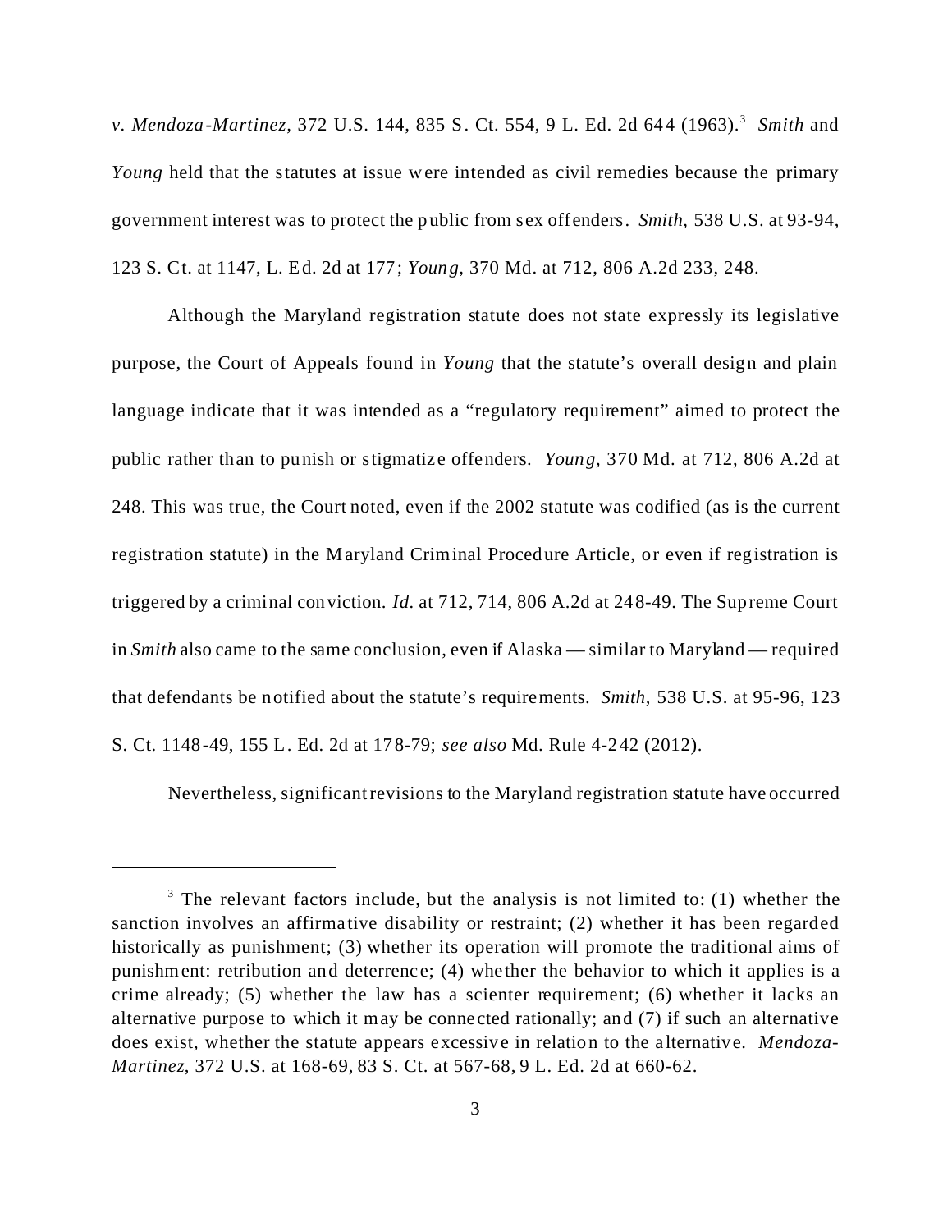*v. Mendoza-Martinez*, 372 U.S. 144, 835 S. Ct. 554, 9 L. Ed. 2d 644 (1963).[3] *Smith* and *Young* held that the statutes at issue were intended as civil remedies because the primary government interest was to protect the public from sex offenders. *Smith*, 538 U.S. at 93-94, 123 S. Ct. at 1147, L. Ed. 2d at 177; *Young*, 370 Md. at 712, 806 A.2d 233, 248.

Although the Maryland registration statute does not state expressly its legislative purpose, the Court of Appeals found in *Young* that the statute's overall design and plain language indicate that it was intended as a "regulatory requirement" aimed to protect the public rather than to punish or stigmatize offenders. *Young*, 370 Md. at 712, 806 A.2d at 248. This was true, the Court noted, even if the 2002 statute was codified (as is the current registration statute) in the Maryland Criminal Procedure Article, or even if registration is triggered by a criminal conviction. *Id.* at 712, 714, 806 A.2d at 248-49. The Supreme Court in *Smith* also came to the same conclusion, even if Alaska — similar to Maryland — required that defendants be notified about the statute's requirements. *Smith*, 538 U.S. at 95-96, 123 S. Ct. 1148-49, 155 L. Ed. 2d at 178-79; *see also* Md. Rule 4-242 (2012).

Nevertheless, significant revisions to the Maryland registration statute have occurred

---

[3] The relevant factors include, but the analysis is not limited to: (1) whether the sanction involves an affirmative disability or restraint; (2) whether it has been regarded historically as punishment; (3) whether its operation will promote the traditional aims of punishment: retribution and deterrence; (4) whether the behavior to which it applies is a crime already; (5) whether the law has a scienter requirement; (6) whether it lacks an alternative purpose to which it may be connected rationally; and (7) if such an alternative does exist, whether the statute appears excessive in relation to the alternative. *Mendoza-Martinez*, 372 U.S. at 168-69, 83 S. Ct. at 567-68, 9 L. Ed. 2d at 660-62.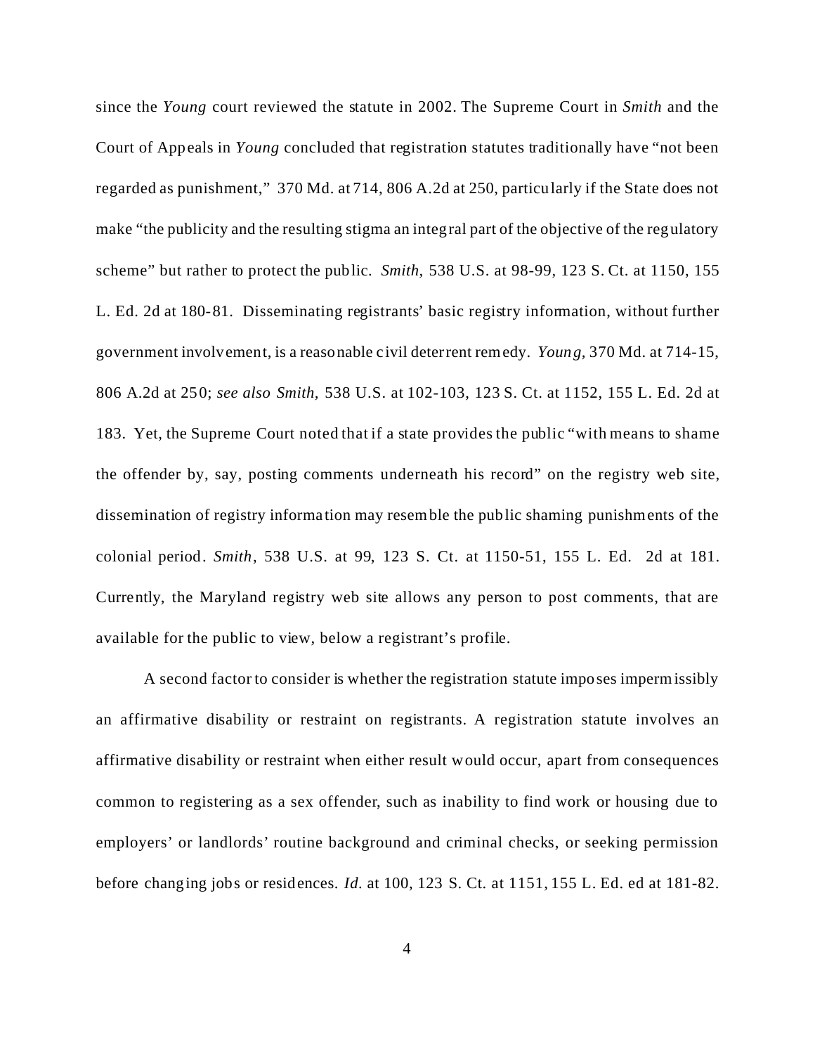since the *Young* court reviewed the statute in 2002. The Supreme Court in *Smith* and the Court of Appeals in *Young* concluded that registration statutes traditionally have "not been regarded as punishment," 370 Md. at 714, 806 A.2d at 250, particularly if the State does not make "the publicity and the resulting stigma an integral part of the objective of the regulatory scheme" but rather to protect the public. *Smith,* 538 U.S. at 98-99, 123 S. Ct. at 1150, 155 L. Ed. 2d at 180-81. Disseminating registrants' basic registry information, without further government involvement, is a reasonable civil deterrent remedy. *Young,* 370 Md. at 714-15, 806 A.2d at 250; *see also Smith,* 538 U.S. at 102-103, 123 S. Ct. at 1152, 155 L. Ed. 2d at 183. Yet, the Supreme Court noted that if a state provides the public "with means to shame the offender by, say, posting comments underneath his record" on the registry web site, dissemination of registry information may resemble the public shaming punishments of the colonial period. *Smith*, 538 U.S. at 99, 123 S. Ct. at 1150-51, 155 L. Ed. 2d at 181. Currently, the Maryland registry web site allows any person to post comments, that are available for the public to view, below a registrant's profile.

A second factor to consider is whether the registration statute imposes impermissibly an affirmative disability or restraint on registrants. A registration statute involves an affirmative disability or restraint when either result would occur, apart from consequences common to registering as a sex offender, such as inability to find work or housing due to employers' or landlords' routine background and criminal checks, or seeking permission before changing jobs or residences. *Id.* at 100, 123 S. Ct. at 1151, 155 L. Ed. ed at 181-82.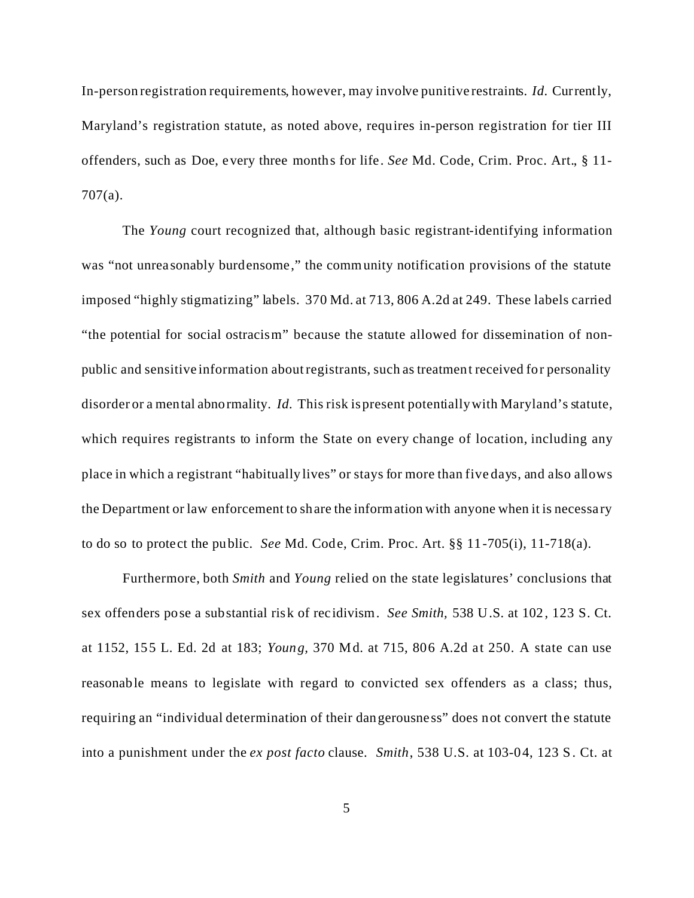In-person registration requirements, however, may involve punitive restraints. *Id.* Currently, Maryland's registration statute, as noted above, requires in-person registration for tier III offenders, such as Doe, every three months for life. *See* Md. Code, Crim. Proc. Art., § 11-707(a).

The *Young* court recognized that, although basic registrant-identifying information was "not unreasonably burdensome," the community notification provisions of the statute imposed "highly stigmatizing" labels. 370 Md. at 713, 806 A.2d at 249. These labels carried "the potential for social ostracism" because the statute allowed for dissemination of non-public and sensitive information about registrants, such as treatment received for personality disorder or a mental abnormality. *Id.* This risk is present potentially with Maryland's statute, which requires registrants to inform the State on every change of location, including any place in which a registrant "habitually lives" or stays for more than five days, and also allows the Department or law enforcement to share the information with anyone when it is necessary to do so to protect the public. *See* Md. Code, Crim. Proc. Art. §§ 11-705(i), 11-718(a).

Furthermore, both *Smith* and *Young* relied on the state legislatures' conclusions that sex offenders pose a substantial risk of recidivism. *See Smith,* 538 U.S. at 102, 123 S. Ct. at 1152, 155 L. Ed. 2d at 183; *Young,* 370 Md. at 715, 806 A.2d at 250. A state can use reasonable means to legislate with regard to convicted sex offenders as a class; thus, requiring an "individual determination of their dangerousness" does not convert the statute into a punishment under the *ex post facto* clause. *Smith*, 538 U.S. at 103-04, 123 S. Ct. at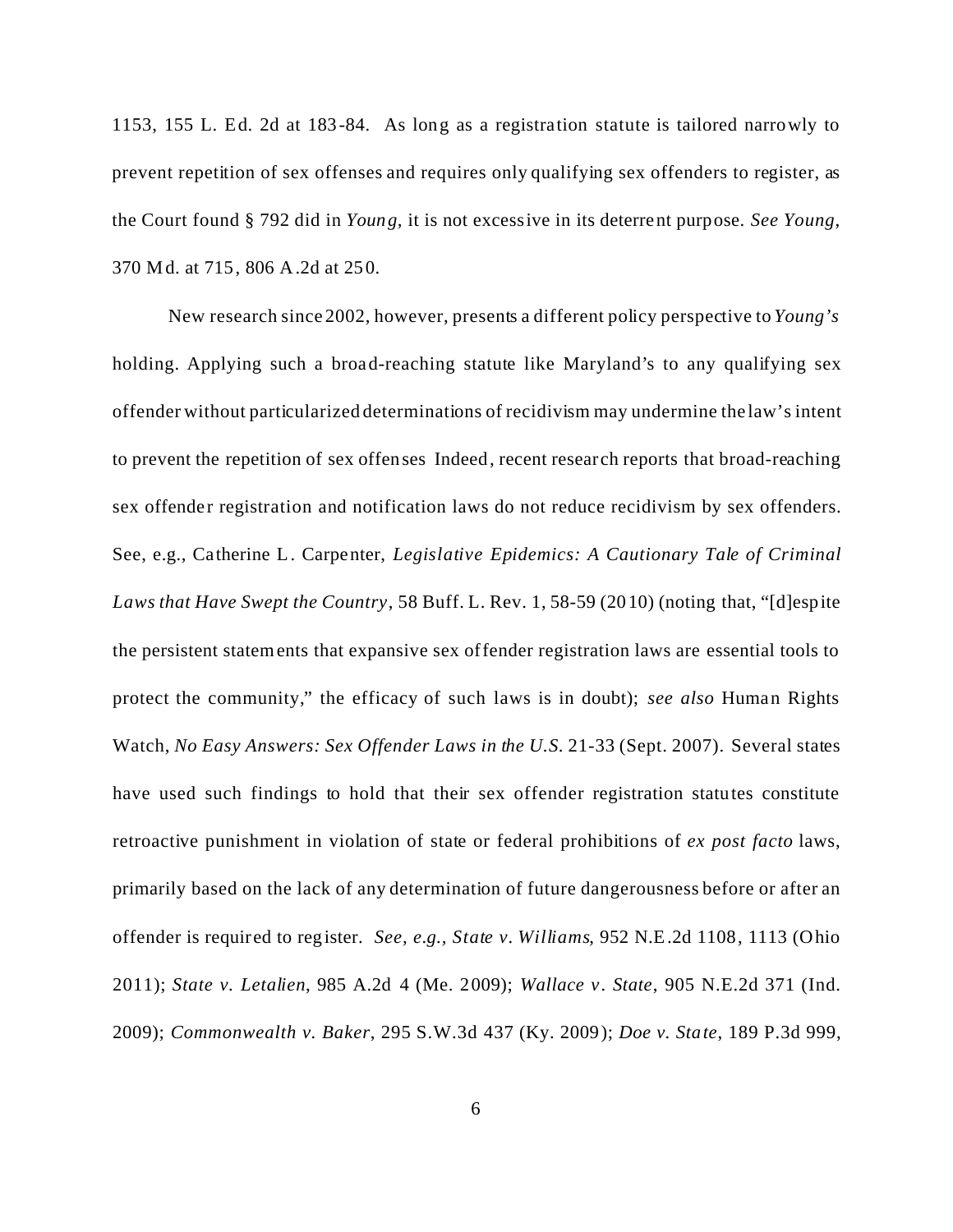1153, 155 L. Ed. 2d at 183-84. As long as a registration statute is tailored narrowly to prevent repetition of sex offenses and requires only qualifying sex offenders to register, as the Court found § 792 did in *Young,* it is not excessive in its deterrent purpose. *See Young*, 370 Md. at 715, 806 A.2d at 250.

New research since 2002, however, presents a different policy perspective to *Young's* holding. Applying such a broad-reaching statute like Maryland's to any qualifying sex offender without particularized determinations of recidivism may undermine the law's intent to prevent the repetition of sex offenses Indeed, recent research reports that broad-reaching sex offender registration and notification laws do not reduce recidivism by sex offenders. See, e.g., Catherine L. Carpenter, *Legislative Epidemics: A Cautionary Tale of Criminal Laws that Have Swept the Country*, 58 Buff. L. Rev. 1, 58-59 (2010) (noting that, "[d]espite the persistent statements that expansive sex offender registration laws are essential tools to protect the community," the efficacy of such laws is in doubt); *see also* Human Rights Watch, *No Easy Answers: Sex Offender Laws in the U.S.* 21-33 (Sept. 2007). Several states have used such findings to hold that their sex offender registration statutes constitute retroactive punishment in violation of state or federal prohibitions of *ex post facto* laws, primarily based on the lack of any determination of future dangerousness before or after an offender is required to register. *See, e.g., State v. Williams*, 952 N.E.2d 1108, 1113 (Ohio 2011); *State v. Letalien*, 985 A.2d 4 (Me. 2009); *Wallace v. State*, 905 N.E.2d 371 (Ind. 2009); *Commonwealth v. Baker*, 295 S.W.3d 437 (Ky. 2009); *Doe v. State*, 189 P.3d 999,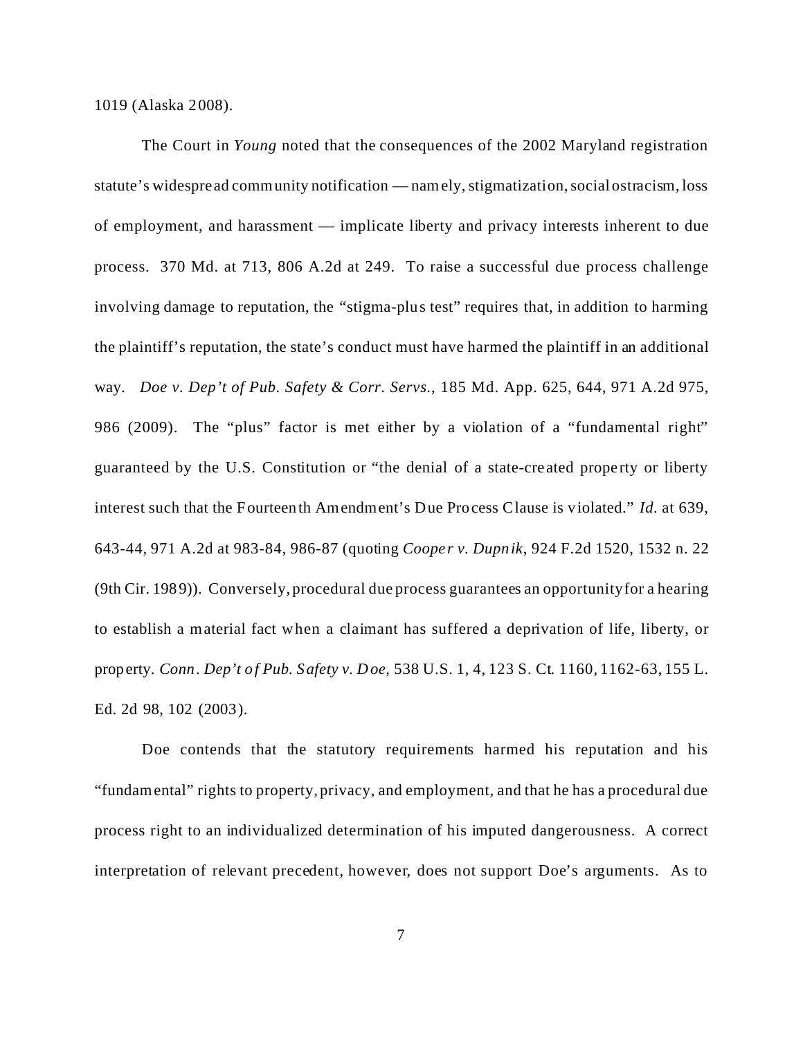1019 (Alaska 2008).

The Court in *Young* noted that the consequences of the 2002 Maryland registration statute's widespread community notification — namely, stigmatization, social ostracism, loss of employment, and harassment — implicate liberty and privacy interests inherent to due process. 370 Md. at 713, 806 A.2d at 249. To raise a successful due process challenge involving damage to reputation, the "stigma-plus test" requires that, in addition to harming the plaintiff's reputation, the state's conduct must have harmed the plaintiff in an additional way. *Doe v. Dep't of Pub. Safety & Corr. Servs.*, 185 Md. App. 625, 644, 971 A.2d 975, 986 (2009). The "plus" factor is met either by a violation of a "fundamental right" guaranteed by the U.S. Constitution or "the denial of a state-created property or liberty interest such that the Fourteenth Amendment's Due Process Clause is violated." *Id.* at 639, 643-44, 971 A.2d at 983-84, 986-87 (quoting *Cooper v. Dupnik*, 924 F.2d 1520, 1532 n. 22 (9th Cir. 1989)). Conversely, procedural due process guarantees an opportunity for a hearing to establish a material fact when a claimant has suffered a deprivation of life, liberty, or property. *Conn. Dep't of Pub. Safety v. Doe*, 538 U.S. 1, 4, 123 S. Ct. 1160, 1162-63, 155 L. Ed. 2d 98, 102 (2003).

Doe contends that the statutory requirements harmed his reputation and his "fundamental" rights to property, privacy, and employment, and that he has a procedural due process right to an individualized determination of his imputed dangerousness. A correct interpretation of relevant precedent, however, does not support Doe's arguments. As to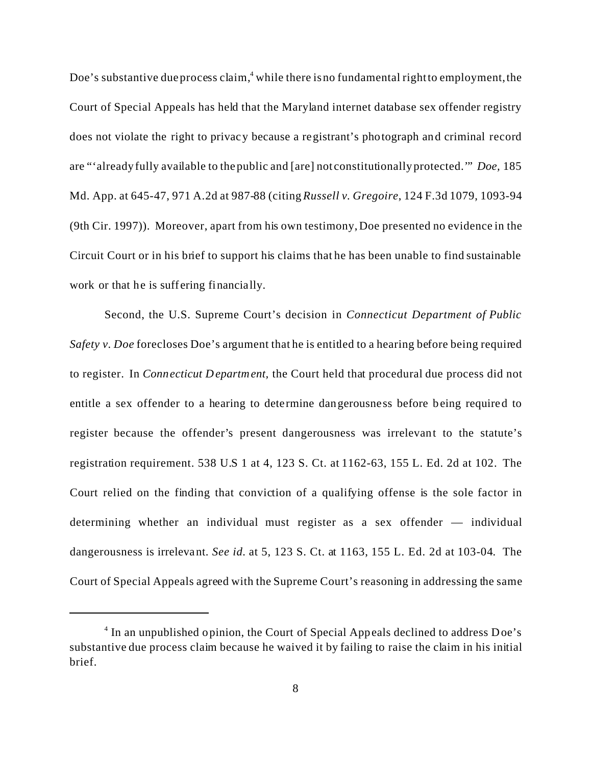Doe's substantive due process claim,[4] while there is no fundamental right to employment, the Court of Special Appeals has held that the Maryland internet database sex offender registry does not violate the right to privacy because a registrant's photograph and criminal record are "'already fully available to the public and [are] not constitutionally protected.'" *Doe,* 185 Md. App. at 645-47, 971 A.2d at 987-88 (citing *Russell v. Gregoire*, 124 F.3d 1079, 1093-94 (9th Cir. 1997)). Moreover, apart from his own testimony, Doe presented no evidence in the Circuit Court or in his brief to support his claims that he has been unable to find sustainable work or that he is suffering financially.

Second, the U.S. Supreme Court's decision in *Connecticut Department of Public Safety v. Doe* forecloses Doe's argument that he is entitled to a hearing before being required to register. In *Connecticut Department,* the Court held that procedural due process did not entitle a sex offender to a hearing to determine dangerousness before being required to register because the offender's present dangerousness was irrelevant to the statute's registration requirement. 538 U.S 1 at 4, 123 S. Ct. at 1162-63, 155 L. Ed. 2d at 102. The Court relied on the finding that conviction of a qualifying offense is the sole factor in determining whether an individual must register as a sex offender — individual dangerousness is irrelevant. *See id.* at 5, 123 S. Ct. at 1163, 155 L. Ed. 2d at 103-04. The Court of Special Appeals agreed with the Supreme Court's reasoning in addressing the same

[4] In an unpublished opinion, the Court of Special Appeals declined to address Doe's substantive due process claim because he waived it by failing to raise the claim in his initial brief.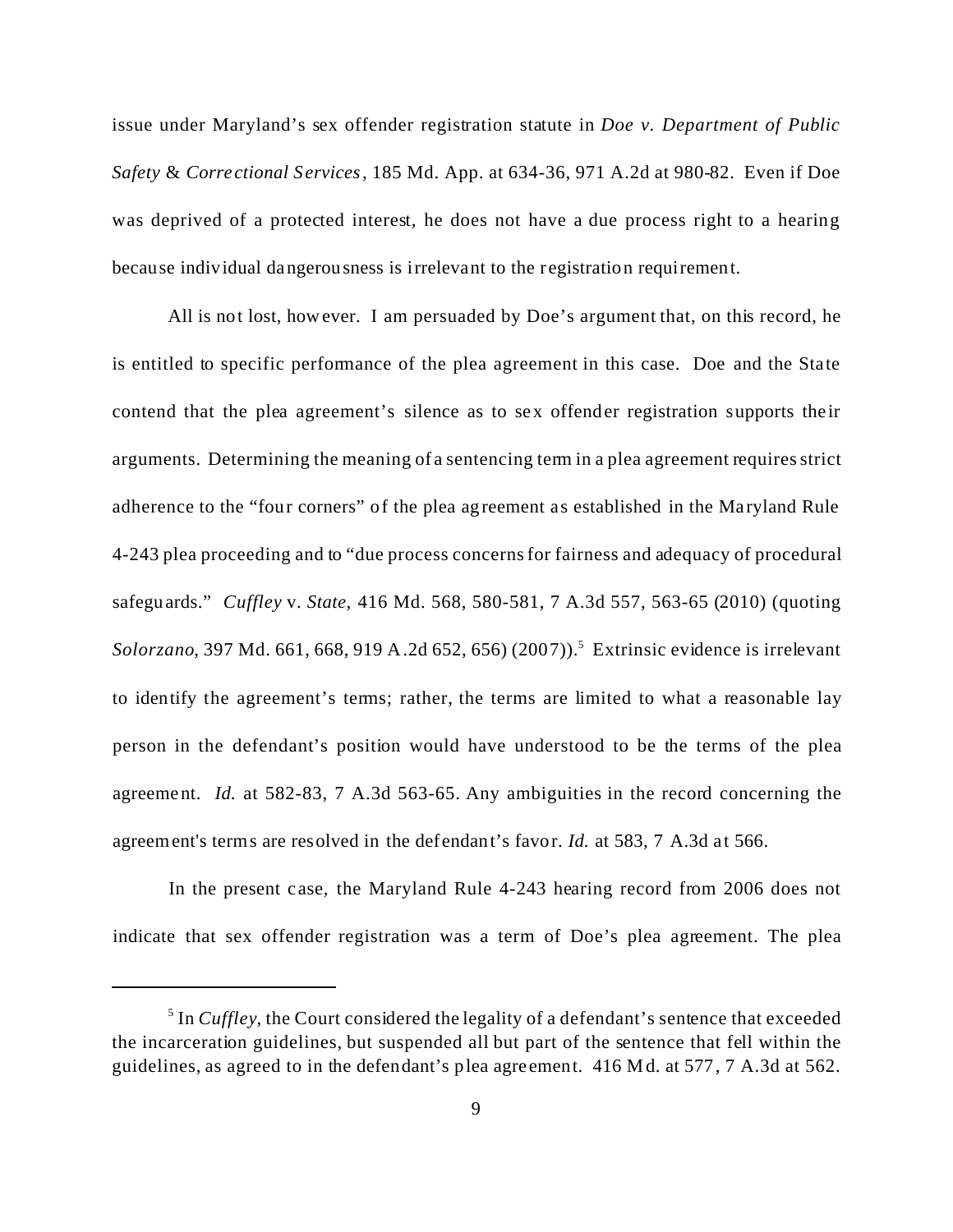issue under Maryland's sex offender registration statute in *Doe v. Department of Public Safety & Correctional Services*, 185 Md. App. at 634-36, 971 A.2d at 980-82. Even if Doe was deprived of a protected interest, he does not have a due process right to a hearing because individual dangerousness is irrelevant to the registration requirement.

All is not lost, however. I am persuaded by Doe's argument that, on this record, he is entitled to specific performance of the plea agreement in this case. Doe and the State contend that the plea agreement's silence as to sex offender registration supports their arguments. Determining the meaning of a sentencing term in a plea agreement requires strict adherence to the "four corners" of the plea agreement as established in the Maryland Rule 4-243 plea proceeding and to "due process concerns for fairness and adequacy of procedural safeguards." *Cuffley* v. *State*, 416 Md. 568, 580-581, 7 A.3d 557, 563-65 (2010) (quoting *Solorzano*, 397 Md. 661, 668, 919 A.2d 652, 656) (2007)).[5] Extrinsic evidence is irrelevant to identify the agreement's terms; rather, the terms are limited to what a reasonable lay person in the defendant's position would have understood to be the terms of the plea agreement. *Id.* at 582-83, 7 A.3d 563-65. Any ambiguities in the record concerning the agreement's terms are resolved in the defendant's favor. *Id.* at 583, 7 A.3d at 566.

In the present case, the Maryland Rule 4-243 hearing record from 2006 does not indicate that sex offender registration was a term of Doe's plea agreement. The plea

[5] In *Cuffley*, the Court considered the legality of a defendant's sentence that exceeded the incarceration guidelines, but suspended all but part of the sentence that fell within the guidelines, as agreed to in the defendant's plea agreement. 416 Md. at 577, 7 A.3d at 562.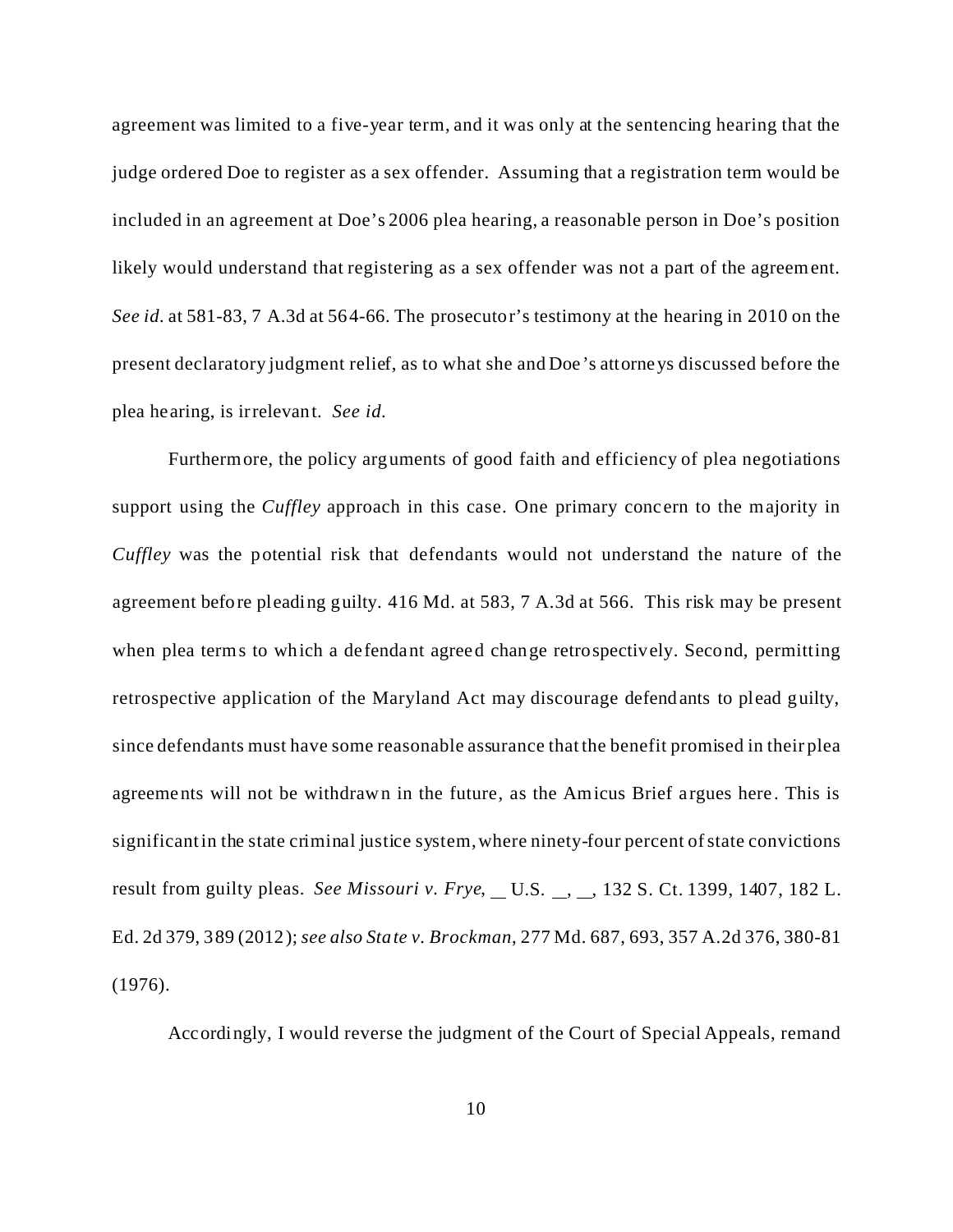agreement was limited to a five-year term, and it was only at the sentencing hearing that the judge ordered Doe to register as a sex offender. Assuming that a registration term would be included in an agreement at Doe's 2006 plea hearing, a reasonable person in Doe's position likely would understand that registering as a sex offender was not a part of the agreement. *See id.* at 581-83, 7 A.3d at 564-66. The prosecutor's testimony at the hearing in 2010 on the present declaratory judgment relief, as to what she and Doe's attorneys discussed before the plea hearing, is irrelevant. *See id.*

Furthermore, the policy arguments of good faith and efficiency of plea negotiations support using the *Cuffley* approach in this case. One primary concern to the majority in *Cuffley* was the potential risk that defendants would not understand the nature of the agreement before pleading guilty. 416 Md. at 583, 7 A.3d at 566. This risk may be present when plea terms to which a defendant agreed change retrospectively. Second, permitting retrospective application of the Maryland Act may discourage defendants to plead guilty, since defendants must have some reasonable assurance that the benefit promised in their plea agreements will not be withdrawn in the future, as the Amicus Brief argues here. This is significant in the state criminal justice system, where ninety-four percent of state convictions result from guilty pleas. *See Missouri v. Frye*, __ U.S. __, __, 132 S. Ct. 1399, 1407, 182 L. Ed. 2d 379, 389 (2012); *see also State v. Brockman*, 277 Md. 687, 693, 357 A.2d 376, 380-81 (1976).

Accordingly, I would reverse the judgment of the Court of Special Appeals, remand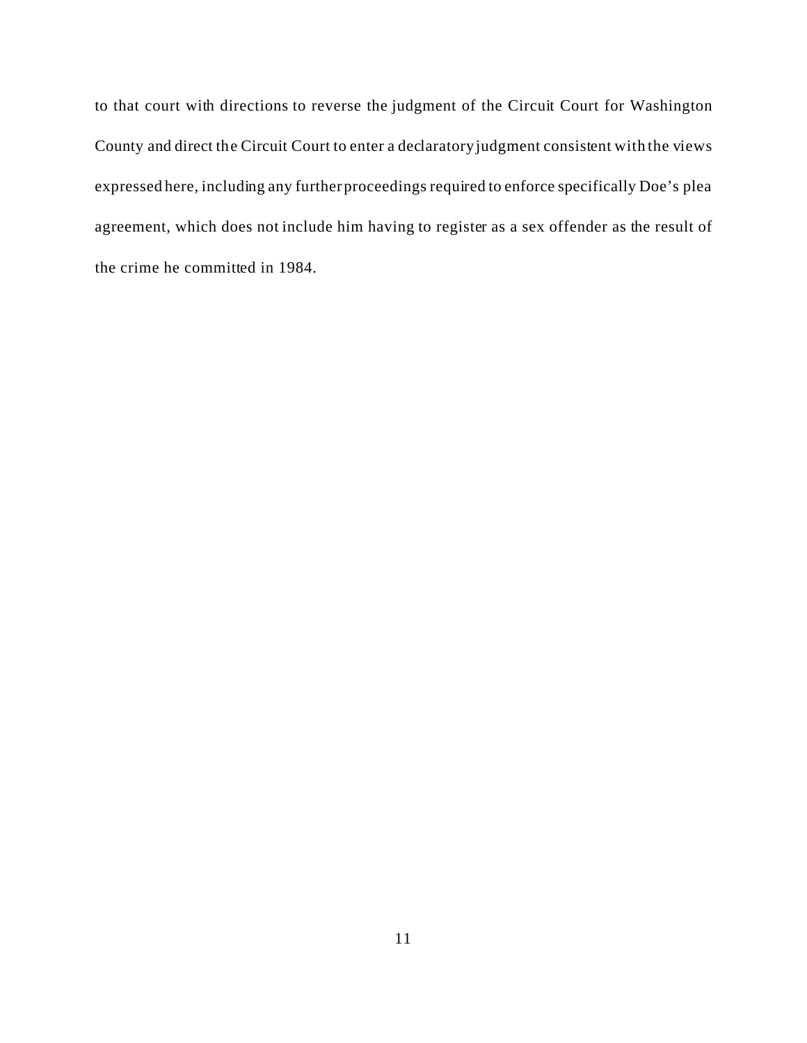to that court with directions to reverse the judgment of the Circuit Court for Washington County and direct the Circuit Court to enter a declaratory judgment consistent with the views expressed here, including any further proceedings required to enforce specifically Doe's plea agreement, which does not include him having to register as a sex offender as the result of the crime he committed in 1984.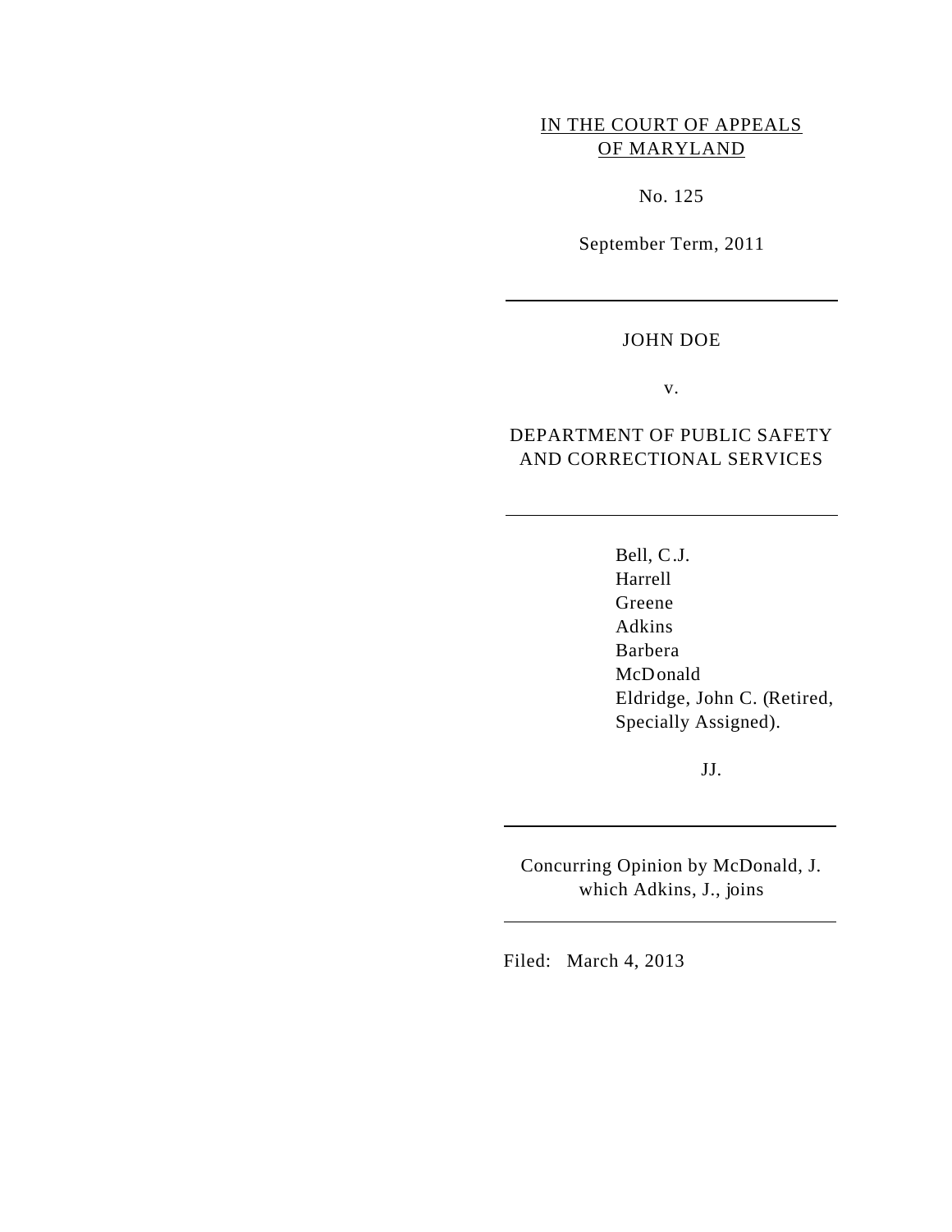IN THE COURT OF APPEALS
OF MARYLAND

No. 125

September Term, 2011

---

JOHN DOE

v.

DEPARTMENT OF PUBLIC SAFETY
AND CORRECTIONAL SERVICES

---

Bell, C.J.
Harrell
Greene
Adkins
Barbera
McDonald
Eldridge, John C. (Retired,
Specially Assigned).

JJ.

---

Concurring Opinion by McDonald, J.
which Adkins, J., joins

---

Filed: March 4, 2013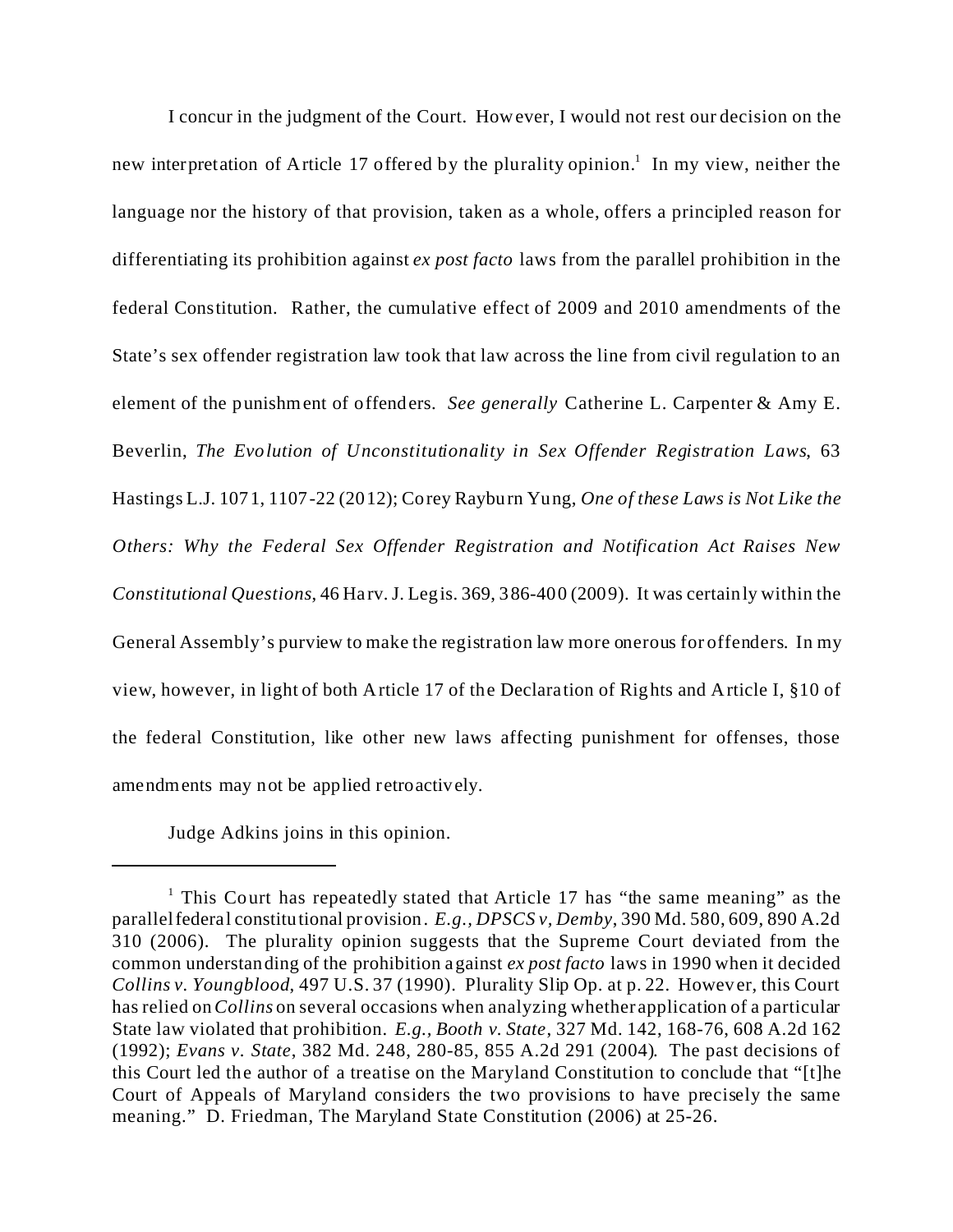I concur in the judgment of the Court. However, I would not rest our decision on the new interpretation of Article 17 offered by the plurality opinion.[1] In my view, neither the language nor the history of that provision, taken as a whole, offers a principled reason for differentiating its prohibition against *ex post facto* laws from the parallel prohibition in the federal Constitution. Rather, the cumulative effect of 2009 and 2010 amendments of the State's sex offender registration law took that law across the line from civil regulation to an element of the punishment of offenders. *See generally* Catherine L. Carpenter & Amy E. Beverlin, *The Evolution of Unconstitutionality in Sex Offender Registration Laws*, 63 Hastings L.J. 1071, 1107-22 (2012); Corey Rayburn Yung, *One of these Laws is Not Like the Others: Why the Federal Sex Offender Registration and Notification Act Raises New Constitutional Questions*, 46 Harv. J. Legis. 369, 386-400 (2009). It was certainly within the General Assembly's purview to make the registration law more onerous for offenders. In my view, however, in light of both Article 17 of the Declaration of Rights and Article I, §10 of the federal Constitution, like other new laws affecting punishment for offenses, those amendments may not be applied retroactively.

Judge Adkins joins in this opinion.

---

[1] This Court has repeatedly stated that Article 17 has "the same meaning" as the parallel federal constitutional provision. *E.g., DPSCS v, Demby*, 390 Md. 580, 609, 890 A.2d 310 (2006). The plurality opinion suggests that the Supreme Court deviated from the common understanding of the prohibition against *ex post facto* laws in 1990 when it decided *Collins v. Youngblood*, 497 U.S. 37 (1990). Plurality Slip Op. at p. 22. However, this Court has relied on *Collins* on several occasions when analyzing whether application of a particular State law violated that prohibition. *E.g., Booth v. State*, 327 Md. 142, 168-76, 608 A.2d 162 (1992); *Evans v. State*, 382 Md. 248, 280-85, 855 A.2d 291 (2004). The past decisions of this Court led the author of a treatise on the Maryland Constitution to conclude that "[t]he Court of Appeals of Maryland considers the two provisions to have precisely the same meaning." D. Friedman, The Maryland State Constitution (2006) at 25-26.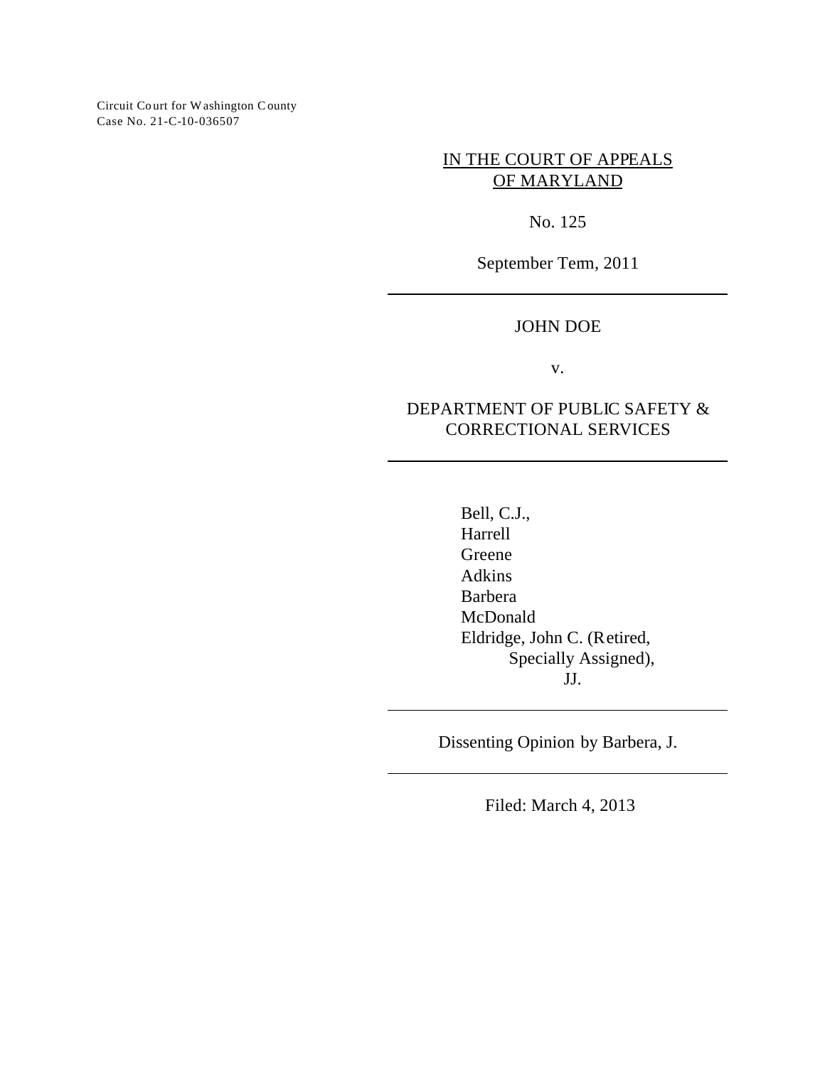Circuit Court for Washington County
Case No. 21-C-10-036507

IN THE COURT OF APPEALS
OF MARYLAND

No. 125

September Term, 2011

---

JOHN DOE

v.

DEPARTMENT OF PUBLIC SAFETY &
CORRECTIONAL SERVICES

---

Bell, C.J.,
Harrell
Greene
Adkins
Barbera
McDonald
Eldridge, John C. (Retired,
Specially Assigned),
JJ.

---

Dissenting Opinion by Barbera, J.

---

Filed: March 4, 2013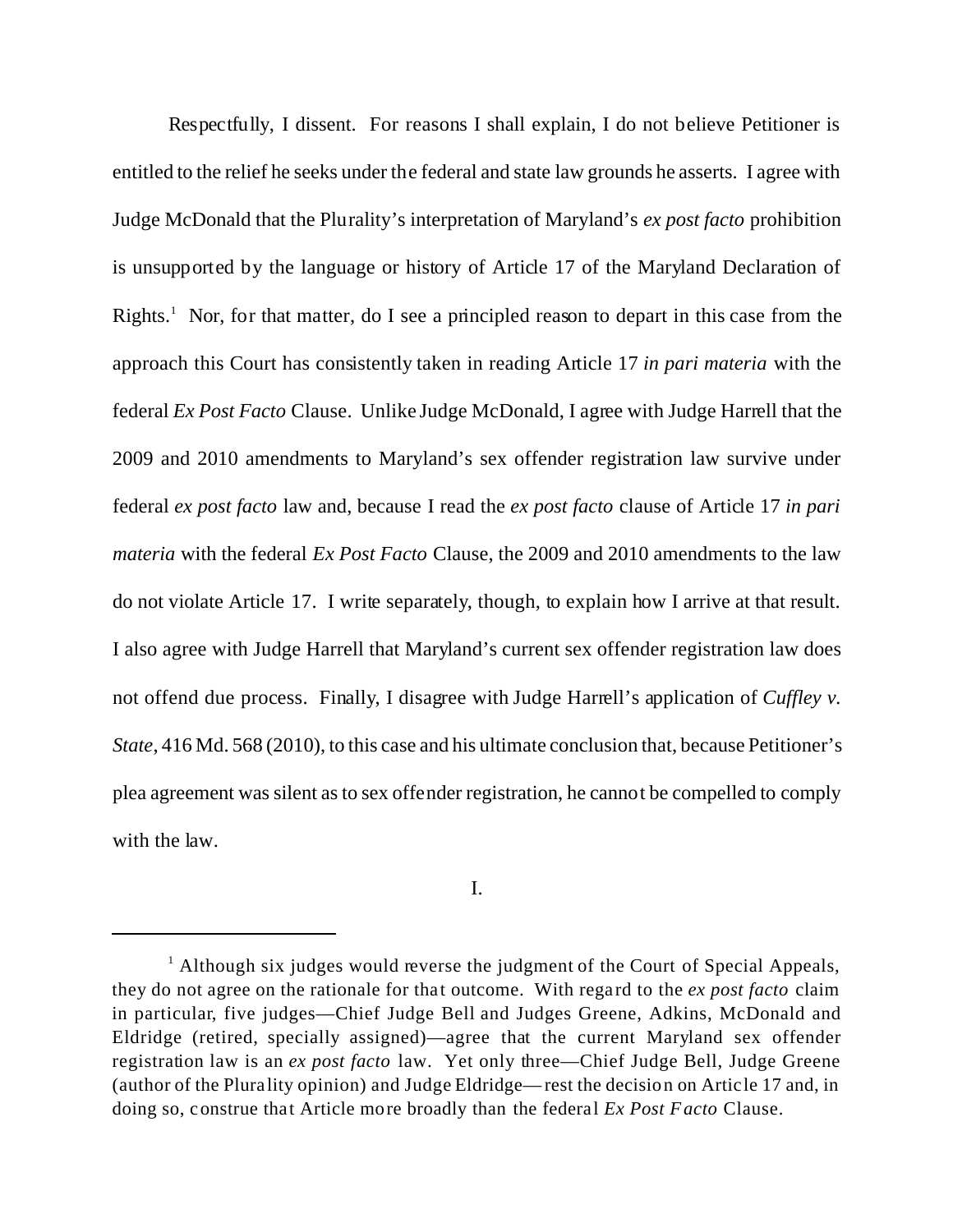Respectfully, I dissent. For reasons I shall explain, I do not believe Petitioner is entitled to the relief he seeks under the federal and state law grounds he asserts. I agree with Judge McDonald that the Plurality's interpretation of Maryland's *ex post facto* prohibition is unsupported by the language or history of Article 17 of the Maryland Declaration of Rights.[1] Nor, for that matter, do I see a principled reason to depart in this case from the approach this Court has consistently taken in reading Article 17 *in pari materia* with the federal *Ex Post Facto* Clause. Unlike Judge McDonald, I agree with Judge Harrell that the 2009 and 2010 amendments to Maryland's sex offender registration law survive under federal *ex post facto* law and, because I read the *ex post facto* clause of Article 17 *in pari materia* with the federal *Ex Post Facto* Clause, the 2009 and 2010 amendments to the law do not violate Article 17. I write separately, though, to explain how I arrive at that result. I also agree with Judge Harrell that Maryland's current sex offender registration law does not offend due process. Finally, I disagree with Judge Harrell's application of *Cuffley v. State*, 416 Md. 568 (2010), to this case and his ultimate conclusion that, because Petitioner's plea agreement was silent as to sex offender registration, he cannot be compelled to comply with the law.

I.

[1] Although six judges would reverse the judgment of the Court of Special Appeals, they do not agree on the rationale for that outcome. With regard to the *ex post facto* claim in particular, five judges—Chief Judge Bell and Judges Greene, Adkins, McDonald and Eldridge (retired, specially assigned)—agree that the current Maryland sex offender registration law is an *ex post facto* law. Yet only three—Chief Judge Bell, Judge Greene (author of the Plurality opinion) and Judge Eldridge—rest the decision on Article 17 and, in doing so, construe that Article more broadly than the federal *Ex Post Facto* Clause.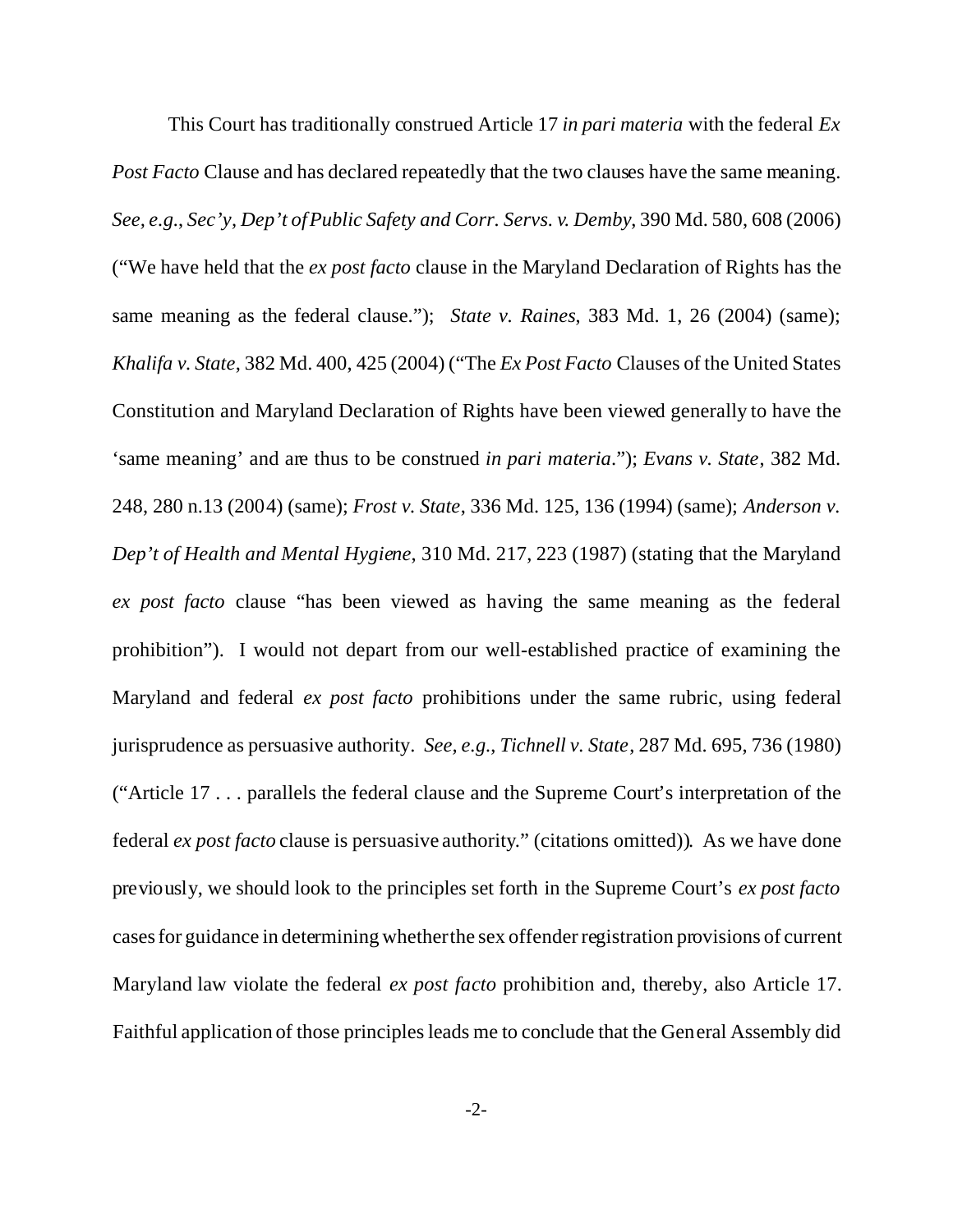This Court has traditionally construed Article 17 *in pari materia* with the federal *Ex Post Facto* Clause and has declared repeatedly that the two clauses have the same meaning. *See, e.g.*, *Sec'y, Dep't of Public Safety and Corr. Servs. v. Demby*, 390 Md. 580, 608 (2006) ("We have held that the *ex post facto* clause in the Maryland Declaration of Rights has the same meaning as the federal clause."); *State v. Raines*, 383 Md. 1, 26 (2004) (same); *Khalifa v. State*, 382 Md. 400, 425 (2004) ("The *Ex Post Facto* Clauses of the United States Constitution and Maryland Declaration of Rights have been viewed generally to have the 'same meaning' and are thus to be construed *in pari materia*."); *Evans v. State*, 382 Md. 248, 280 n.13 (2004) (same); *Frost v. State*, 336 Md. 125, 136 (1994) (same); *Anderson v. Dep't of Health and Mental Hygiene*, 310 Md. 217, 223 (1987) (stating that the Maryland *ex post facto* clause "has been viewed as having the same meaning as the federal prohibition"). I would not depart from our well-established practice of examining the Maryland and federal *ex post facto* prohibitions under the same rubric, using federal jurisprudence as persuasive authority. *See, e.g.*, *Tichnell v. State*, 287 Md. 695, 736 (1980) ("Article 17 . . . parallels the federal clause and the Supreme Court's interpretation of the federal *ex post facto* clause is persuasive authority." (citations omitted)). As we have done previously, we should look to the principles set forth in the Supreme Court's *ex post facto* cases for guidance in determining whether the sex offender registration provisions of current Maryland law violate the federal *ex post facto* prohibition and, thereby, also Article 17. Faithful application of those principles leads me to conclude that the General Assembly did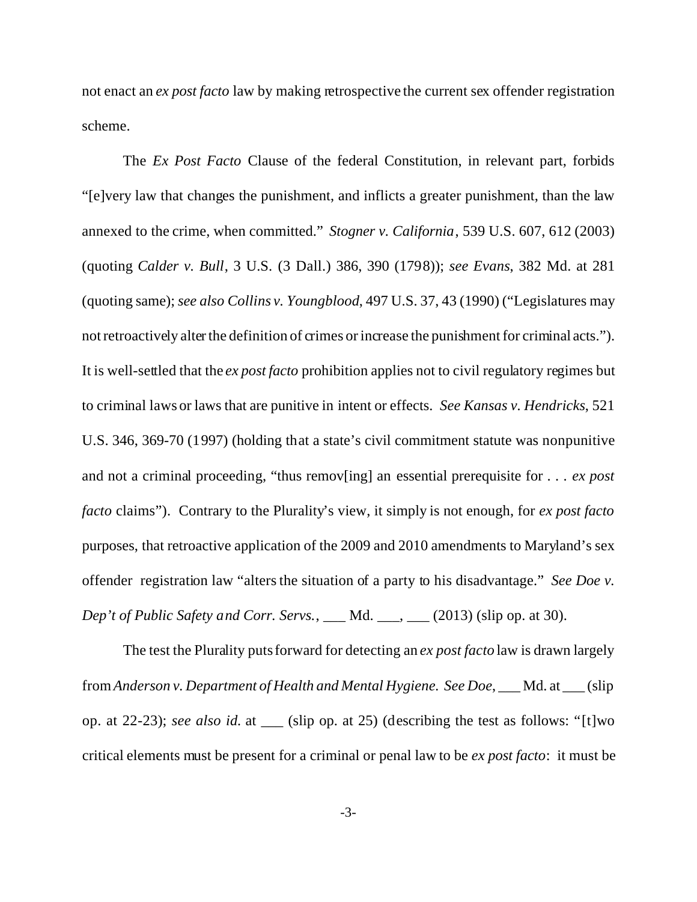not enact an *ex post facto* law by making retrospective the current sex offender registration scheme.

The *Ex Post Facto* Clause of the federal Constitution, in relevant part, forbids "[e]very law that changes the punishment, and inflicts a greater punishment, than the law annexed to the crime, when committed." *Stogner v. California*, 539 U.S. 607, 612 (2003) (quoting *Calder v. Bull*, 3 U.S. (3 Dall.) 386, 390 (1798)); *see Evans*, 382 Md. at 281 (quoting same); *see also Collins v. Youngblood*, 497 U.S. 37, 43 (1990) ("Legislatures may not retroactively alter the definition of crimes or increase the punishment for criminal acts."). It is well-settled that the *ex post facto* prohibition applies not to civil regulatory regimes but to criminal laws or laws that are punitive in intent or effects. *See Kansas v. Hendricks*, 521 U.S. 346, 369-70 (1997) (holding that a state's civil commitment statute was nonpunitive and not a criminal proceeding, "thus remov[ing] an essential prerequisite for . . . *ex post facto* claims"). Contrary to the Plurality's view, it simply is not enough, for *ex post facto* purposes, that retroactive application of the 2009 and 2010 amendments to Maryland's sex offender registration law "alters the situation of a party to his disadvantage." *See Doe v. Dep't of Public Safety and Corr. Servs.*, ___ Md. ___, ___ (2013) (slip op. at 30).

The test the Plurality puts forward for detecting an *ex post facto* law is drawn largely from *Anderson v. Department of Health and Mental Hygiene. See Doe*, ___ Md. at ___ (slip op. at 22-23); *see also id.* at ___ (slip op. at 25) (describing the test as follows: "[t]wo critical elements must be present for a criminal or penal law to be *ex post facto*: it must be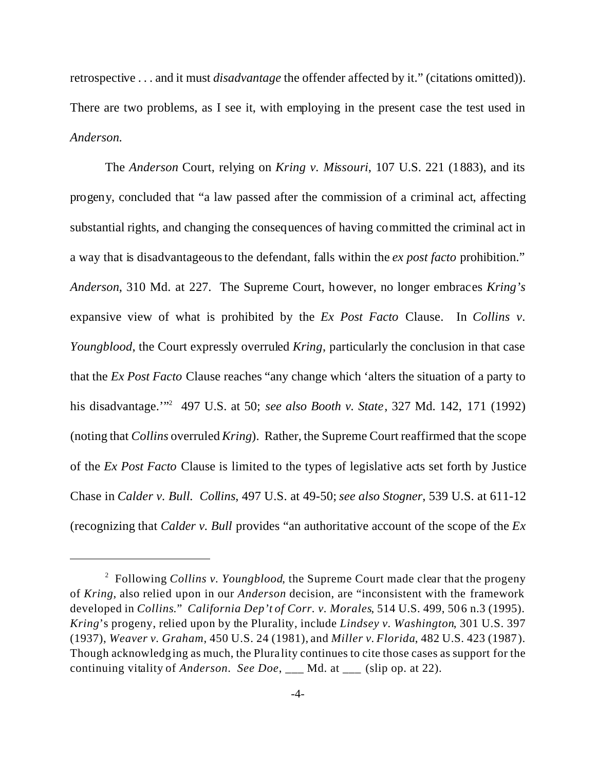retrospective . . . and it must *disadvantage* the offender affected by it." (citations omitted)). There are two problems, as I see it, with employing in the present case the test used in *Anderson.*

The *Anderson* Court, relying on *Kring v. Missouri*, 107 U.S. 221 (1883), and its progeny, concluded that "a law passed after the commission of a criminal act, affecting substantial rights, and changing the consequences of having committed the criminal act in a way that is disadvantageous to the defendant, falls within the *ex post facto* prohibition." *Anderson*, 310 Md. at 227. The Supreme Court, however, no longer embraces *Kring's* expansive view of what is prohibited by the *Ex Post Facto* Clause. In *Collins v. Youngblood*, the Court expressly overruled *Kring*, particularly the conclusion in that case that the *Ex Post Facto* Clause reaches "any change which 'alters the situation of a party to his disadvantage.'"[2] 497 U.S. at 50; *see also Booth v. State*, 327 Md. 142, 171 (1992) (noting that *Collins* overruled *Kring*). Rather, the Supreme Court reaffirmed that the scope of the *Ex Post Facto* Clause is limited to the types of legislative acts set forth by Justice Chase in *Calder v. Bull*. *Collins*, 497 U.S. at 49-50; *see also Stogner*, 539 U.S. at 611-12 (recognizing that *Calder v. Bull* provides "an authoritative account of the scope of the *Ex*

---

[2] Following *Collins v. Youngblood*, the Supreme Court made clear that the progeny of *Kring*, also relied upon in our *Anderson* decision, are "inconsistent with the framework developed in *Collins*." *California Dep't of Corr. v. Morales*, 514 U.S. 499, 506 n.3 (1995). *Kring*'s progeny, relied upon by the Plurality, include *Lindsey v. Washington*, 301 U.S. 397 (1937), *Weaver v. Graham*, 450 U.S. 24 (1981), and *Miller v. Florida*, 482 U.S. 423 (1987). Though acknowledging as much, the Plurality continues to cite those cases as support for the continuing vitality of *Anderson*. *See Doe*, ___ Md. at ___ (slip op. at 22).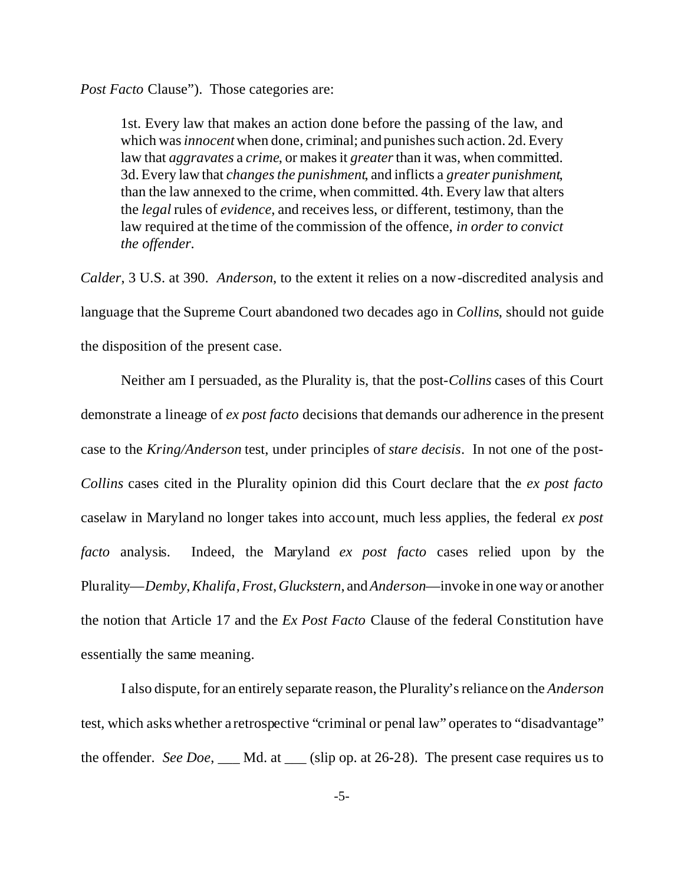*Post Facto* Clause"). Those categories are:

> 1st. Every law that makes an action done before the passing of the law, and which was *innocent* when done, criminal; and punishes such action. 2d. Every law that *aggravates* a *crime*, or makes it *greater* than it was, when committed. 3d. Every law that *changes the punishment*, and inflicts a *greater punishment*, than the law annexed to the crime, when committed. 4th. Every law that alters the *legal* rules of *evidence*, and receives less, or different, testimony, than the law required at the time of the commission of the offence, *in order to convict the offender*.

*Calder*, 3 U.S. at 390. *Anderson*, to the extent it relies on a now-discredited analysis and language that the Supreme Court abandoned two decades ago in *Collins*, should not guide the disposition of the present case.

Neither am I persuaded, as the Plurality is, that the post-*Collins* cases of this Court demonstrate a lineage of *ex post facto* decisions that demands our adherence in the present case to the *Kring/Anderson* test, under principles of *stare decisis*. In not one of the post-*Collins* cases cited in the Plurality opinion did this Court declare that the *ex post facto* caselaw in Maryland no longer takes into account, much less applies, the federal *ex post facto* analysis. Indeed, the Maryland *ex post facto* cases relied upon by the Plurality—*Demby*, *Khalifa*, *Frost*, *Gluckstern*, and *Anderson*—invoke in one way or another the notion that Article 17 and the *Ex Post Facto* Clause of the federal Constitution have essentially the same meaning.

I also dispute, for an entirely separate reason, the Plurality's reliance on the *Anderson* test, which asks whether a retrospective "criminal or penal law" operates to "disadvantage" the offender. *See Doe*, ___ Md. at ___ (slip op. at 26-28). The present case requires us to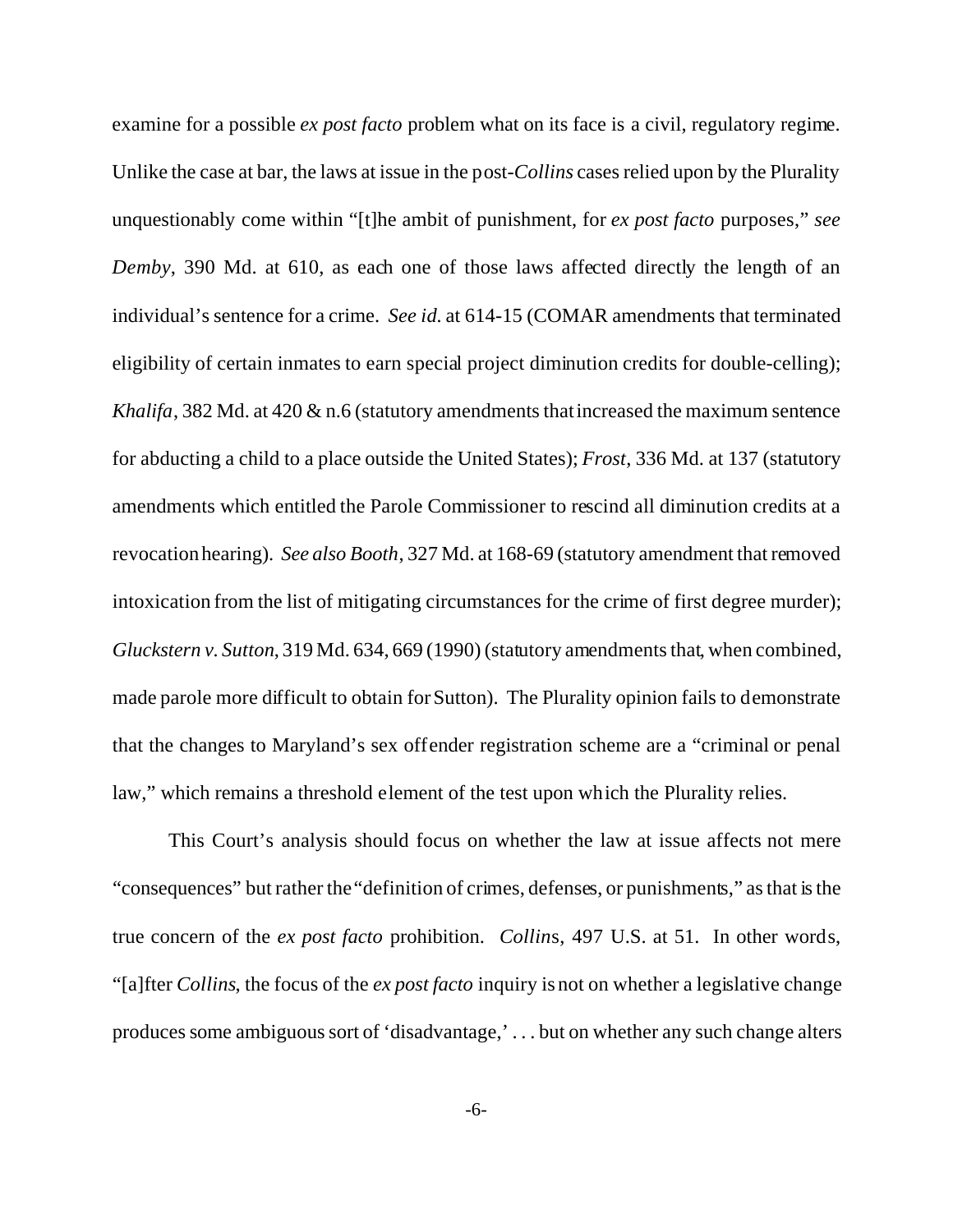examine for a possible *ex post facto* problem what on its face is a civil, regulatory regime. Unlike the case at bar, the laws at issue in the post-*Collins* cases relied upon by the Plurality unquestionably come within "[t]he ambit of punishment, for *ex post facto* purposes," *see Demby*, 390 Md. at 610, as each one of those laws affected directly the length of an individual's sentence for a crime. *See id.* at 614-15 (COMAR amendments that terminated eligibility of certain inmates to earn special project diminution credits for double-celling); *Khalifa*, 382 Md. at 420 & n.6 (statutory amendments that increased the maximum sentence for abducting a child to a place outside the United States); *Frost*, 336 Md. at 137 (statutory amendments which entitled the Parole Commissioner to rescind all diminution credits at a revocation hearing). *See also Booth*, 327 Md. at 168-69 (statutory amendment that removed intoxication from the list of mitigating circumstances for the crime of first degree murder); *Gluckstern v. Sutton*, 319 Md. 634, 669 (1990) (statutory amendments that, when combined, made parole more difficult to obtain for Sutton). The Plurality opinion fails to demonstrate that the changes to Maryland's sex offender registration scheme are a "criminal or penal law," which remains a threshold element of the test upon which the Plurality relies.

This Court's analysis should focus on whether the law at issue affects not mere "consequences" but rather the "definition of crimes, defenses, or punishments," as that is the true concern of the *ex post facto* prohibition. *Collins*, 497 U.S. at 51. In other words, "[a]fter *Collins*, the focus of the *ex post facto* inquiry is not on whether a legislative change produces some ambiguous sort of 'disadvantage,' . . . but on whether any such change alters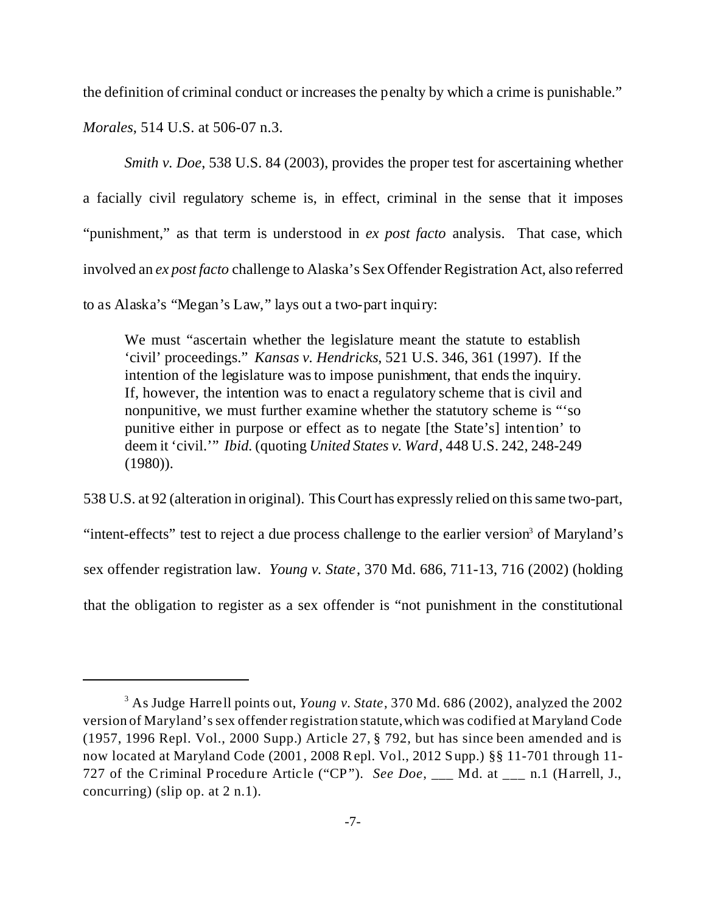the definition of criminal conduct or increases the penalty by which a crime is punishable." *Morales*, 514 U.S. at 506-07 n.3.

*Smith v. Doe*, 538 U.S. 84 (2003), provides the proper test for ascertaining whether a facially civil regulatory scheme is, in effect, criminal in the sense that it imposes "punishment," as that term is understood in *ex post facto* analysis. That case, which involved an *ex post facto* challenge to Alaska's Sex Offender Registration Act, also referred to as Alaska's "Megan's Law," lays out a two-part inquiry:

> We must "ascertain whether the legislature meant the statute to establish 'civil' proceedings." *Kansas v. Hendricks*, 521 U.S. 346, 361 (1997). If the intention of the legislature was to impose punishment, that ends the inquiry. If, however, the intention was to enact a regulatory scheme that is civil and nonpunitive, we must further examine whether the statutory scheme is "'so punitive either in purpose or effect as to negate [the State's] intention' to deem it 'civil.'" *Ibid.* (quoting *United States v. Ward*, 448 U.S. 242, 248-249 (1980)).

538 U.S. at 92 (alteration in original). This Court has expressly relied on this same two-part, "intent-effects" test to reject a due process challenge to the earlier version[3] of Maryland's sex offender registration law. *Young v. State*, 370 Md. 686, 711-13, 716 (2002) (holding that the obligation to register as a sex offender is "not punishment in the constitutional

---

[3] As Judge Harrell points out, *Young v. State*, 370 Md. 686 (2002), analyzed the 2002 version of Maryland's sex offender registration statute, which was codified at Maryland Code (1957, 1996 Repl. Vol., 2000 Supp.) Article 27, § 792, but has since been amended and is now located at Maryland Code (2001, 2008 Repl. Vol., 2012 Supp.) §§ 11-701 through 11-727 of the Criminal Procedure Article ("CP"). *See Doe*, ___ Md. at ___ n.1 (Harrell, J., concurring) (slip op. at 2 n.1).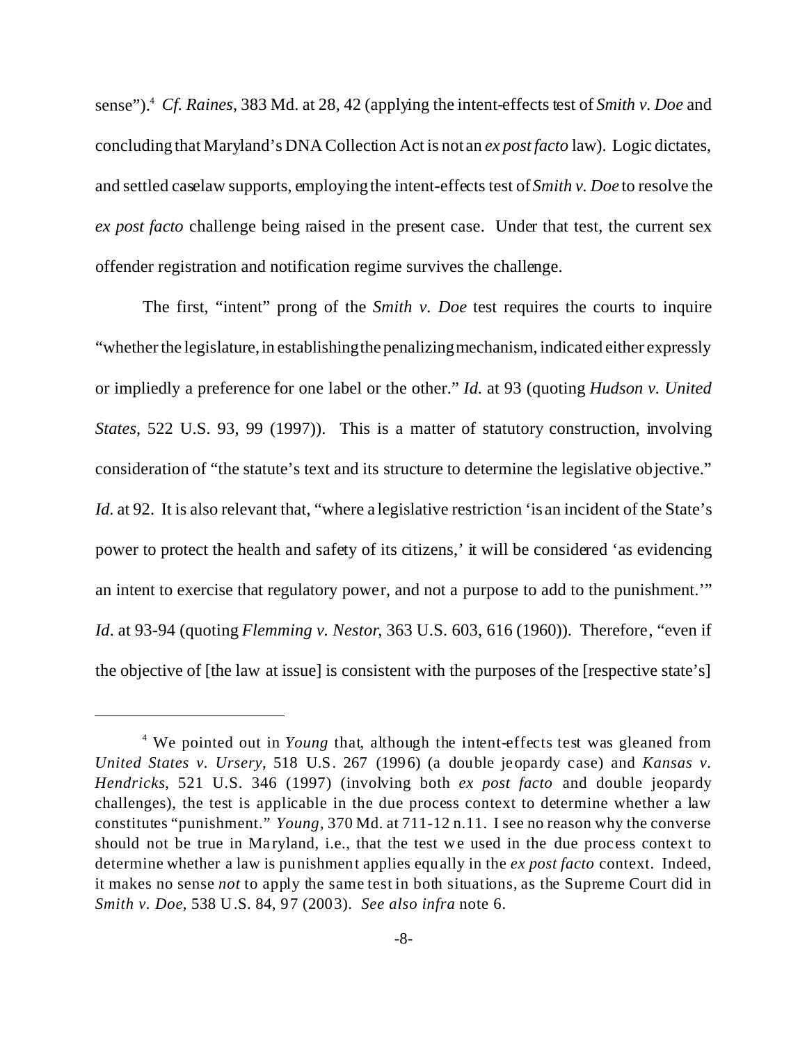sense").[4] *Cf. Raines*, 383 Md. at 28, 42 (applying the intent-effects test of *Smith v. Doe* and concluding that Maryland's DNA Collection Act is not an *ex post facto* law). Logic dictates, and settled caselaw supports, employing the intent-effects test of *Smith v. Doe* to resolve the *ex post facto* challenge being raised in the present case. Under that test, the current sex offender registration and notification regime survives the challenge.

The first, "intent" prong of the *Smith v. Doe* test requires the courts to inquire "whether the legislature, in establishing the penalizing mechanism, indicated either expressly or impliedly a preference for one label or the other." *Id.* at 93 (quoting *Hudson v. United States*, 522 U.S. 93, 99 (1997)). This is a matter of statutory construction, involving consideration of "the statute's text and its structure to determine the legislative objective." *Id.* at 92. It is also relevant that, "where a legislative restriction 'is an incident of the State's power to protect the health and safety of its citizens,' it will be considered 'as evidencing an intent to exercise that regulatory power, and not a purpose to add to the punishment.'" *Id.* at 93-94 (quoting *Flemming v. Nestor*, 363 U.S. 603, 616 (1960)). Therefore, "even if the objective of [the law at issue] is consistent with the purposes of the [respective state's]

---

[4] We pointed out in *Young* that, although the intent-effects test was gleaned from *United States v. Ursery*, 518 U.S. 267 (1996) (a double jeopardy case) and *Kansas v. Hendricks*, 521 U.S. 346 (1997) (involving both *ex post facto* and double jeopardy challenges), the test is applicable in the due process context to determine whether a law constitutes "punishment." *Young*, 370 Md. at 711-12 n.11. I see no reason why the converse should not be true in Maryland, i.e., that the test we used in the due process context to determine whether a law is punishment applies equally in the *ex post facto* context. Indeed, it makes no sense *not* to apply the same test in both situations, as the Supreme Court did in *Smith v. Doe*, 538 U.S. 84, 97 (2003). *See also infra* note 6.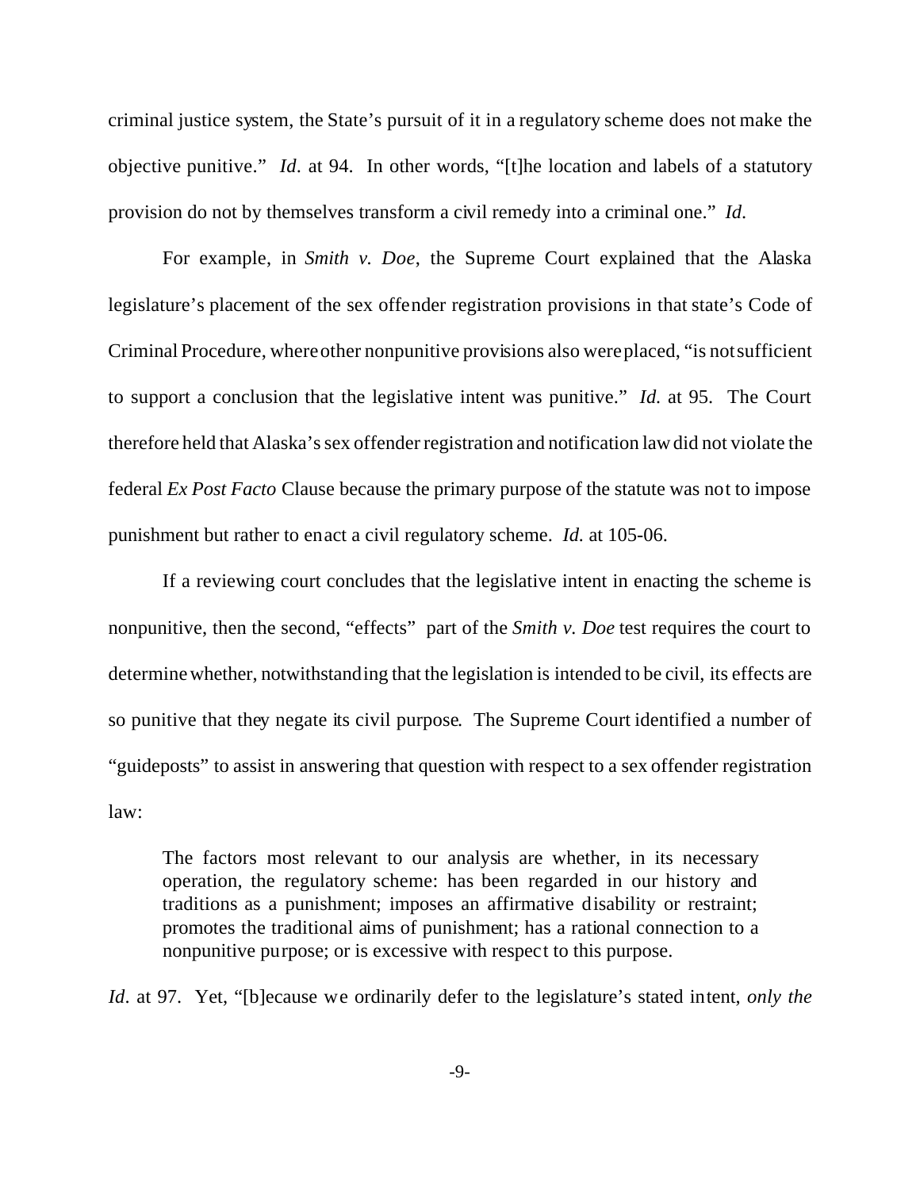criminal justice system, the State's pursuit of it in a regulatory scheme does not make the objective punitive." *Id*. at 94. In other words, "[t]he location and labels of a statutory provision do not by themselves transform a civil remedy into a criminal one." *Id*.

For example, in *Smith v. Doe*, the Supreme Court explained that the Alaska legislature's placement of the sex offender registration provisions in that state's Code of Criminal Procedure, where other nonpunitive provisions also were placed, "is not sufficient to support a conclusion that the legislative intent was punitive." *Id.* at 95. The Court therefore held that Alaska's sex offender registration and notification law did not violate the federal *Ex Post Facto* Clause because the primary purpose of the statute was not to impose punishment but rather to enact a civil regulatory scheme. *Id.* at 105-06.

If a reviewing court concludes that the legislative intent in enacting the scheme is nonpunitive, then the second, "effects" part of the *Smith v. Doe* test requires the court to determine whether, notwithstanding that the legislation is intended to be civil, its effects are so punitive that they negate its civil purpose. The Supreme Court identified a number of "guideposts" to assist in answering that question with respect to a sex offender registration law:

> The factors most relevant to our analysis are whether, in its necessary operation, the regulatory scheme: has been regarded in our history and traditions as a punishment; imposes an affirmative disability or restraint; promotes the traditional aims of punishment; has a rational connection to a nonpunitive purpose; or is excessive with respect to this purpose.

*Id*. at 97. Yet, "[b]ecause we ordinarily defer to the legislature's stated intent, *only the*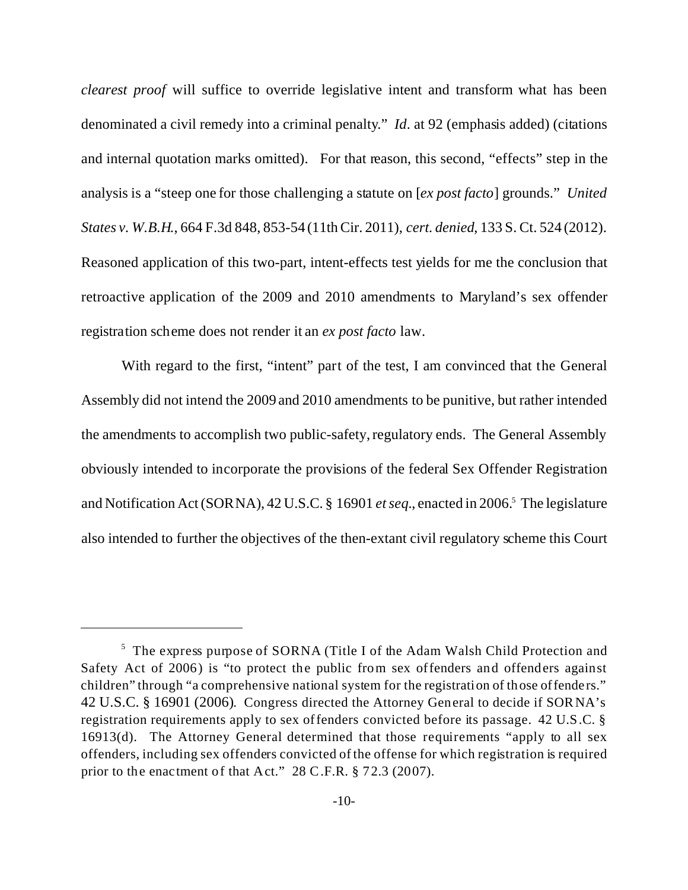*clearest proof* will suffice to override legislative intent and transform what has been denominated a civil remedy into a criminal penalty." *Id*. at 92 (emphasis added) (citations and internal quotation marks omitted). For that reason, this second, "effects" step in the analysis is a "steep one for those challenging a statute on [*ex post facto*] grounds." *United States v. W.B.H.*, 664 F.3d 848, 853-54 (11th Cir. 2011), *cert. denied*, 133 S. Ct. 524 (2012). Reasoned application of this two-part, intent-effects test yields for me the conclusion that retroactive application of the 2009 and 2010 amendments to Maryland's sex offender registration scheme does not render it an *ex post facto* law.

With regard to the first, "intent" part of the test, I am convinced that the General Assembly did not intend the 2009 and 2010 amendments to be punitive, but rather intended the amendments to accomplish two public-safety, regulatory ends. The General Assembly obviously intended to incorporate the provisions of the federal Sex Offender Registration and Notification Act (SORNA), 42 U.S.C. § 16901 *et seq.*, enacted in 2006.[5] The legislature also intended to further the objectives of the then-extant civil regulatory scheme this Court

---

[5] The express purpose of SORNA (Title I of the Adam Walsh Child Protection and Safety Act of 2006) is "to protect the public from sex offenders and offenders against children" through "a comprehensive national system for the registration of those offenders." 42 U.S.C. § 16901 (2006). Congress directed the Attorney General to decide if SORNA's registration requirements apply to sex offenders convicted before its passage. 42 U.S.C. § 16913(d). The Attorney General determined that those requirements "apply to all sex offenders, including sex offenders convicted of the offense for which registration is required prior to the enactment of that Act." 28 C.F.R. § 72.3 (2007).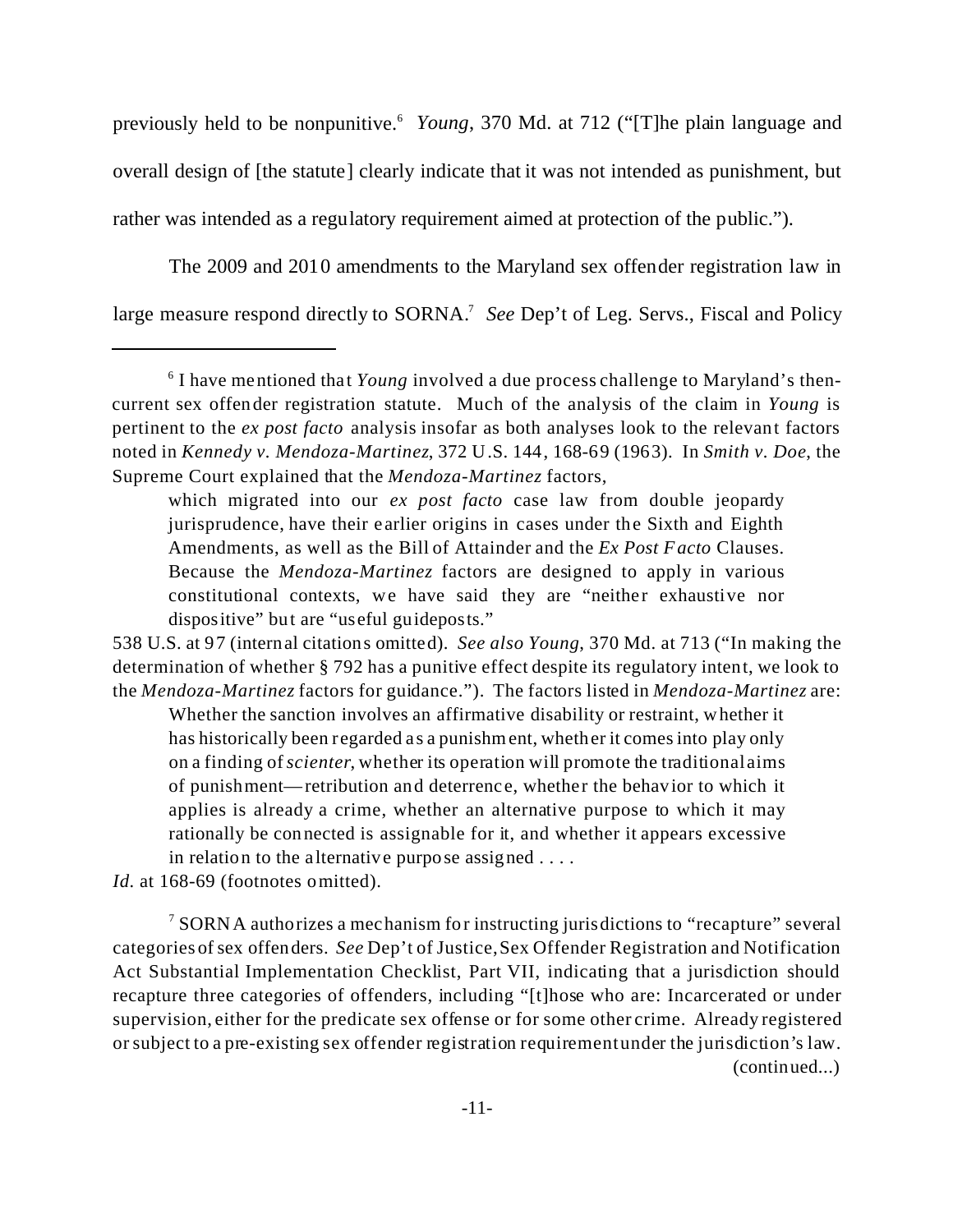previously held to be nonpunitive.[6] *Young*, 370 Md. at 712 ("[T]he plain language and overall design of [the statute] clearly indicate that it was not intended as punishment, but rather was intended as a regulatory requirement aimed at protection of the public.").

The 2009 and 2010 amendments to the Maryland sex offender registration law in large measure respond directly to SORNA.[7] *See* Dep't of Leg. Servs., Fiscal and Policy

---

[6] I have mentioned that *Young* involved a due process challenge to Maryland's then-current sex offender registration statute. Much of the analysis of the claim in *Young* is pertinent to the *ex post facto* analysis insofar as both analyses look to the relevant factors noted in *Kennedy v. Mendoza-Martinez*, 372 U.S. 144, 168-69 (1963). In *Smith v. Doe*, the Supreme Court explained that the *Mendoza-Martinez* factors,

> which migrated into our *ex post facto* case law from double jeopardy jurisprudence, have their earlier origins in cases under the Sixth and Eighth Amendments, as well as the Bill of Attainder and the *Ex Post Facto* Clauses. Because the *Mendoza-Martinez* factors are designed to apply in various constitutional contexts, we have said they are "neither exhaustive nor dispositive" but are "useful guideposts."

538 U.S. at 97 (internal citations omitted). *See also Young*, 370 Md. at 713 ("In making the determination of whether § 792 has a punitive effect despite its regulatory intent, we look to the *Mendoza-Martinez* factors for guidance."). The factors listed in *Mendoza-Martinez* are:

> Whether the sanction involves an affirmative disability or restraint, whether it has historically been regarded as a punishment, whether it comes into play only on a finding of *scienter*, whether its operation will promote the traditional aims of punishment—retribution and deterrence, whether the behavior to which it applies is already a crime, whether an alternative purpose to which it may rationally be connected is assignable for it, and whether it appears excessive in relation to the alternative purpose assigned . . . .

*Id.* at 168-69 (footnotes omitted).

[7] SORNA authorizes a mechanism for instructing jurisdictions to "recapture" several categories of sex offenders. *See* Dep't of Justice, Sex Offender Registration and Notification Act Substantial Implementation Checklist, Part VII, indicating that a jurisdiction should recapture three categories of offenders, including "[t]hose who are: Incarcerated or under supervision, either for the predicate sex offense or for some other crime. Already registered or subject to a pre-existing sex offender registration requirement under the jurisdiction's law.
(continued...)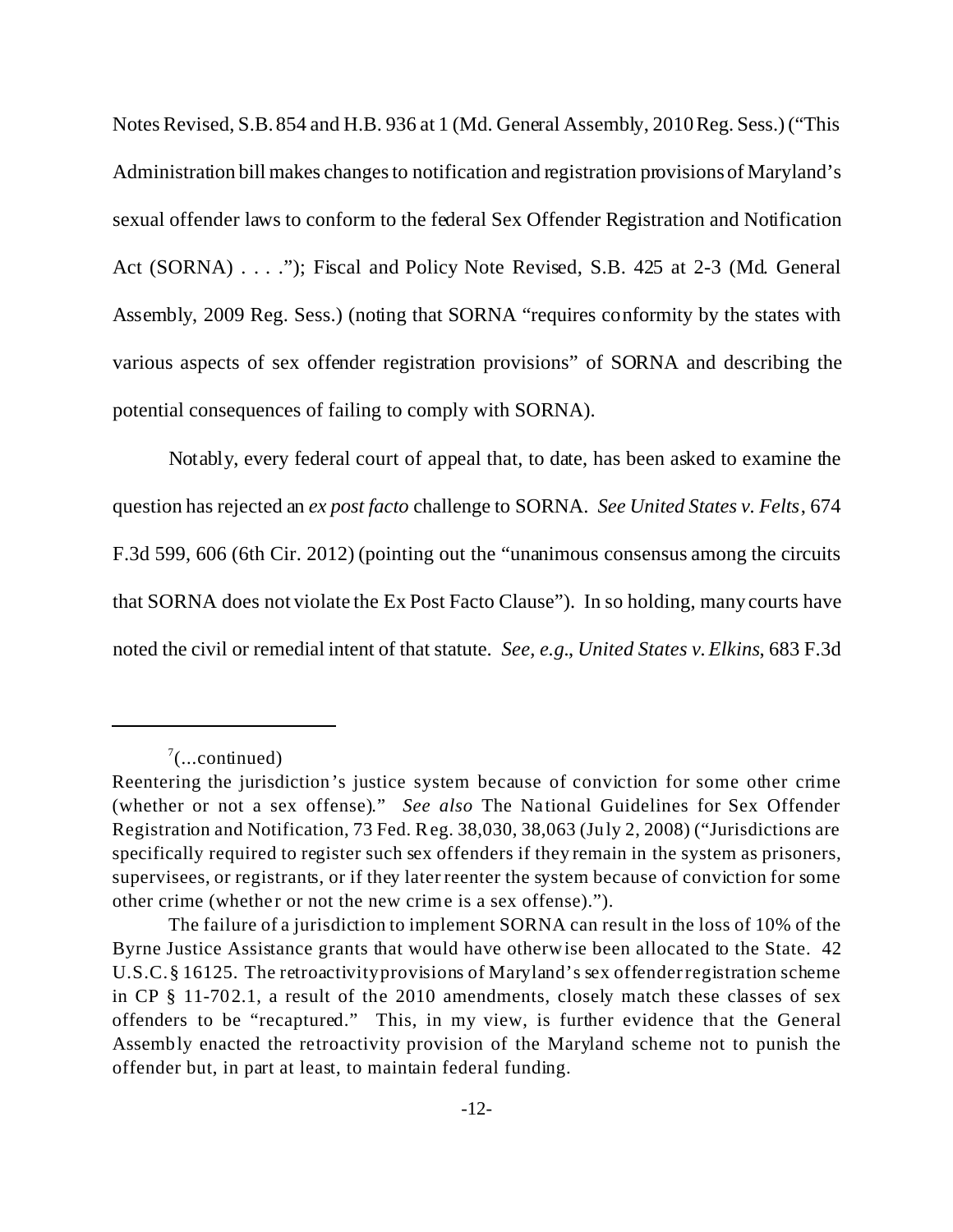Notes Revised, S.B. 854 and H.B. 936 at 1 (Md. General Assembly, 2010 Reg. Sess.) ("This Administration bill makes changes to notification and registration provisions of Maryland's sexual offender laws to conform to the federal Sex Offender Registration and Notification Act (SORNA) . . . ."); Fiscal and Policy Note Revised, S.B. 425 at 2-3 (Md. General Assembly, 2009 Reg. Sess.) (noting that SORNA "requires conformity by the states with various aspects of sex offender registration provisions" of SORNA and describing the potential consequences of failing to comply with SORNA).

Notably, every federal court of appeal that, to date, has been asked to examine the question has rejected an *ex post facto* challenge to SORNA. *See United States v. Felts*, 674 F.3d 599, 606 (6th Cir. 2012) (pointing out the "unanimous consensus among the circuits that SORNA does not violate the Ex Post Facto Clause"). In so holding, many courts have noted the civil or remedial intent of that statute. *See, e.g.*, *United States v. Elkins*, 683 F.3d

---

[7](...continued)

Reentering the jurisdiction's justice system because of conviction for some other crime (whether or not a sex offense)." *See also* The National Guidelines for Sex Offender Registration and Notification, 73 Fed. Reg. 38,030, 38,063 (July 2, 2008) ("Jurisdictions are specifically required to register such sex offenders if they remain in the system as prisoners, supervisees, or registrants, or if they later reenter the system because of conviction for some other crime (whether or not the new crime is a sex offense).").

The failure of a jurisdiction to implement SORNA can result in the loss of 10% of the Byrne Justice Assistance grants that would have otherwise been allocated to the State. 42 U.S.C. § 16125. The retroactivity provisions of Maryland's sex offender registration scheme in CP § 11-702.1, a result of the 2010 amendments, closely match these classes of sex offenders to be "recaptured." This, in my view, is further evidence that the General Assembly enacted the retroactivity provision of the Maryland scheme not to punish the offender but, in part at least, to maintain federal funding.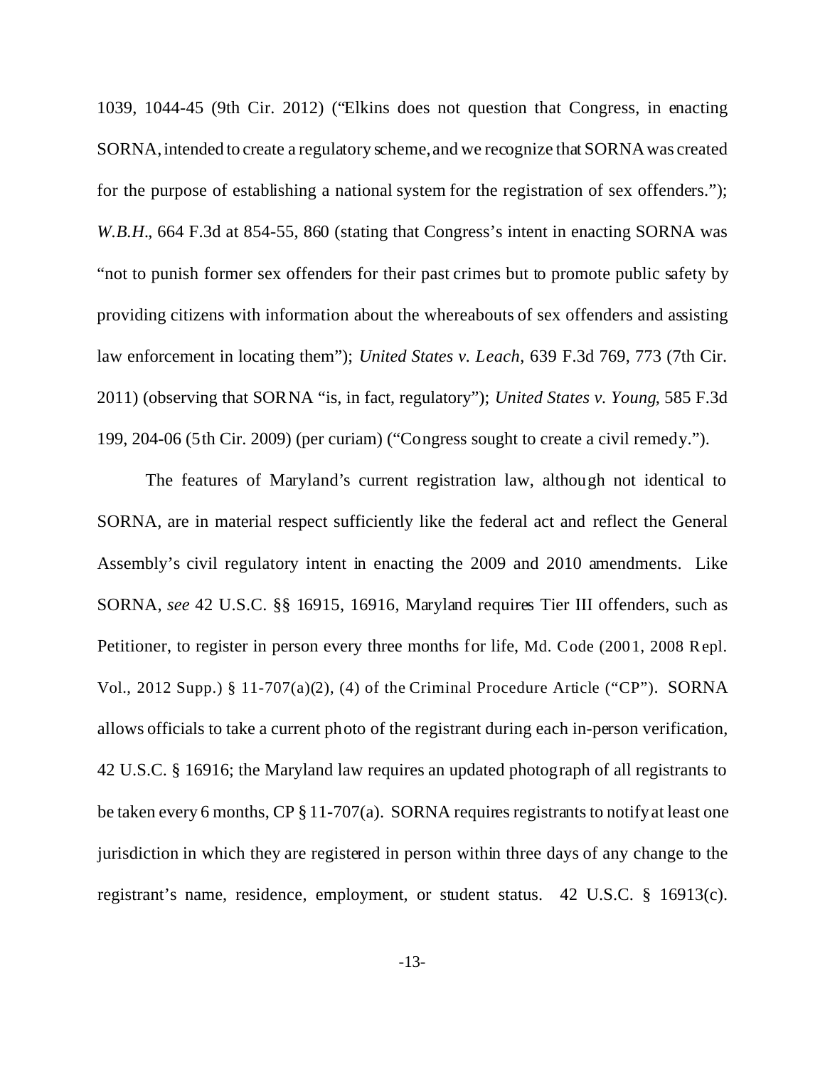1039, 1044-45 (9th Cir. 2012) ("Elkins does not question that Congress, in enacting SORNA, intended to create a regulatory scheme, and we recognize that SORNA was created for the purpose of establishing a national system for the registration of sex offenders."); *W.B.H.*, 664 F.3d at 854-55, 860 (stating that Congress's intent in enacting SORNA was "not to punish former sex offenders for their past crimes but to promote public safety by providing citizens with information about the whereabouts of sex offenders and assisting law enforcement in locating them"); *United States v. Leach*, 639 F.3d 769, 773 (7th Cir. 2011) (observing that SORNA "is, in fact, regulatory"); *United States v. Young*, 585 F.3d 199, 204-06 (5th Cir. 2009) (per curiam) ("Congress sought to create a civil remedy.").

The features of Maryland's current registration law, although not identical to SORNA, are in material respect sufficiently like the federal act and reflect the General Assembly's civil regulatory intent in enacting the 2009 and 2010 amendments. Like SORNA, *see* 42 U.S.C. §§ 16915, 16916, Maryland requires Tier III offenders, such as Petitioner, to register in person every three months for life, Md. Code (2001, 2008 Repl. Vol., 2012 Supp.) § 11-707(a)(2), (4) of the Criminal Procedure Article ("CP"). SORNA allows officials to take a current photo of the registrant during each in-person verification, 42 U.S.C. § 16916; the Maryland law requires an updated photograph of all registrants to be taken every 6 months, CP § 11-707(a). SORNA requires registrants to notify at least one jurisdiction in which they are registered in person within three days of any change to the registrant's name, residence, employment, or student status. 42 U.S.C. § 16913(c).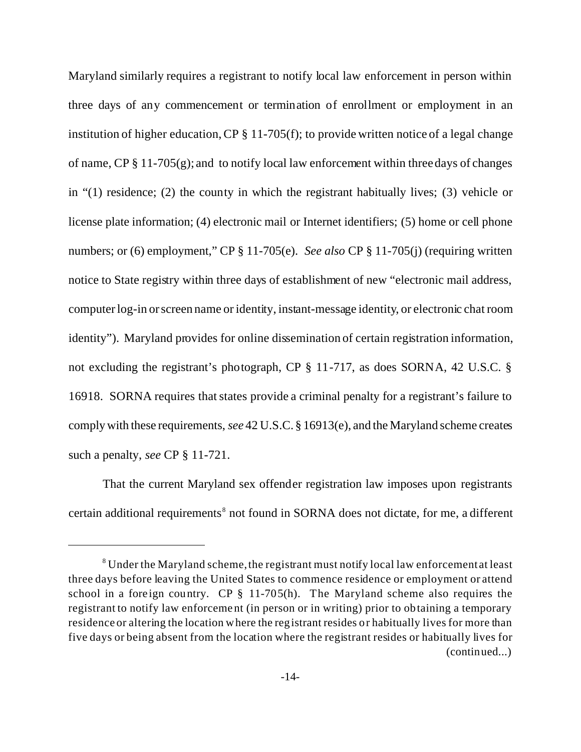Maryland similarly requires a registrant to notify local law enforcement in person within three days of any commencement or termination of enrollment or employment in an institution of higher education, CP § 11-705(f); to provide written notice of a legal change of name, CP § 11-705(g); and to notify local law enforcement within three days of changes in "(1) residence; (2) the county in which the registrant habitually lives; (3) vehicle or license plate information; (4) electronic mail or Internet identifiers; (5) home or cell phone numbers; or (6) employment," CP § 11-705(e). *See also* CP § 11-705(j) (requiring written notice to State registry within three days of establishment of new "electronic mail address, computer log-in or screen name or identity, instant-message identity, or electronic chat room identity"). Maryland provides for online dissemination of certain registration information, not excluding the registrant's photograph, CP § 11-717, as does SORNA, 42 U.S.C. § 16918. SORNA requires that states provide a criminal penalty for a registrant's failure to comply with these requirements, *see* 42 U.S.C. § 16913(e), and the Maryland scheme creates such a penalty, *see* CP § 11-721.

That the current Maryland sex offender registration law imposes upon registrants certain additional requirements[8] not found in SORNA does not dictate, for me, a different

---

[8] Under the Maryland scheme, the registrant must notify local law enforcement at least three days before leaving the United States to commence residence or employment or attend school in a foreign country. CP § 11-705(h). The Maryland scheme also requires the registrant to notify law enforcement (in person or in writing) prior to obtaining a temporary residence or altering the location where the registrant resides or habitually lives for more than five days or being absent from the location where the registrant resides or habitually lives for (continued...)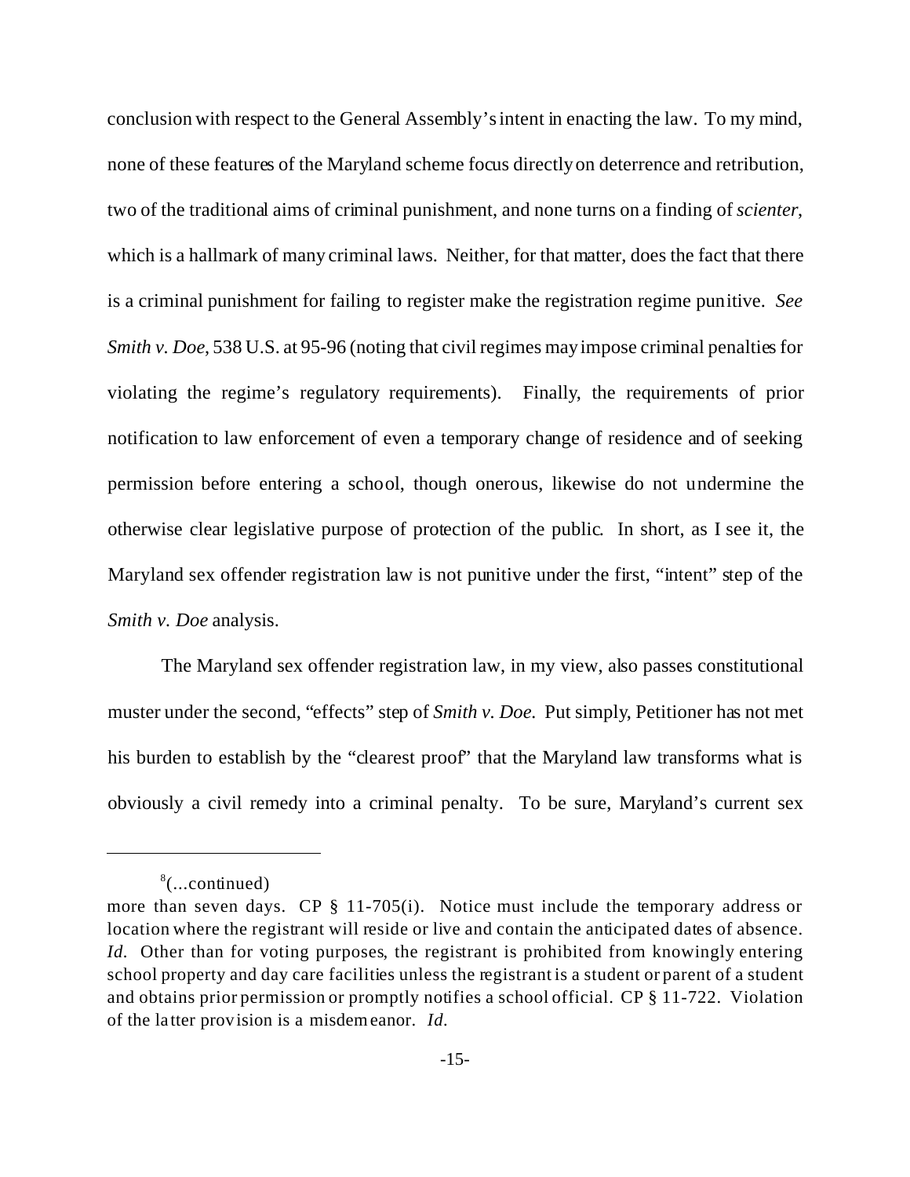conclusion with respect to the General Assembly's intent in enacting the law. To my mind, none of these features of the Maryland scheme focus directly on deterrence and retribution, two of the traditional aims of criminal punishment, and none turns on a finding of *scienter*, which is a hallmark of many criminal laws. Neither, for that matter, does the fact that there is a criminal punishment for failing to register make the registration regime punitive. *See Smith v. Doe*, 538 U.S. at 95-96 (noting that civil regimes may impose criminal penalties for violating the regime's regulatory requirements). Finally, the requirements of prior notification to law enforcement of even a temporary change of residence and of seeking permission before entering a school, though onerous, likewise do not undermine the otherwise clear legislative purpose of protection of the public. In short, as I see it, the Maryland sex offender registration law is not punitive under the first, "intent" step of the *Smith v. Doe* analysis.

The Maryland sex offender registration law, in my view, also passes constitutional muster under the second, "effects" step of *Smith v. Doe*. Put simply, Petitioner has not met his burden to establish by the "clearest proof" that the Maryland law transforms what is obviously a civil remedy into a criminal penalty. To be sure, Maryland's current sex

---

[8](...continued)
more than seven days. CP § 11-705(i). Notice must include the temporary address or location where the registrant will reside or live and contain the anticipated dates of absence. *Id.* Other than for voting purposes, the registrant is prohibited from knowingly entering school property and day care facilities unless the registrant is a student or parent of a student and obtains prior permission or promptly notifies a school official. CP § 11-722. Violation of the latter provision is a misdemeanor. *Id.*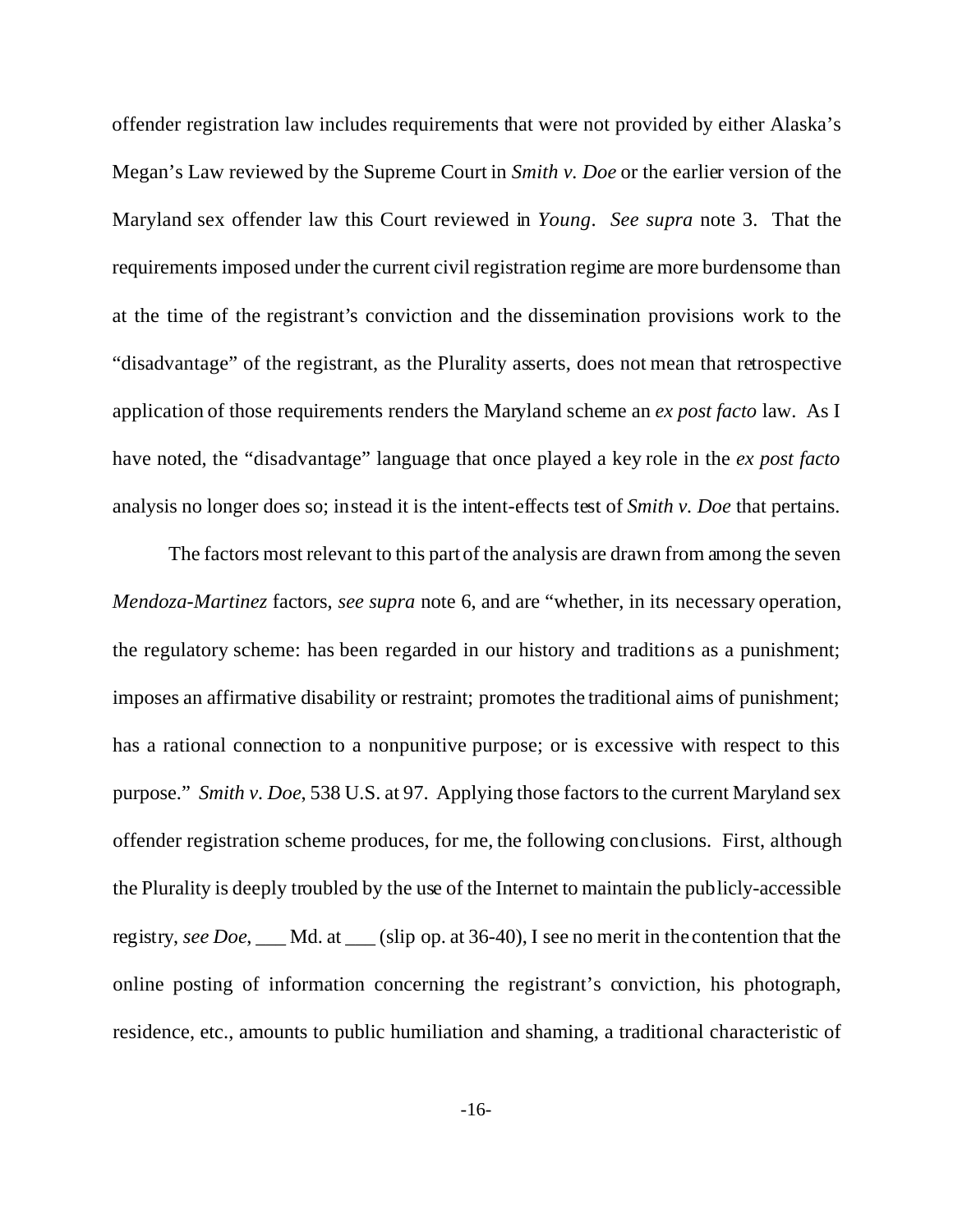offender registration law includes requirements that were not provided by either Alaska's Megan's Law reviewed by the Supreme Court in *Smith v. Doe* or the earlier version of the Maryland sex offender law this Court reviewed in *Young*. *See supra* note 3. That the requirements imposed under the current civil registration regime are more burdensome than at the time of the registrant's conviction and the dissemination provisions work to the "disadvantage" of the registrant, as the Plurality asserts, does not mean that retrospective application of those requirements renders the Maryland scheme an *ex post facto* law. As I have noted, the "disadvantage" language that once played a key role in the *ex post facto* analysis no longer does so; instead it is the intent-effects test of *Smith v. Doe* that pertains.

The factors most relevant to this part of the analysis are drawn from among the seven *Mendoza-Martinez* factors, *see supra* note 6, and are "whether, in its necessary operation, the regulatory scheme: has been regarded in our history and traditions as a punishment; imposes an affirmative disability or restraint; promotes the traditional aims of punishment; has a rational connection to a nonpunitive purpose; or is excessive with respect to this purpose." *Smith v. Doe*, 538 U.S. at 97. Applying those factors to the current Maryland sex offender registration scheme produces, for me, the following conclusions. First, although the Plurality is deeply troubled by the use of the Internet to maintain the publicly-accessible registry, *see Doe*, ___ Md. at ___ (slip op. at 36-40), I see no merit in the contention that the online posting of information concerning the registrant's conviction, his photograph, residence, etc., amounts to public humiliation and shaming, a traditional characteristic of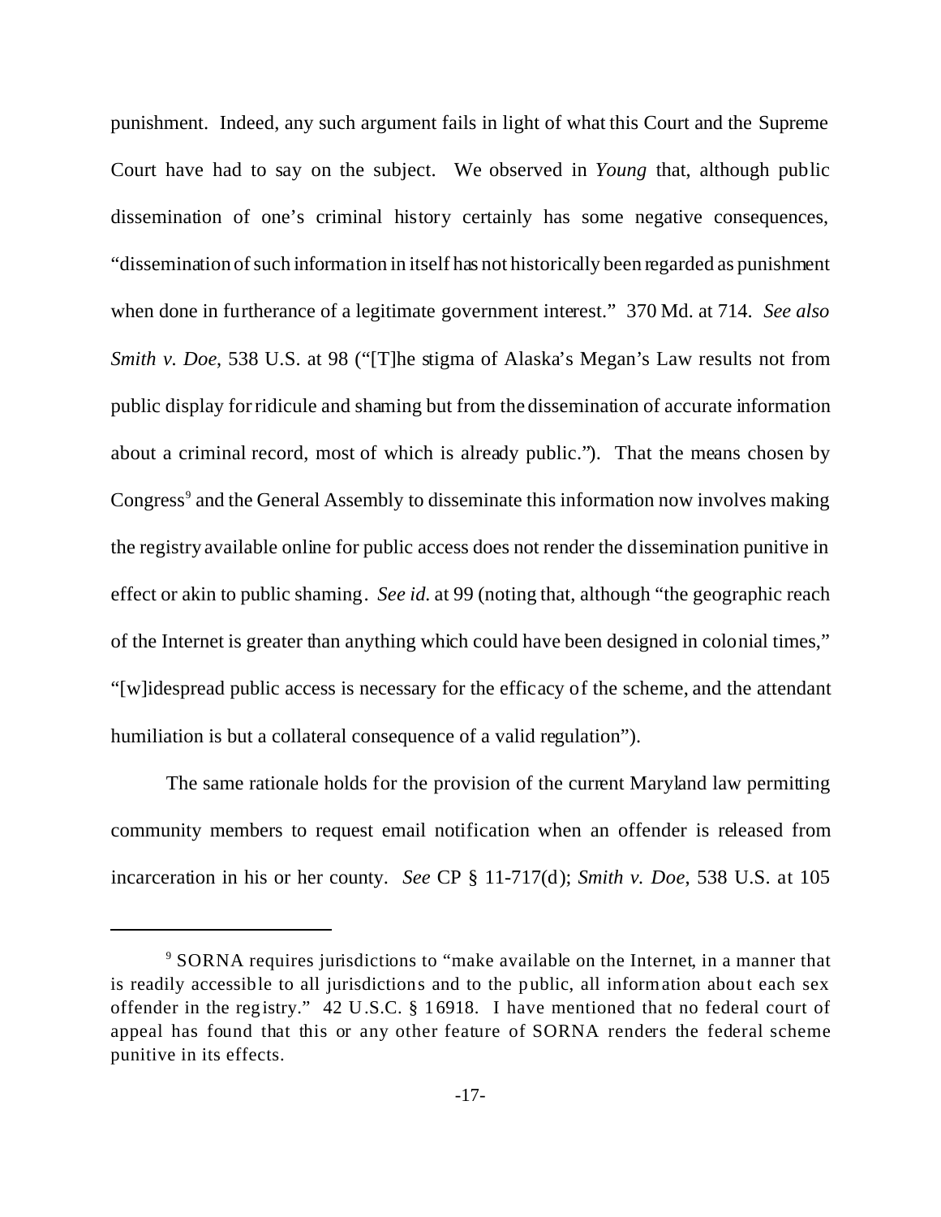punishment. Indeed, any such argument fails in light of what this Court and the Supreme Court have had to say on the subject. We observed in *Young* that, although public dissemination of one's criminal history certainly has some negative consequences, "dissemination of such information in itself has not historically been regarded as punishment when done in furtherance of a legitimate government interest." 370 Md. at 714. *See also Smith v. Doe*, 538 U.S. at 98 ("[T]he stigma of Alaska's Megan's Law results not from public display for ridicule and shaming but from the dissemination of accurate information about a criminal record, most of which is already public."). That the means chosen by Congress[9] and the General Assembly to disseminate this information now involves making the registry available online for public access does not render the dissemination punitive in effect or akin to public shaming. *See id.* at 99 (noting that, although "the geographic reach of the Internet is greater than anything which could have been designed in colonial times," "[w]idespread public access is necessary for the efficacy of the scheme, and the attendant humiliation is but a collateral consequence of a valid regulation").

The same rationale holds for the provision of the current Maryland law permitting community members to request email notification when an offender is released from incarceration in his or her county. *See* CP § 11-717(d); *Smith v. Doe*, 538 U.S. at 105

---

[9] SORNA requires jurisdictions to "make available on the Internet, in a manner that is readily accessible to all jurisdictions and to the public, all information about each sex offender in the registry." 42 U.S.C. § 16918. I have mentioned that no federal court of appeal has found that this or any other feature of SORNA renders the federal scheme punitive in its effects.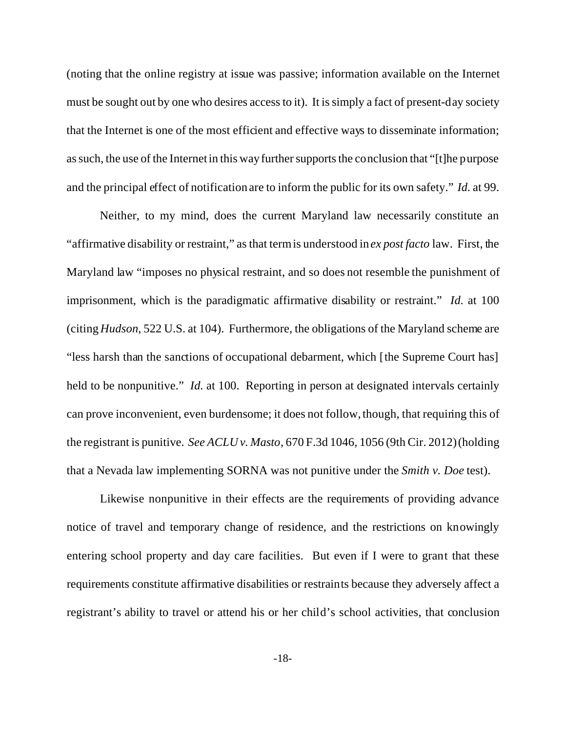(noting that the online registry at issue was passive; information available on the Internet must be sought out by one who desires access to it). It is simply a fact of present-day society that the Internet is one of the most efficient and effective ways to disseminate information; as such, the use of the Internet in this way further supports the conclusion that "[t]he purpose and the principal effect of notification are to inform the public for its own safety." *Id.* at 99.

Neither, to my mind, does the current Maryland law necessarily constitute an "affirmative disability or restraint," as that term is understood in *ex post facto* law. First, the Maryland law "imposes no physical restraint, and so does not resemble the punishment of imprisonment, which is the paradigmatic affirmative disability or restraint." *Id.* at 100 (citing *Hudson*, 522 U.S. at 104). Furthermore, the obligations of the Maryland scheme are "less harsh than the sanctions of occupational debarment, which [the Supreme Court has] held to be nonpunitive." *Id.* at 100. Reporting in person at designated intervals certainly can prove inconvenient, even burdensome; it does not follow, though, that requiring this of the registrant is punitive. *See ACLU v. Masto*, 670 F.3d 1046, 1056 (9th Cir. 2012) (holding that a Nevada law implementing SORNA was not punitive under the *Smith v. Doe* test).

Likewise nonpunitive in their effects are the requirements of providing advance notice of travel and temporary change of residence, and the restrictions on knowingly entering school property and day care facilities. But even if I were to grant that these requirements constitute affirmative disabilities or restraints because they adversely affect a registrant's ability to travel or attend his or her child's school activities, that conclusion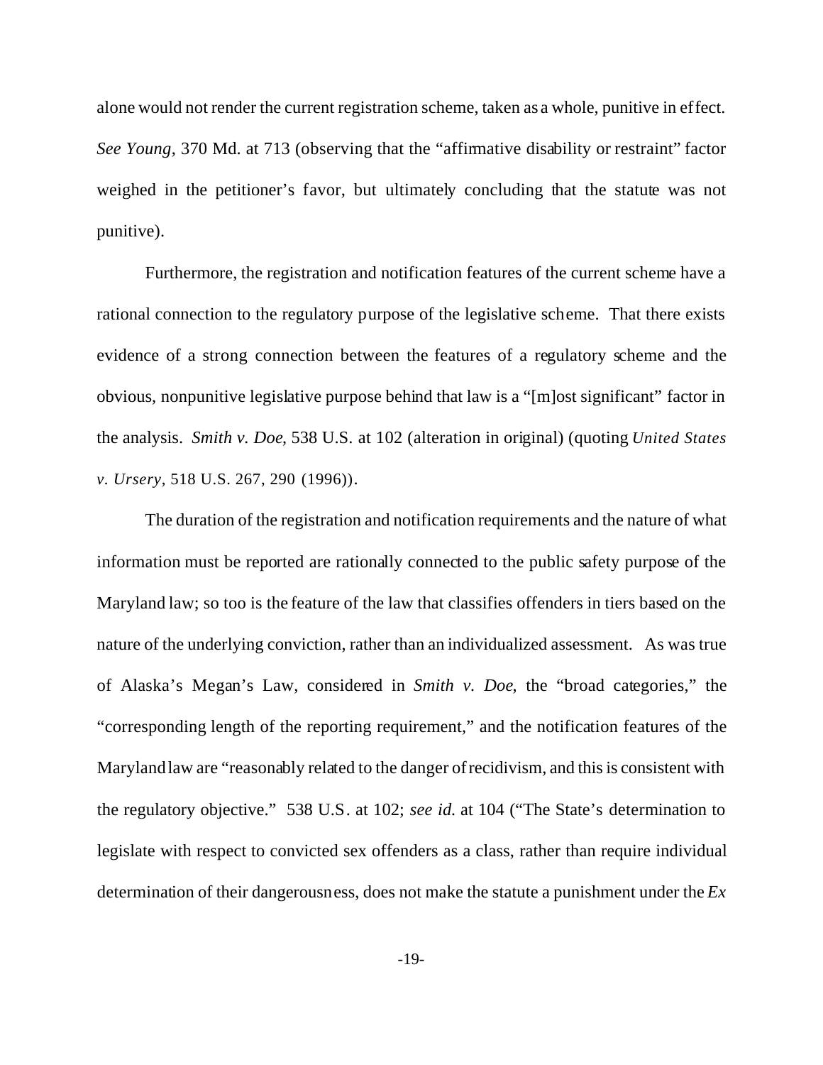alone would not render the current registration scheme, taken as a whole, punitive in effect. *See Young*, 370 Md. at 713 (observing that the "affirmative disability or restraint" factor weighed in the petitioner's favor, but ultimately concluding that the statute was not punitive).

Furthermore, the registration and notification features of the current scheme have a rational connection to the regulatory purpose of the legislative scheme. That there exists evidence of a strong connection between the features of a regulatory scheme and the obvious, nonpunitive legislative purpose behind that law is a "[m]ost significant" factor in the analysis. *Smith v. Doe*, 538 U.S. at 102 (alteration in original) (quoting *United States v. Ursery*, 518 U.S. 267, 290 (1996)).

The duration of the registration and notification requirements and the nature of what information must be reported are rationally connected to the public safety purpose of the Maryland law; so too is the feature of the law that classifies offenders in tiers based on the nature of the underlying conviction, rather than an individualized assessment. As was true of Alaska's Megan's Law, considered in *Smith v. Doe*, the "broad categories," the "corresponding length of the reporting requirement," and the notification features of the Maryland law are "reasonably related to the danger of recidivism, and this is consistent with the regulatory objective." 538 U.S. at 102; *see id.* at 104 ("The State's determination to legislate with respect to convicted sex offenders as a class, rather than require individual determination of their dangerousness, does not make the statute a punishment under the *Ex*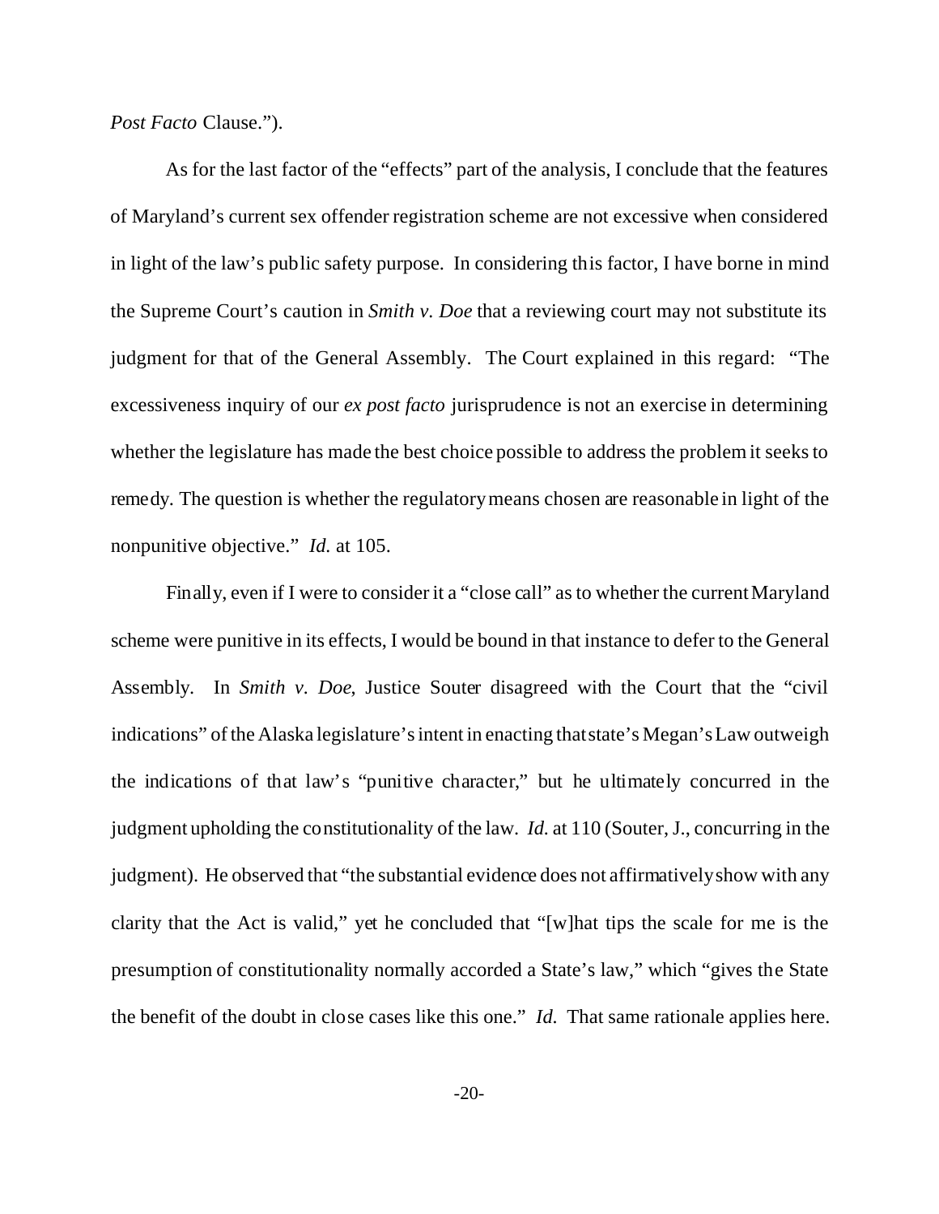*Post Facto* Clause.").

As for the last factor of the "effects" part of the analysis, I conclude that the features of Maryland's current sex offender registration scheme are not excessive when considered in light of the law's public safety purpose. In considering this factor, I have borne in mind the Supreme Court's caution in *Smith v. Doe* that a reviewing court may not substitute its judgment for that of the General Assembly. The Court explained in this regard: "The excessiveness inquiry of our *ex post facto* jurisprudence is not an exercise in determining whether the legislature has made the best choice possible to address the problem it seeks to remedy. The question is whether the regulatory means chosen are reasonable in light of the nonpunitive objective." *Id.* at 105.

Finally, even if I were to consider it a "close call" as to whether the current Maryland scheme were punitive in its effects, I would be bound in that instance to defer to the General Assembly. In *Smith v. Doe*, Justice Souter disagreed with the Court that the "civil indications" of the Alaska legislature's intent in enacting that state's Megan's Law outweigh the indications of that law's "punitive character," but he ultimately concurred in the judgment upholding the constitutionality of the law. *Id.* at 110 (Souter, J., concurring in the judgment). He observed that "the substantial evidence does not affirmatively show with any clarity that the Act is valid," yet he concluded that "[w]hat tips the scale for me is the presumption of constitutionality normally accorded a State's law," which "gives the State the benefit of the doubt in close cases like this one." *Id.* That same rationale applies here.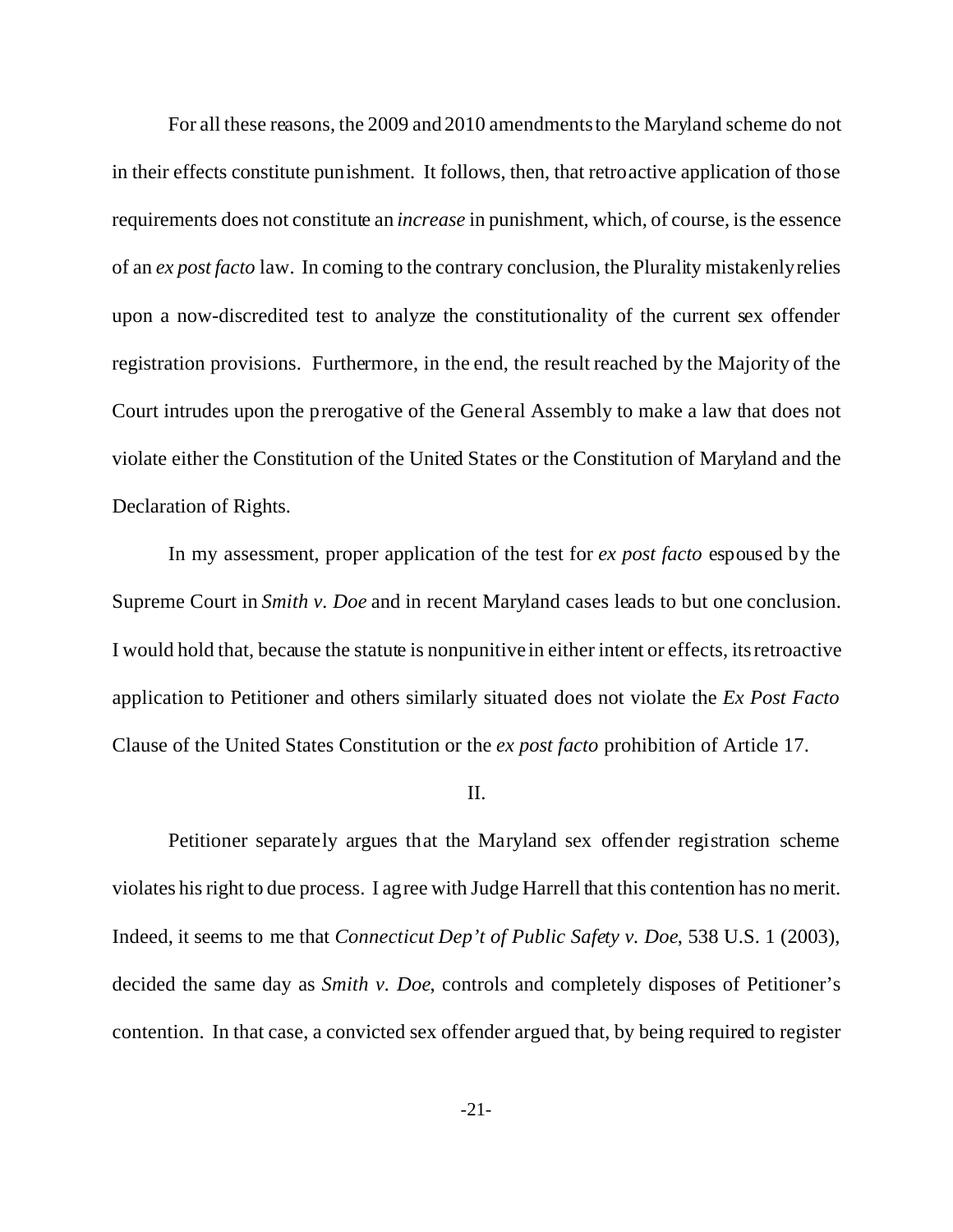For all these reasons, the 2009 and 2010 amendments to the Maryland scheme do not in their effects constitute punishment. It follows, then, that retroactive application of those requirements does not constitute an *increase* in punishment, which, of course, is the essence of an *ex post facto* law. In coming to the contrary conclusion, the Plurality mistakenly relies upon a now-discredited test to analyze the constitutionality of the current sex offender registration provisions. Furthermore, in the end, the result reached by the Majority of the Court intrudes upon the prerogative of the General Assembly to make a law that does not violate either the Constitution of the United States or the Constitution of Maryland and the Declaration of Rights.

In my assessment, proper application of the test for *ex post facto* espoused by the Supreme Court in *Smith v. Doe* and in recent Maryland cases leads to but one conclusion. I would hold that, because the statute is nonpunitive in either intent or effects, its retroactive application to Petitioner and others similarly situated does not violate the *Ex Post Facto* Clause of the United States Constitution or the *ex post facto* prohibition of Article 17.

II.

Petitioner separately argues that the Maryland sex offender registration scheme violates his right to due process. I agree with Judge Harrell that this contention has no merit. Indeed, it seems to me that *Connecticut Dep't of Public Safety v. Doe*, 538 U.S. 1 (2003), decided the same day as *Smith v. Doe*, controls and completely disposes of Petitioner's contention. In that case, a convicted sex offender argued that, by being required to register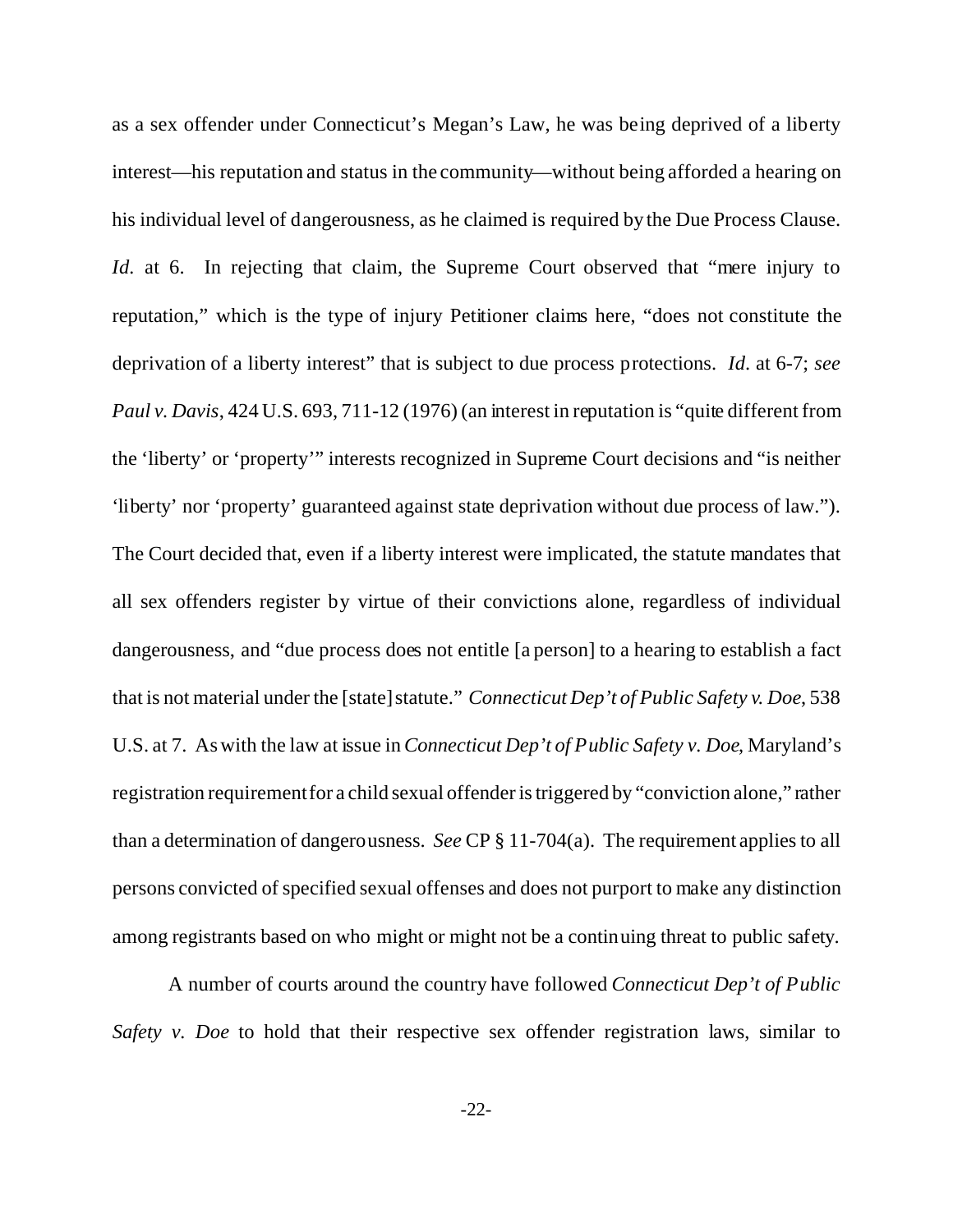as a sex offender under Connecticut's Megan's Law, he was being deprived of a liberty interest—his reputation and status in the community—without being afforded a hearing on his individual level of dangerousness, as he claimed is required by the Due Process Clause. *Id*. at 6. In rejecting that claim, the Supreme Court observed that "mere injury to reputation," which is the type of injury Petitioner claims here, "does not constitute the deprivation of a liberty interest" that is subject to due process protections. *Id*. at 6-7; *see Paul v. Davis*, 424 U.S. 693, 711-12 (1976) (an interest in reputation is "quite different from the 'liberty' or 'property'" interests recognized in Supreme Court decisions and "is neither 'liberty' nor 'property' guaranteed against state deprivation without due process of law."). The Court decided that, even if a liberty interest were implicated, the statute mandates that all sex offenders register by virtue of their convictions alone, regardless of individual dangerousness, and "due process does not entitle [a person] to a hearing to establish a fact that is not material under the [state] statute." *Connecticut Dep't of Public Safety v. Doe*, 538 U.S. at 7. As with the law at issue in *Connecticut Dep't of Public Safety v. Doe*, Maryland's registration requirement for a child sexual offender is triggered by "conviction alone," rather than a determination of dangerousness. *See* CP § 11-704(a). The requirement applies to all persons convicted of specified sexual offenses and does not purport to make any distinction among registrants based on who might or might not be a continuing threat to public safety.

A number of courts around the country have followed *Connecticut Dep't of Public Safety v. Doe* to hold that their respective sex offender registration laws, similar to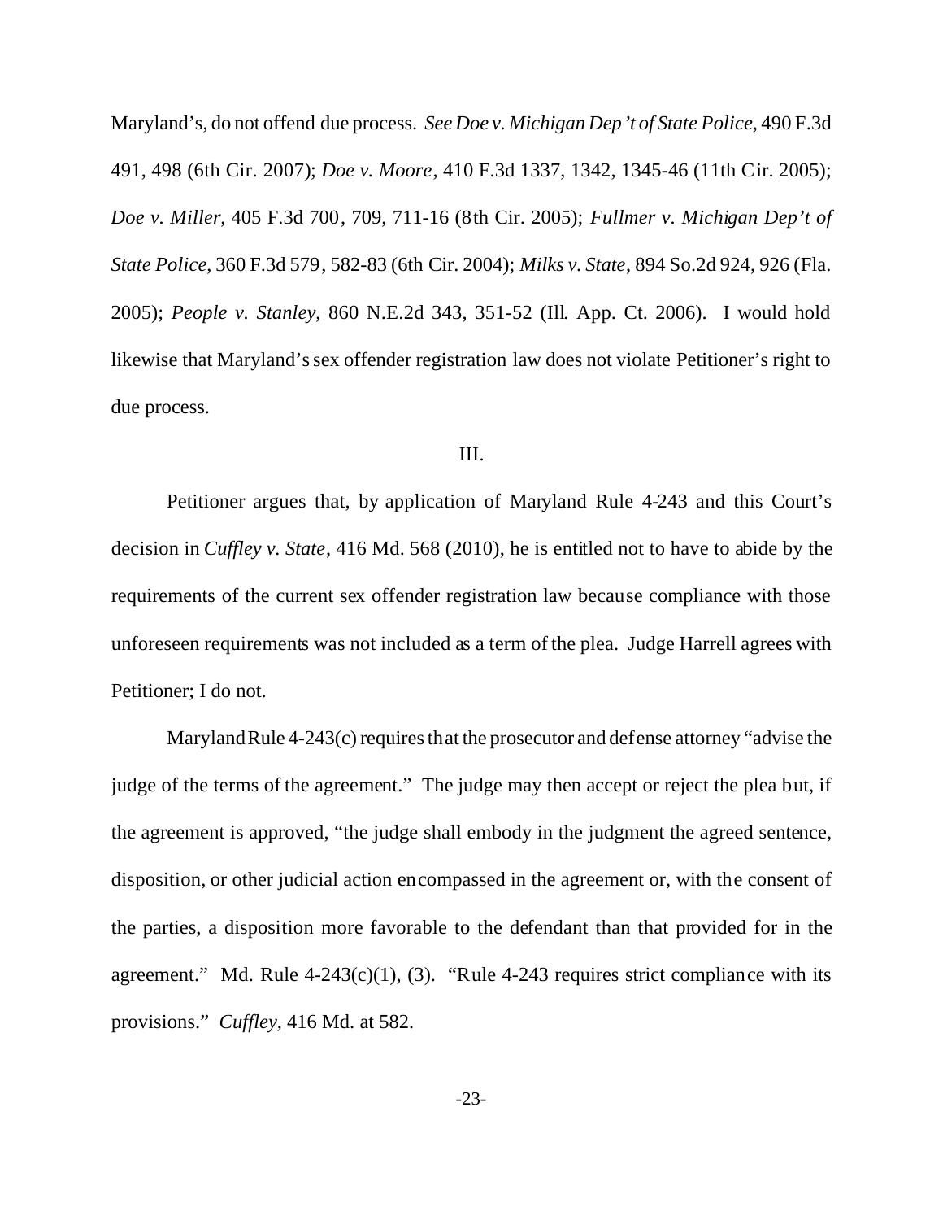Maryland's, do not offend due process. *See Doe v. Michigan Dep't of State Police*, 490 F.3d 491, 498 (6th Cir. 2007); *Doe v. Moore*, 410 F.3d 1337, 1342, 1345-46 (11th Cir. 2005); *Doe v. Miller*, 405 F.3d 700, 709, 711-16 (8th Cir. 2005); *Fullmer v. Michigan Dep't of State Police*, 360 F.3d 579, 582-83 (6th Cir. 2004); *Milks v. State*, 894 So.2d 924, 926 (Fla. 2005); *People v. Stanley*, 860 N.E.2d 343, 351-52 (Ill. App. Ct. 2006). I would hold likewise that Maryland's sex offender registration law does not violate Petitioner's right to due process.

III.

Petitioner argues that, by application of Maryland Rule 4-243 and this Court's decision in *Cuffley v. State*, 416 Md. 568 (2010), he is entitled not to have to abide by the requirements of the current sex offender registration law because compliance with those unforeseen requirements was not included as a term of the plea. Judge Harrell agrees with Petitioner; I do not.

Maryland Rule 4-243(c) requires that the prosecutor and defense attorney "advise the judge of the terms of the agreement." The judge may then accept or reject the plea but, if the agreement is approved, "the judge shall embody in the judgment the agreed sentence, disposition, or other judicial action encompassed in the agreement or, with the consent of the parties, a disposition more favorable to the defendant than that provided for in the agreement." Md. Rule 4-243(c)(1), (3). "Rule 4-243 requires strict compliance with its provisions." *Cuffley*, 416 Md. at 582.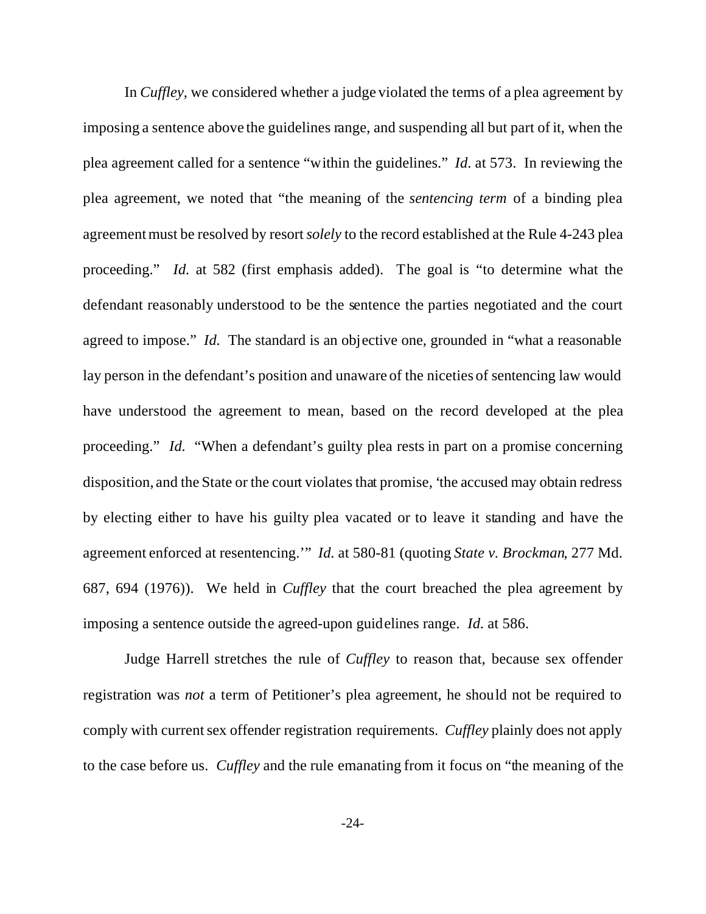In *Cuffley*, we considered whether a judge violated the terms of a plea agreement by imposing a sentence above the guidelines range, and suspending all but part of it, when the plea agreement called for a sentence "within the guidelines." *Id.* at 573. In reviewing the plea agreement, we noted that "the meaning of the *sentencing term* of a binding plea agreement must be resolved by resort *solely* to the record established at the Rule 4-243 plea proceeding." *Id.* at 582 (first emphasis added). The goal is "to determine what the defendant reasonably understood to be the sentence the parties negotiated and the court agreed to impose." *Id.* The standard is an objective one, grounded in "what a reasonable lay person in the defendant's position and unaware of the niceties of sentencing law would have understood the agreement to mean, based on the record developed at the plea proceeding." *Id.* "When a defendant's guilty plea rests in part on a promise concerning disposition, and the State or the court violates that promise, 'the accused may obtain redress by electing either to have his guilty plea vacated or to leave it standing and have the agreement enforced at resentencing.'" *Id.* at 580-81 (quoting *State v. Brockman*, 277 Md. 687, 694 (1976)). We held in *Cuffley* that the court breached the plea agreement by imposing a sentence outside the agreed-upon guidelines range. *Id.* at 586.

Judge Harrell stretches the rule of *Cuffley* to reason that, because sex offender registration was *not* a term of Petitioner's plea agreement, he should not be required to comply with current sex offender registration requirements. *Cuffley* plainly does not apply to the case before us. *Cuffley* and the rule emanating from it focus on "the meaning of the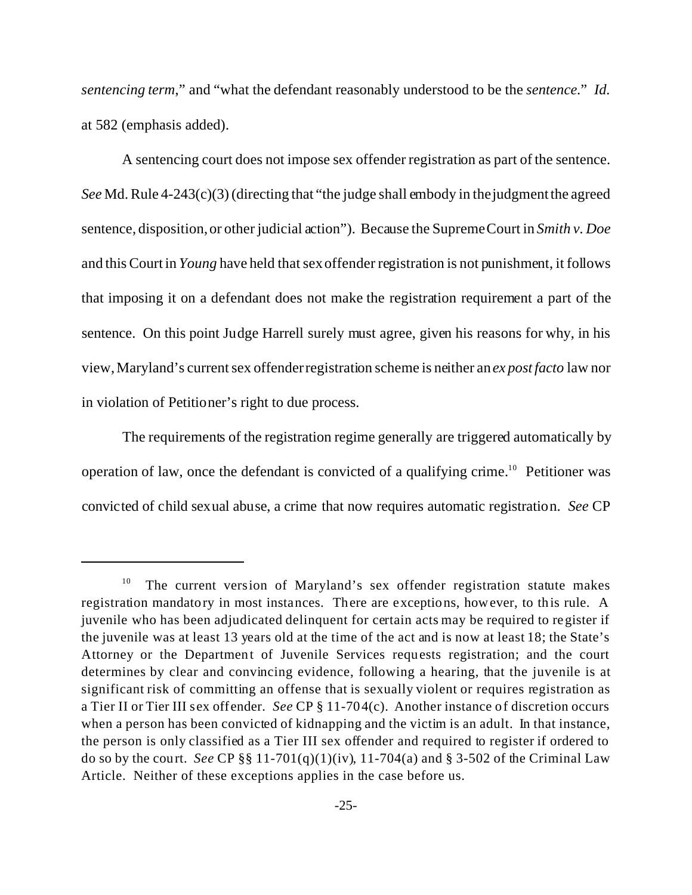*sentencing term*," and "what the defendant reasonably understood to be the *sentence*." *Id.* at 582 (emphasis added).

A sentencing court does not impose sex offender registration as part of the sentence. *See* Md. Rule 4-243(c)(3) (directing that "the judge shall embody in the judgment the agreed sentence, disposition, or other judicial action"). Because the Supreme Court in *Smith v. Doe* and this Court in *Young* have held that sex offender registration is not punishment, it follows that imposing it on a defendant does not make the registration requirement a part of the sentence. On this point Judge Harrell surely must agree, given his reasons for why, in his view, Maryland's current sex offender registration scheme is neither an *ex post facto* law nor in violation of Petitioner's right to due process.

The requirements of the registration regime generally are triggered automatically by operation of law, once the defendant is convicted of a qualifying crime.[10] Petitioner was convicted of child sexual abuse, a crime that now requires automatic registration. *See* CP

---

[10] The current version of Maryland's sex offender registration statute makes registration mandatory in most instances. There are exceptions, however, to this rule. A juvenile who has been adjudicated delinquent for certain acts may be required to register if the juvenile was at least 13 years old at the time of the act and is now at least 18; the State's Attorney or the Department of Juvenile Services requests registration; and the court determines by clear and convincing evidence, following a hearing, that the juvenile is at significant risk of committing an offense that is sexually violent or requires registration as a Tier II or Tier III sex offender. *See* CP § 11-704(c). Another instance of discretion occurs when a person has been convicted of kidnapping and the victim is an adult. In that instance, the person is only classified as a Tier III sex offender and required to register if ordered to do so by the court. *See* CP §§ 11-701(q)(1)(iv), 11-704(a) and § 3-502 of the Criminal Law Article. Neither of these exceptions applies in the case before us.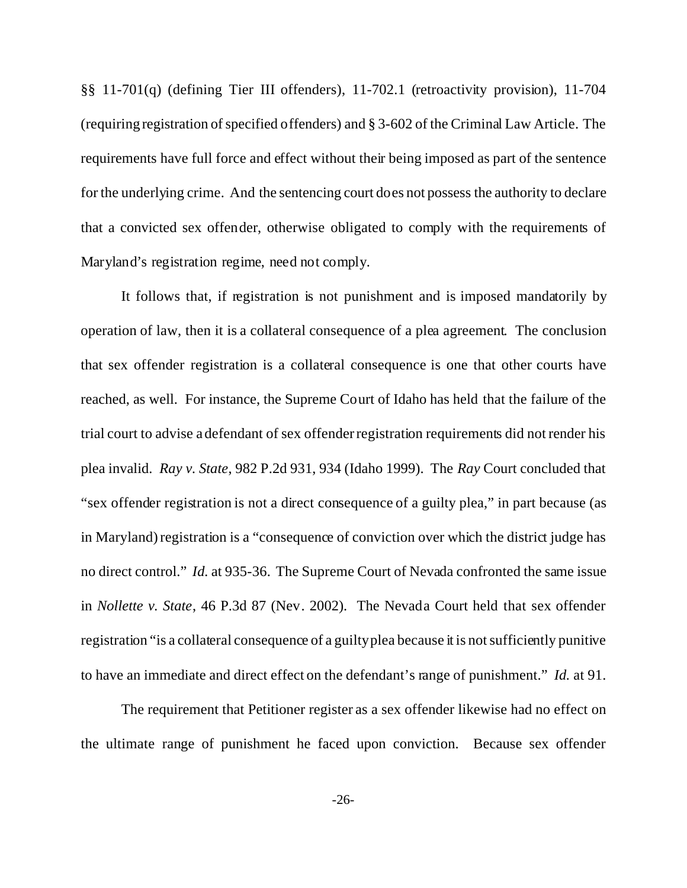§§ 11-701(q) (defining Tier III offenders), 11-702.1 (retroactivity provision), 11-704 (requiring registration of specified offenders) and § 3-602 of the Criminal Law Article. The requirements have full force and effect without their being imposed as part of the sentence for the underlying crime. And the sentencing court does not possess the authority to declare that a convicted sex offender, otherwise obligated to comply with the requirements of Maryland's registration regime, need not comply.

It follows that, if registration is not punishment and is imposed mandatorily by operation of law, then it is a collateral consequence of a plea agreement. The conclusion that sex offender registration is a collateral consequence is one that other courts have reached, as well. For instance, the Supreme Court of Idaho has held that the failure of the trial court to advise a defendant of sex offender registration requirements did not render his plea invalid. *Ray v. State*, 982 P.2d 931, 934 (Idaho 1999). The *Ray* Court concluded that "sex offender registration is not a direct consequence of a guilty plea," in part because (as in Maryland) registration is a "consequence of conviction over which the district judge has no direct control." *Id.* at 935-36. The Supreme Court of Nevada confronted the same issue in *Nollette v. State*, 46 P.3d 87 (Nev. 2002). The Nevada Court held that sex offender registration "is a collateral consequence of a guilty plea because it is not sufficiently punitive to have an immediate and direct effect on the defendant's range of punishment." *Id.* at 91.

The requirement that Petitioner register as a sex offender likewise had no effect on the ultimate range of punishment he faced upon conviction. Because sex offender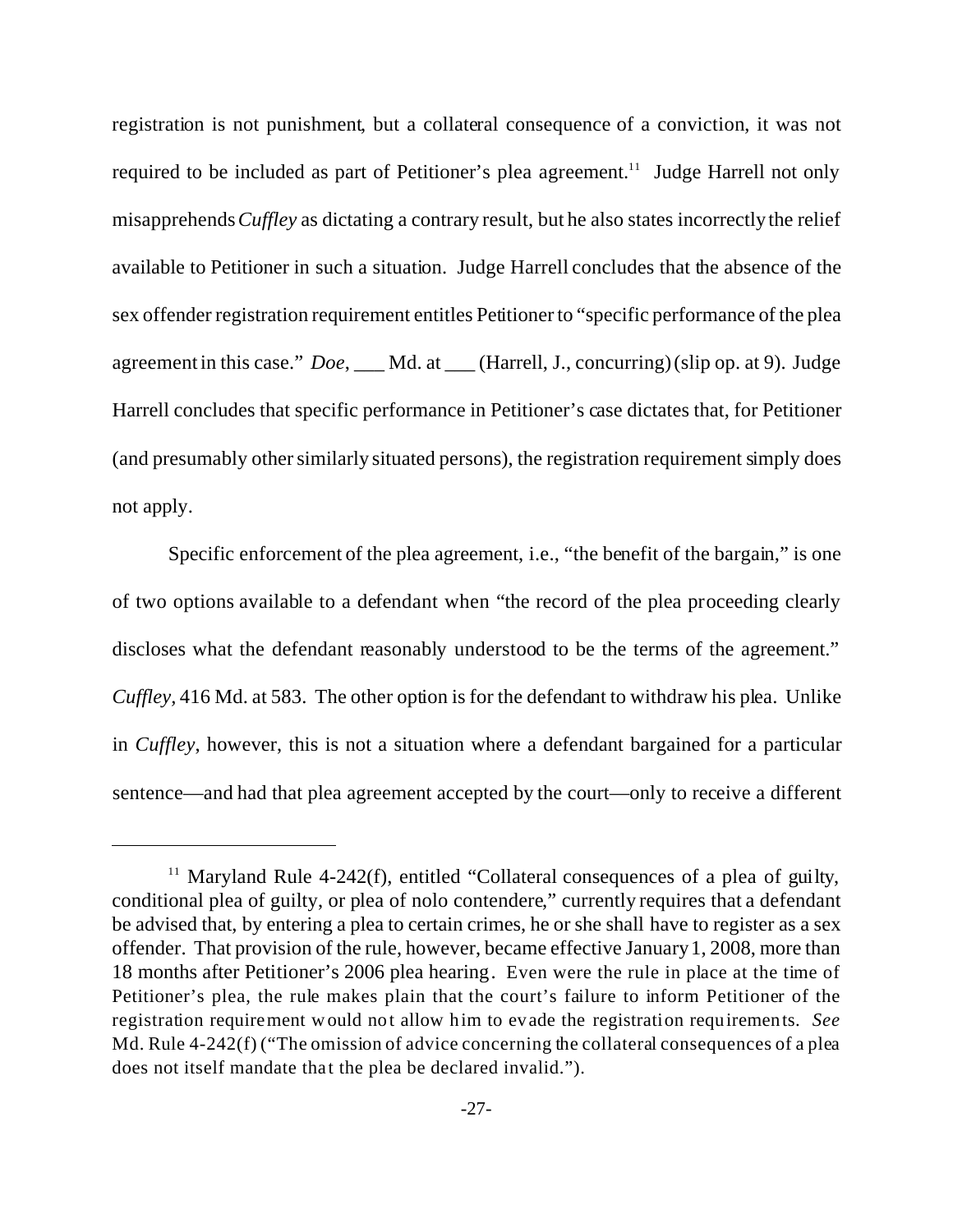registration is not punishment, but a collateral consequence of a conviction, it was not required to be included as part of Petitioner's plea agreement.[11] Judge Harrell not only misapprehends *Cuffley* as dictating a contrary result, but he also states incorrectly the relief available to Petitioner in such a situation. Judge Harrell concludes that the absence of the sex offender registration requirement entitles Petitioner to "specific performance of the plea agreement in this case." *Doe*, ___ Md. at ___ (Harrell, J., concurring) (slip op. at 9). Judge Harrell concludes that specific performance in Petitioner's case dictates that, for Petitioner (and presumably other similarly situated persons), the registration requirement simply does not apply.

Specific enforcement of the plea agreement, i.e., "the benefit of the bargain," is one of two options available to a defendant when "the record of the plea proceeding clearly discloses what the defendant reasonably understood to be the terms of the agreement." *Cuffley*, 416 Md. at 583. The other option is for the defendant to withdraw his plea. Unlike in *Cuffley*, however, this is not a situation where a defendant bargained for a particular sentence—and had that plea agreement accepted by the court—only to receive a different

---

[11] Maryland Rule 4-242(f), entitled "Collateral consequences of a plea of guilty, conditional plea of guilty, or plea of nolo contendere," currently requires that a defendant be advised that, by entering a plea to certain crimes, he or she shall have to register as a sex offender. That provision of the rule, however, became effective January 1, 2008, more than 18 months after Petitioner's 2006 plea hearing. Even were the rule in place at the time of Petitioner's plea, the rule makes plain that the court's failure to inform Petitioner of the registration requirement would not allow him to evade the registration requirements. *See* Md. Rule 4-242(f) ("The omission of advice concerning the collateral consequences of a plea does not itself mandate that the plea be declared invalid.").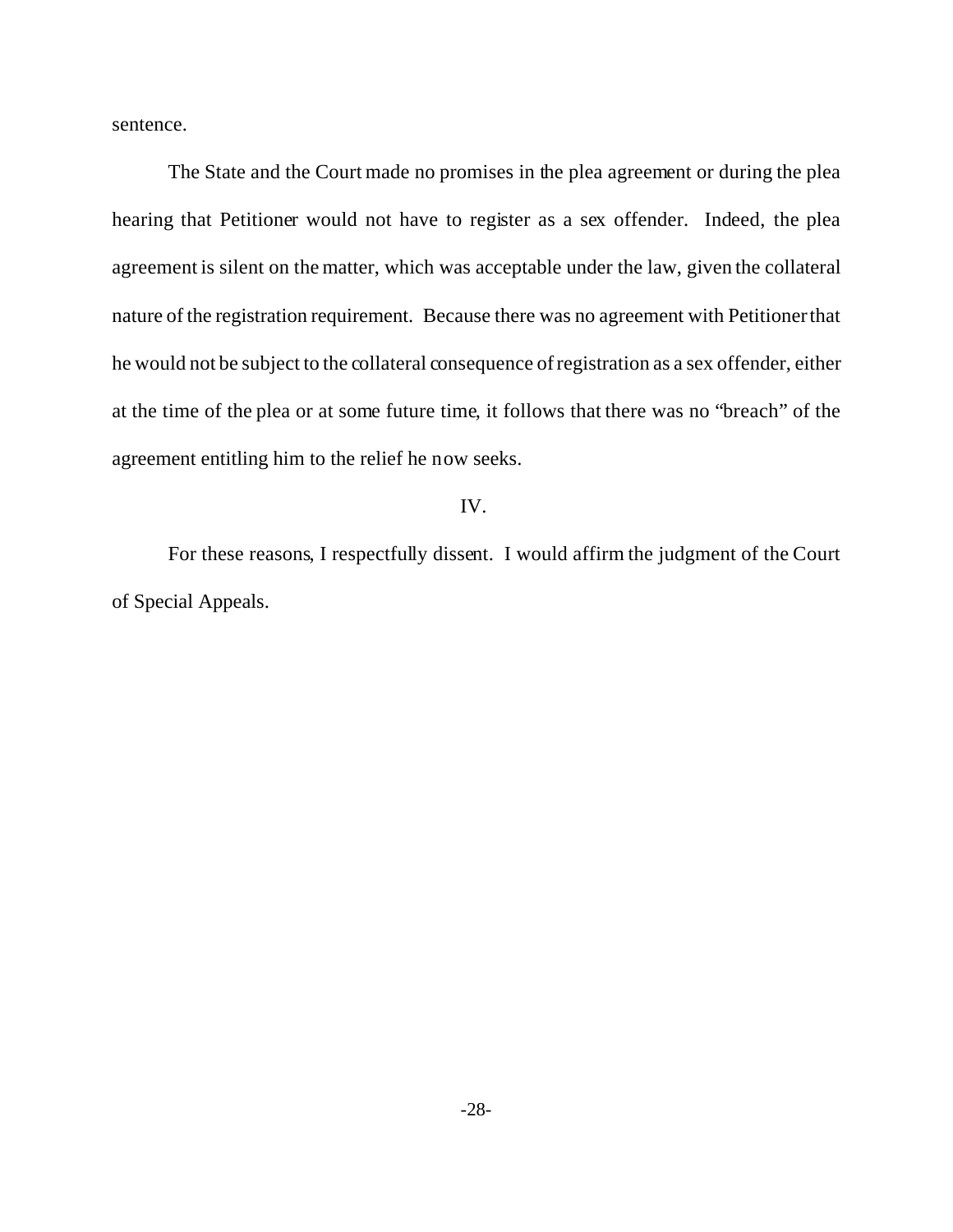sentence.

The State and the Court made no promises in the plea agreement or during the plea hearing that Petitioner would not have to register as a sex offender. Indeed, the plea agreement is silent on the matter, which was acceptable under the law, given the collateral nature of the registration requirement. Because there was no agreement with Petitioner that he would not be subject to the collateral consequence of registration as a sex offender, either at the time of the plea or at some future time, it follows that there was no "breach" of the agreement entitling him to the relief he now seeks.

IV.

For these reasons, I respectfully dissent. I would affirm the judgment of the Court of Special Appeals.